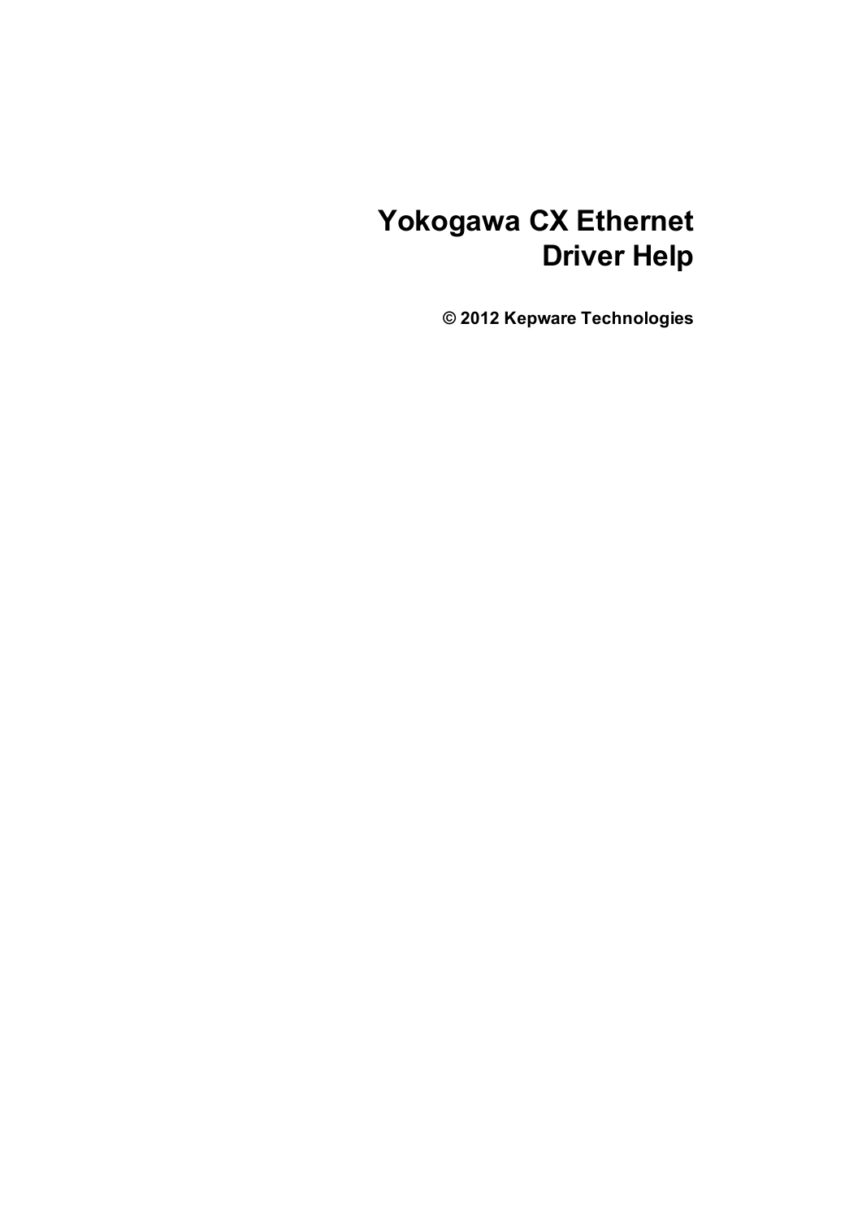# Yokogawa CX Ethernet Driver Help

**© 2012 Kepware Technologies**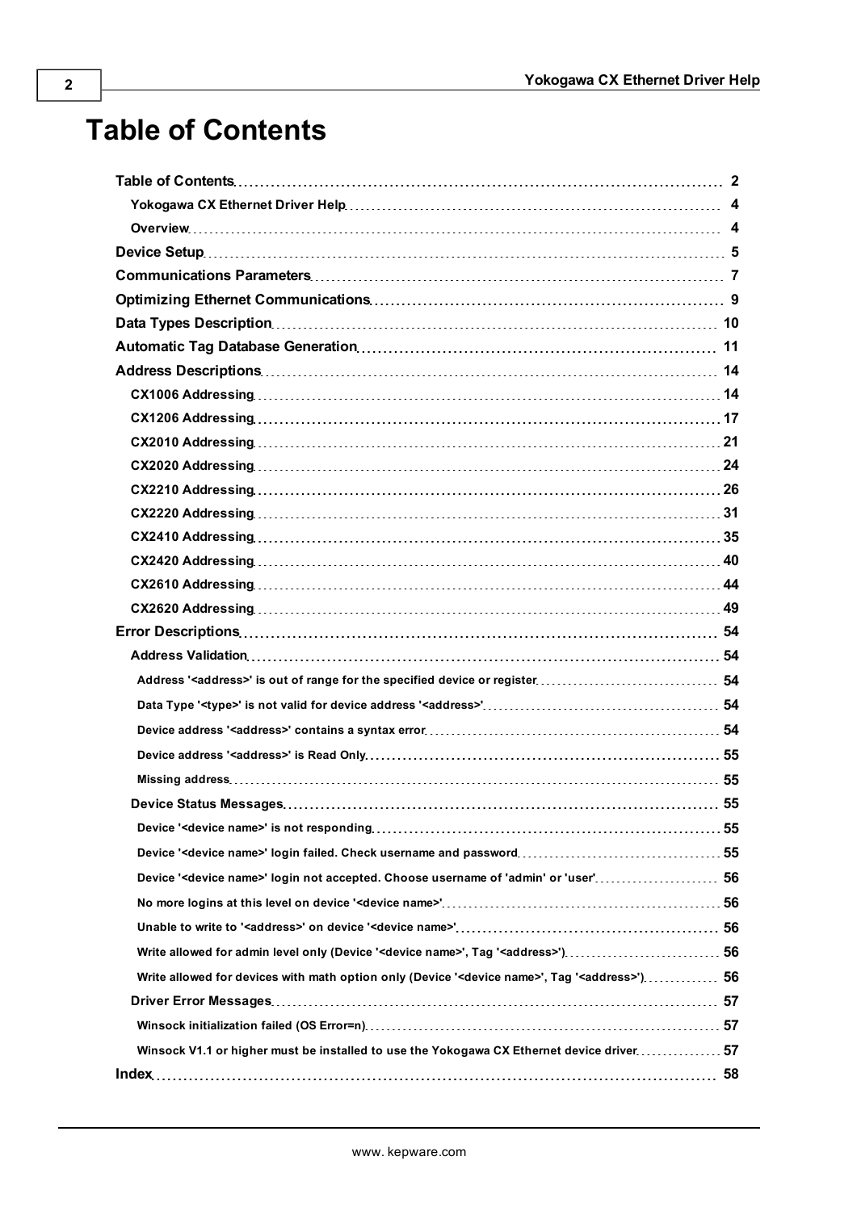# Table of Contents

- Table of Contents ..... 2
  - Yokogawa CX Ethernet Driver Help ..... 4
  - Overview ..... 4
- Device Setup ..... 5
- Communications Parameters ..... 7
- Optimizing Ethernet Communications ..... 9
- Data Types Description ..... 10
- Automatic Tag Database Generation ..... 11
- Address Descriptions ..... 14
  - CX1006 Addressing ..... 14
  - CX1206 Addressing ..... 17
  - CX2010 Addressing ..... 21
  - CX2020 Addressing ..... 24
  - CX2210 Addressing ..... 26
  - CX2220 Addressing ..... 31
  - CX2410 Addressing ..... 35
  - CX2420 Addressing ..... 40
  - CX2610 Addressing ..... 44
  - CX2620 Addressing ..... 49
- Error Descriptions ..... 54
  - Address Validation ..... 54
    - Address '<address>' is out of range for the specified device or register ..... 54
    - Data Type '<type>' is not valid for device address '<address>' ..... 54
    - Device address '<address>' contains a syntax error ..... 54
    - Device address '<address>' is Read Only ..... 55
    - Missing address ..... 55
  - Device Status Messages ..... 55
    - Device '<device name>' is not responding ..... 55
    - Device '<device name>' login failed. Check username and password ..... 55
    - Device '<device name>' login not accepted. Choose username of 'admin' or 'user' ..... 56
    - No more logins at this level on device '<device name>' ..... 56
    - Unable to write to '<address>' on device '<device name>' ..... 56
    - Write allowed for admin level only (Device '<device name>', Tag '<address>') ..... 56
    - Write allowed for devices with math option only (Device '<device name>', Tag '<address>') ..... 56
  - Driver Error Messages ..... 57
    - Winsock initialization failed (OS Error=n) ..... 57
    - Winsock V1.1 or higher must be installed to use the Yokogawa CX Ethernet device driver ..... 57
- Index ..... 58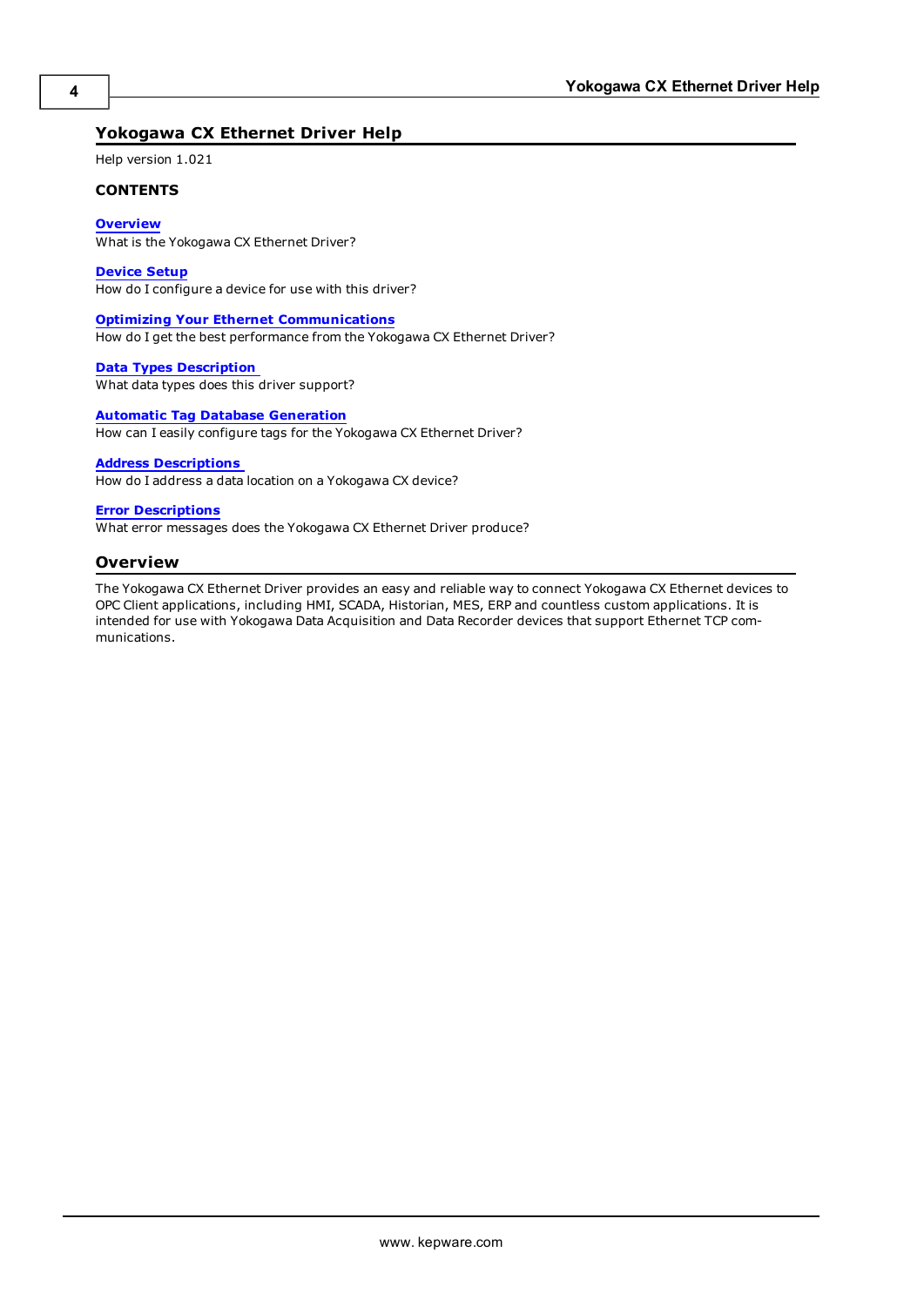# Yokogawa CX Ethernet Driver Help

Help version 1.021

**CONTENTS**

**Overview**
What is the Yokogawa CX Ethernet Driver?

**Device Setup**
How do I configure a device for use with this driver?

**Optimizing Your Ethernet Communications**
How do I get the best performance from the Yokogawa CX Ethernet Driver?

**Data Types Description**
What data types does this driver support?

**Automatic Tag Database Generation**
How can I easily configure tags for the Yokogawa CX Ethernet Driver?

**Address Descriptions**
How do I address a data location on a Yokogawa CX device?

**Error Descriptions**
What error messages does the Yokogawa CX Ethernet Driver produce?

## Overview

The Yokogawa CX Ethernet Driver provides an easy and reliable way to connect Yokogawa CX Ethernet devices to OPC Client applications, including HMI, SCADA, Historian, MES, ERP and countless custom applications. It is intended for use with Yokogawa Data Acquisition and Data Recorder devices that support Ethernet TCP communications.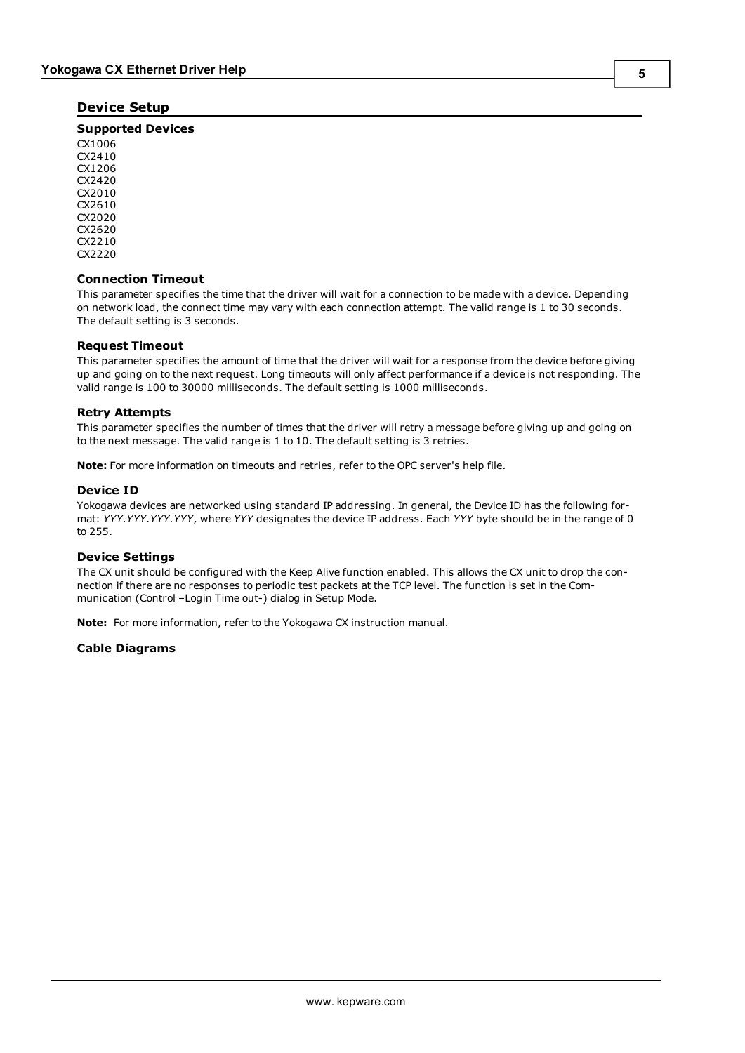## Device Setup

### Supported Devices

CX1006
CX2410
CX1206
CX2420
CX2010
CX2610
CX2020
CX2620
CX2210
CX2220

### Connection Timeout

This parameter specifies the time that the driver will wait for a connection to be made with a device. Depending on network load, the connect time may vary with each connection attempt. The valid range is 1 to 30 seconds. The default setting is 3 seconds.

### Request Timeout

This parameter specifies the amount of time that the driver will wait for a response from the device before giving up and going on to the next request. Long timeouts will only affect performance if a device is not responding. The valid range is 100 to 30000 milliseconds. The default setting is 1000 milliseconds.

### Retry Attempts

This parameter specifies the number of times that the driver will retry a message before giving up and going on to the next message. The valid range is 1 to 10. The default setting is 3 retries.

**Note:** For more information on timeouts and retries, refer to the OPC server's help file.

### Device ID

Yokogawa devices are networked using standard IP addressing. In general, the Device ID has the following format: *YYY.YYY.YYY.YYY*, where *YYY* designates the device IP address. Each *YYY* byte should be in the range of 0 to 255.

### Device Settings

The CX unit should be configured with the Keep Alive function enabled. This allows the CX unit to drop the connection if there are no responses to periodic test packets at the TCP level. The function is set in the Communication (Control –Login Time out-) dialog in Setup Mode.

**Note:** For more information, refer to the Yokogawa CX instruction manual.

### Cable Diagrams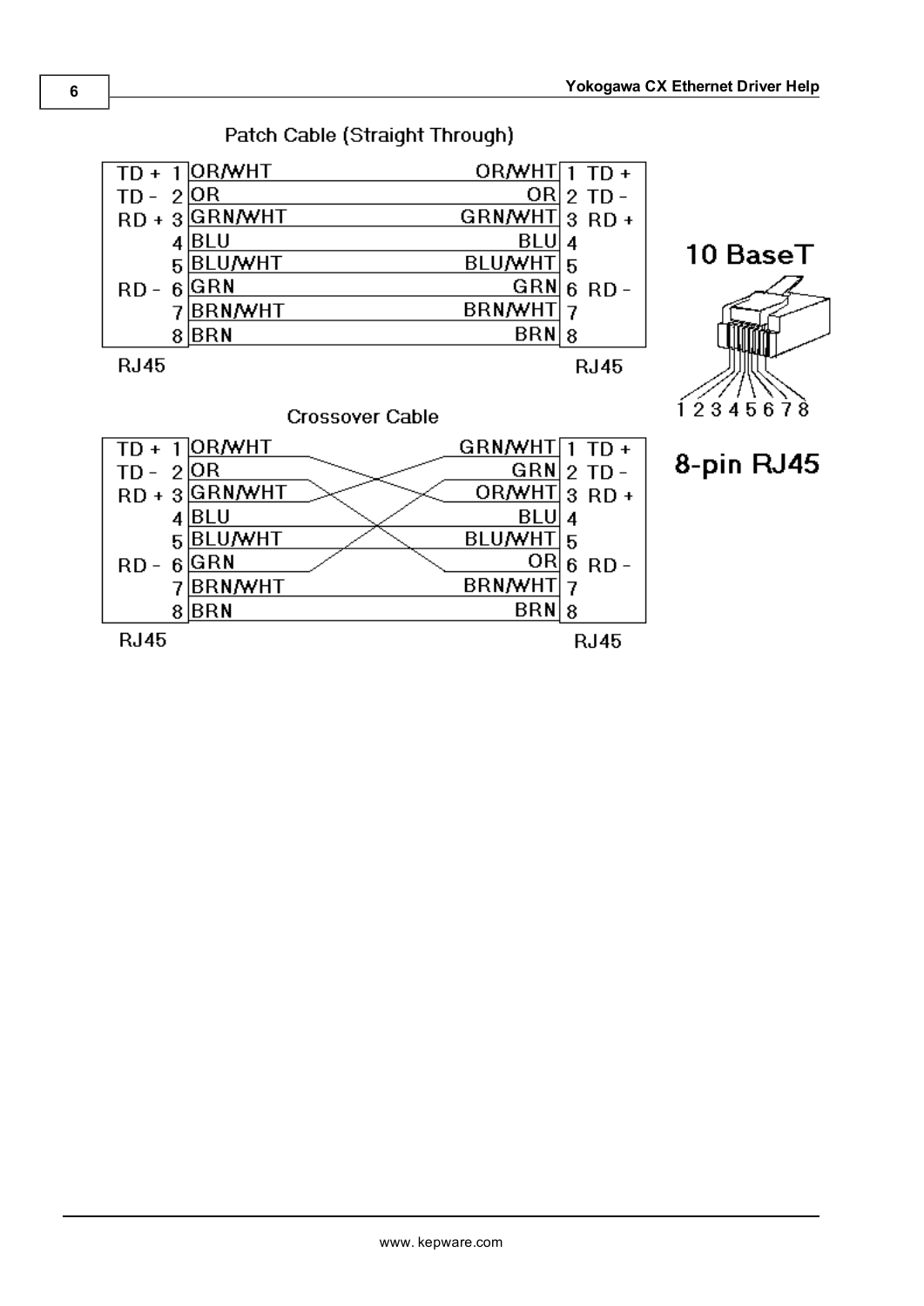Patch Cable (Straight Through)

| Signal | Pin | Color | Color | Pin | Signal |
|---|---|---|---|---|---|
| TD + | 1 | OR/WHT | OR/WHT | 1 | TD + |
| TD - | 2 | OR | OR | 2 | TD - |
| RD + | 3 | GRN/WHT | GRN/WHT | 3 | RD + |
| | 4 | BLU | BLU | 4 | |
| | 5 | BLU/WHT | BLU/WHT | 5 | |
| RD - | 6 | GRN | GRN | 6 | RD - |
| | 7 | BRN/WHT | BRN/WHT | 7 | |
| | 8 | BRN | BRN | 8 | |
| RJ45 | | | | | RJ45 |

10 BaseT

1 2 3 4 5 6 7 8

8-pin RJ45

Crossover Cable

| Signal | Pin | Color | Color | Pin | Signal |
|---|---|---|---|---|---|
| TD + | 1 | OR/WHT | GRN/WHT | 1 | TD + |
| TD - | 2 | OR | GRN | 2 | TD - |
| RD + | 3 | GRN/WHT | OR/WHT | 3 | RD + |
| | 4 | BLU | BLU | 4 | |
| | 5 | BLU/WHT | BLU/WHT | 5 | |
| RD - | 6 | GRN | OR | 6 | RD - |
| | 7 | BRN/WHT | BRN/WHT | 7 | |
| | 8 | BRN | BRN | 8 | |
| RJ45 | | | | | RJ45 |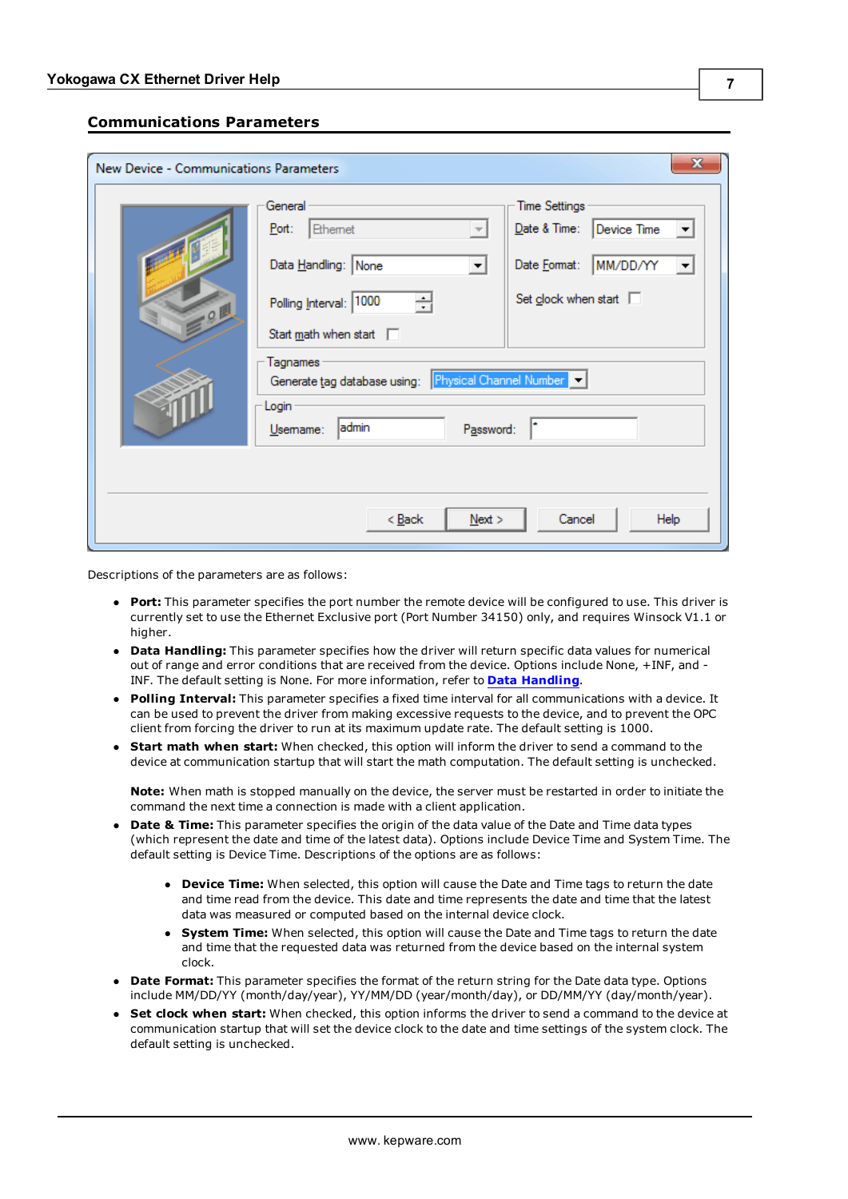## Communications Parameters

Descriptions of the parameters are as follows:

- **Port:** This parameter specifies the port number the remote device will be configured to use. This driver is currently set to use the Ethernet Exclusive port (Port Number 34150) only, and requires Winsock V1.1 or higher.
- **Data Handling:** This parameter specifies how the driver will return specific data values for numerical out of range and error conditions that are received from the device. Options include None, +INF, and -INF. The default setting is None. For more information, refer to **Data Handling**.
- **Polling Interval:** This parameter specifies a fixed time interval for all communications with a device. It can be used to prevent the driver from making excessive requests to the device, and to prevent the OPC client from forcing the driver to run at its maximum update rate. The default setting is 1000.
- **Start math when start:** When checked, this option will inform the driver to send a command to the device at communication startup that will start the math computation. The default setting is unchecked.

  **Note:** When math is stopped manually on the device, the server must be restarted in order to initiate the command the next time a connection is made with a client application.
- **Date & Time:** This parameter specifies the origin of the data value of the Date and Time data types (which represent the date and time of the latest data). Options include Device Time and System Time. The default setting is Device Time. Descriptions of the options are as follows:
  - **Device Time:** When selected, this option will cause the Date and Time tags to return the date and time read from the device. This date and time represents the date and time that the latest data was measured or computed based on the internal device clock.
  - **System Time:** When selected, this option will cause the Date and Time tags to return the date and time that the requested data was returned from the device based on the internal system clock.
- **Date Format:** This parameter specifies the format of the return string for the Date data type. Options include MM/DD/YY (month/day/year), YY/MM/DD (year/month/day), or DD/MM/YY (day/month/year).
- **Set clock when start:** When checked, this option informs the driver to send a command to the device at communication startup that will set the device clock to the date and time settings of the system clock. The default setting is unchecked.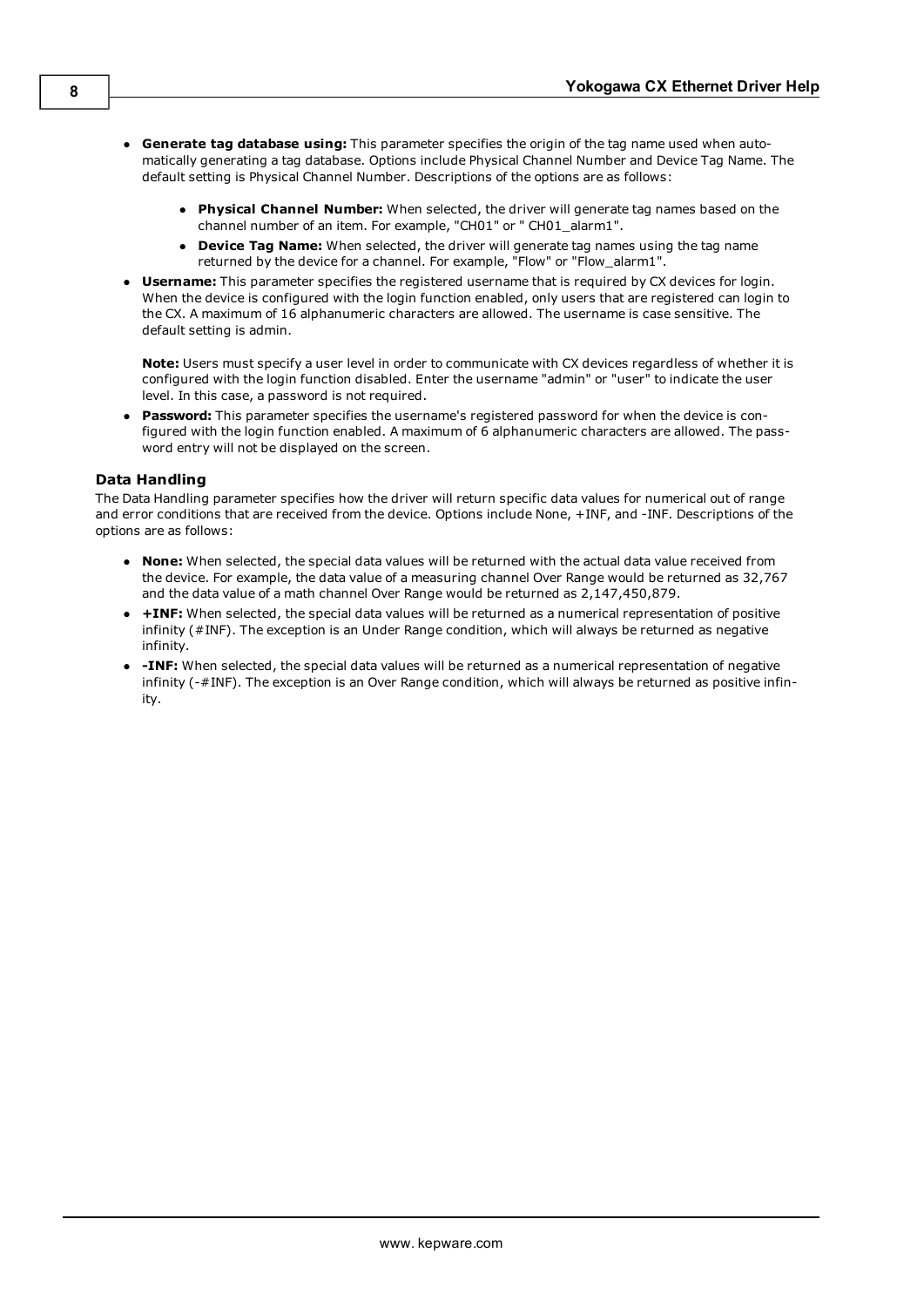- **Generate tag database using:** This parameter specifies the origin of the tag name used when automatically generating a tag database. Options include Physical Channel Number and Device Tag Name. The default setting is Physical Channel Number. Descriptions of the options are as follows:
    - **Physical Channel Number:** When selected, the driver will generate tag names based on the channel number of an item. For example, "CH01" or " CH01_alarm1".
    - **Device Tag Name:** When selected, the driver will generate tag names using the tag name returned by the device for a channel. For example, "Flow" or "Flow_alarm1".
- **Username:** This parameter specifies the registered username that is required by CX devices for login. When the device is configured with the login function enabled, only users that are registered can login to the CX. A maximum of 16 alphanumeric characters are allowed. The username is case sensitive. The default setting is admin.

  **Note:** Users must specify a user level in order to communicate with CX devices regardless of whether it is configured with the login function disabled. Enter the username "admin" or "user" to indicate the user level. In this case, a password is not required.
- **Password:** This parameter specifies the username's registered password for when the device is configured with the login function enabled. A maximum of 6 alphanumeric characters are allowed. The password entry will not be displayed on the screen.

### Data Handling

The Data Handling parameter specifies how the driver will return specific data values for numerical out of range and error conditions that are received from the device. Options include None, +INF, and -INF. Descriptions of the options are as follows:

- **None:** When selected, the special data values will be returned with the actual data value received from the device. For example, the data value of a measuring channel Over Range would be returned as 32,767 and the data value of a math channel Over Range would be returned as 2,147,450,879.
- **+INF:** When selected, the special data values will be returned as a numerical representation of positive infinity (#INF). The exception is an Under Range condition, which will always be returned as negative infinity.
- **-INF:** When selected, the special data values will be returned as a numerical representation of negative infinity (-#INF). The exception is an Over Range condition, which will always be returned as positive infinity.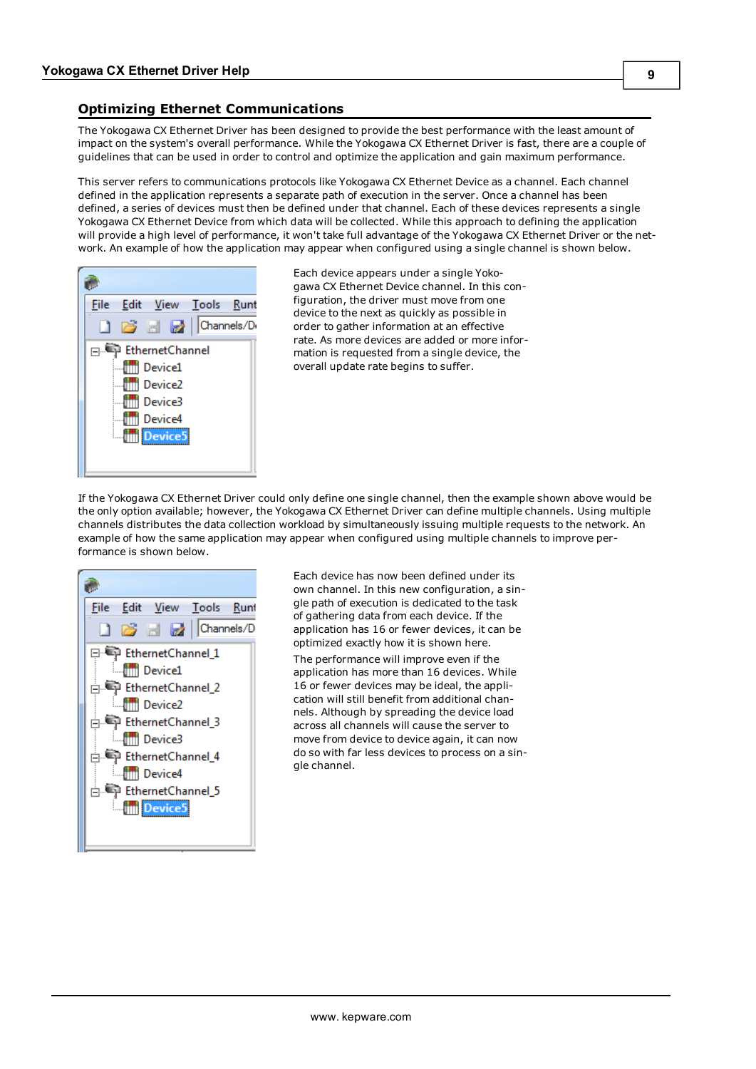## Optimizing Ethernet Communications

The Yokogawa CX Ethernet Driver has been designed to provide the best performance with the least amount of impact on the system's overall performance. While the Yokogawa CX Ethernet Driver is fast, there are a couple of guidelines that can be used in order to control and optimize the application and gain maximum performance.

This server refers to communications protocols like Yokogawa CX Ethernet Device as a channel. Each channel defined in the application represents a separate path of execution in the server. Once a channel has been defined, a series of devices must then be defined under that channel. Each of these devices represents a single Yokogawa CX Ethernet Device from which data will be collected. While this approach to defining the application will provide a high level of performance, it won't take full advantage of the Yokogawa CX Ethernet Driver or the network. An example of how the application may appear when configured using a single channel is shown below.

Each device appears under a single Yokogawa CX Ethernet Device channel. In this configuration, the driver must move from one device to the next as quickly as possible in order to gather information at an effective rate. As more devices are added or more information is requested from a single device, the overall update rate begins to suffer.

If the Yokogawa CX Ethernet Driver could only define one single channel, then the example shown above would be the only option available; however, the Yokogawa CX Ethernet Driver can define multiple channels. Using multiple channels distributes the data collection workload by simultaneously issuing multiple requests to the network. An example of how the same application may appear when configured using multiple channels to improve performance is shown below.

Each device has now been defined under its own channel. In this new configuration, a single path of execution is dedicated to the task of gathering data from each device. If the application has 16 or fewer devices, it can be optimized exactly how it is shown here.

The performance will improve even if the application has more than 16 devices. While 16 or fewer devices may be ideal, the application will still benefit from additional channels. Although by spreading the device load across all channels will cause the server to move from device to device again, it can now do so with far less devices to process on a single channel.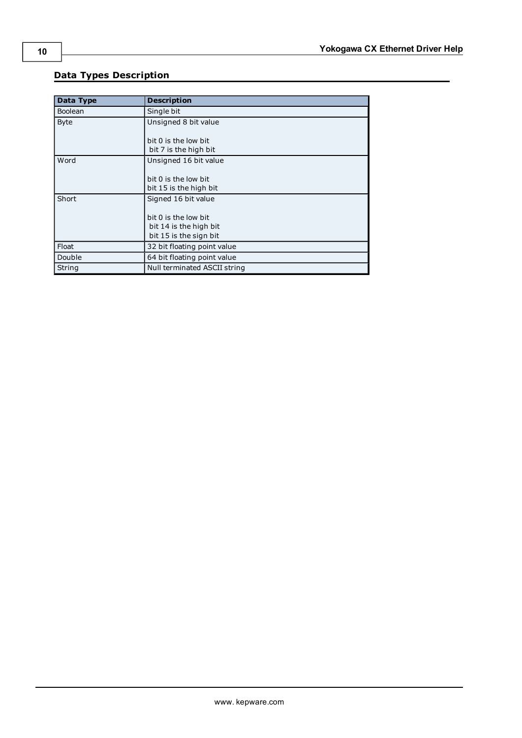## Data Types Description

| Data Type | Description |
|---|---|
| Boolean | Single bit |
| Byte | Unsigned 8 bit value<br><br>bit 0 is the low bit<br>bit 7 is the high bit |
| Word | Unsigned 16 bit value<br><br>bit 0 is the low bit<br>bit 15 is the high bit |
| Short | Signed 16 bit value<br><br>bit 0 is the low bit<br>bit 14 is the high bit<br>bit 15 is the sign bit |
| Float | 32 bit floating point value |
| Double | 64 bit floating point value |
| String | Null terminated ASCII string |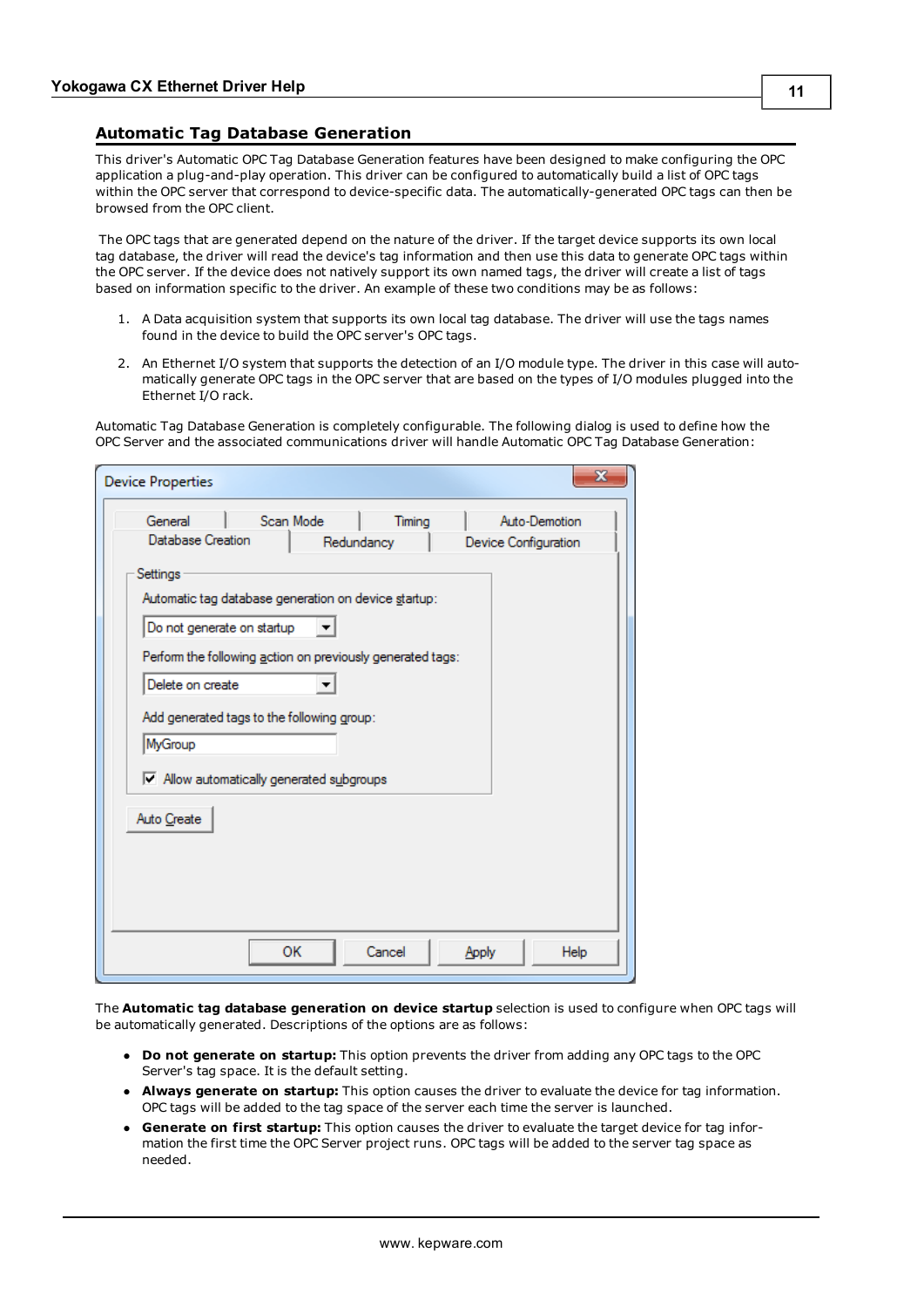## Automatic Tag Database Generation

This driver's Automatic OPC Tag Database Generation features have been designed to make configuring the OPC application a plug-and-play operation. This driver can be configured to automatically build a list of OPC tags within the OPC server that correspond to device-specific data. The automatically-generated OPC tags can then be browsed from the OPC client.

The OPC tags that are generated depend on the nature of the driver. If the target device supports its own local tag database, the driver will read the device's tag information and then use this data to generate OPC tags within the OPC server. If the device does not natively support its own named tags, the driver will create a list of tags based on information specific to the driver. An example of these two conditions may be as follows:

1. A Data acquisition system that supports its own local tag database. The driver will use the tags names found in the device to build the OPC server's OPC tags.
2. An Ethernet I/O system that supports the detection of an I/O module type. The driver in this case will automatically generate OPC tags in the OPC server that are based on the types of I/O modules plugged into the Ethernet I/O rack.

Automatic Tag Database Generation is completely configurable. The following dialog is used to define how the OPC Server and the associated communications driver will handle Automatic OPC Tag Database Generation:

The **Automatic tag database generation on device startup** selection is used to configure when OPC tags will be automatically generated. Descriptions of the options are as follows:

- **Do not generate on startup:** This option prevents the driver from adding any OPC tags to the OPC Server's tag space. It is the default setting.
- **Always generate on startup:** This option causes the driver to evaluate the device for tag information. OPC tags will be added to the tag space of the server each time the server is launched.
- **Generate on first startup:** This option causes the driver to evaluate the target device for tag information the first time the OPC Server project runs. OPC tags will be added to the server tag space as needed.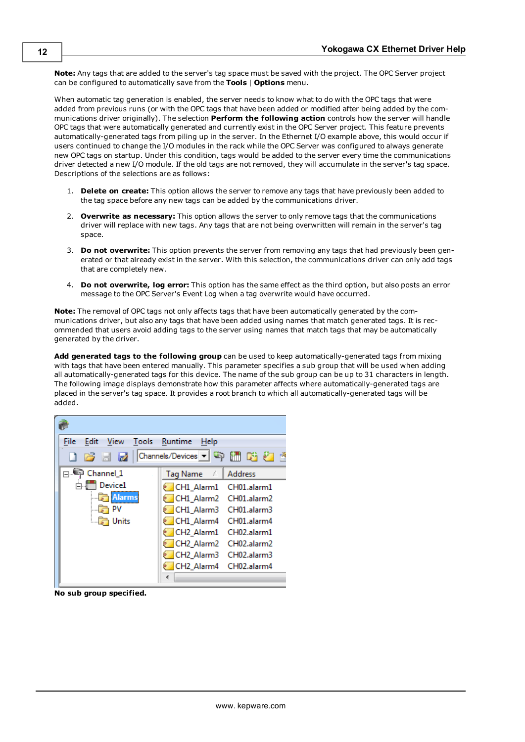**Note:** Any tags that are added to the server's tag space must be saved with the project. The OPC Server project can be configured to automatically save from the **Tools** | **Options** menu.

When automatic tag generation is enabled, the server needs to know what to do with the OPC tags that were added from previous runs (or with the OPC tags that have been added or modified after being added by the communications driver originally). The selection **Perform the following action** controls how the server will handle OPC tags that were automatically generated and currently exist in the OPC Server project. This feature prevents automatically-generated tags from piling up in the server. In the Ethernet I/O example above, this would occur if users continued to change the I/O modules in the rack while the OPC Server was configured to always generate new OPC tags on startup. Under this condition, tags would be added to the server every time the communications driver detected a new I/O module. If the old tags are not removed, they will accumulate in the server's tag space. Descriptions of the selections are as follows:

1. **Delete on create:** This option allows the server to remove any tags that have previously been added to the tag space before any new tags can be added by the communications driver.
2. **Overwrite as necessary:** This option allows the server to only remove tags that the communications driver will replace with new tags. Any tags that are not being overwritten will remain in the server's tag space.
3. **Do not overwrite:** This option prevents the server from removing any tags that had previously been generated or that already exist in the server. With this selection, the communications driver can only add tags that are completely new.
4. **Do not overwrite, log error:** This option has the same effect as the third option, but also posts an error message to the OPC Server's Event Log when a tag overwrite would have occurred.

**Note:** The removal of OPC tags not only affects tags that have been automatically generated by the communications driver, but also any tags that have been added using names that match generated tags. It is recommended that users avoid adding tags to the server using names that match tags that may be automatically generated by the driver.

**Add generated tags to the following group** can be used to keep automatically-generated tags from mixing with tags that have been entered manually. This parameter specifies a sub group that will be used when adding all automatically-generated tags for this device. The name of the sub group can be up to 31 characters in length. The following image displays demonstrate how this parameter affects where automatically-generated tags are placed in the server's tag space. It provides a root branch to which all automatically-generated tags will be added.

**No sub group specified.**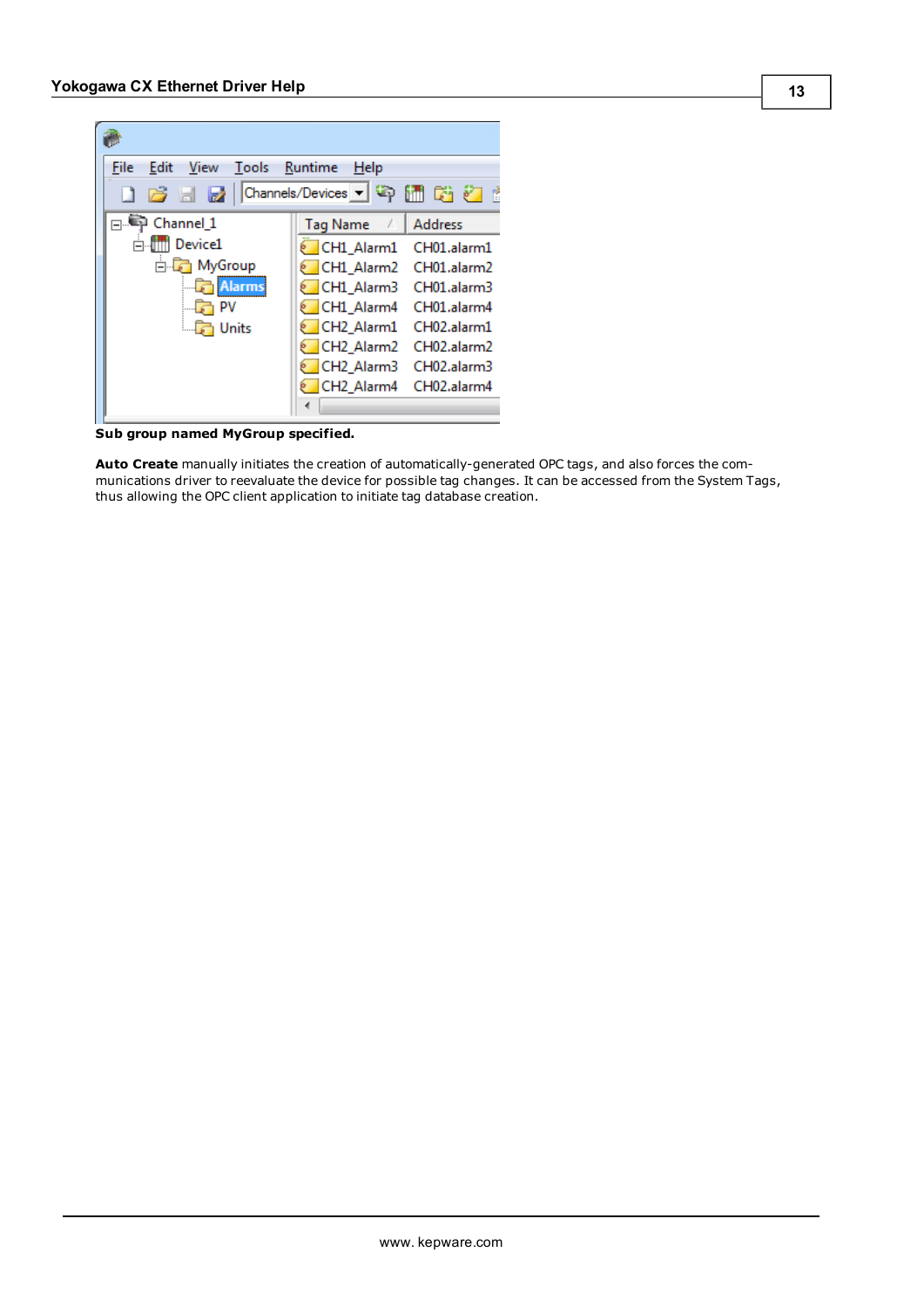**Sub group named MyGroup specified.**

**Auto Create** manually initiates the creation of automatically-generated OPC tags, and also forces the communications driver to reevaluate the device for possible tag changes. It can be accessed from the System Tags, thus allowing the OPC client application to initiate tag database creation.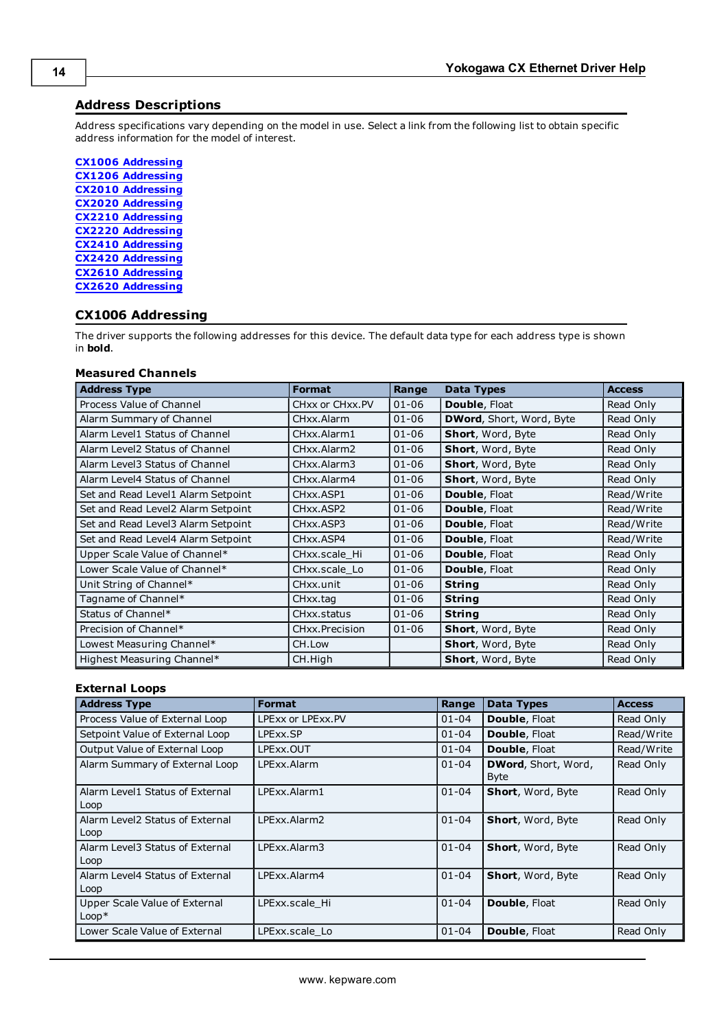## Address Descriptions

Address specifications vary depending on the model in use. Select a link from the following list to obtain specific address information for the model of interest.

- CX1006 Addressing
- CX1206 Addressing
- CX2010 Addressing
- CX2020 Addressing
- CX2210 Addressing
- CX2220 Addressing
- CX2410 Addressing
- CX2420 Addressing
- CX2610 Addressing
- CX2620 Addressing

## CX1006 Addressing

The driver supports the following addresses for this device. The default data type for each address type is shown in **bold**.

### Measured Channels

| Address Type | Format | Range | Data Types | Access |
|---|---|---|---|---|
| Process Value of Channel | CHxx or CHxx.PV | 01-06 | **Double**, Float | Read Only |
| Alarm Summary of Channel | CHxx.Alarm | 01-06 | **DWord**, Short, Word, Byte | Read Only |
| Alarm Level1 Status of Channel | CHxx.Alarm1 | 01-06 | **Short**, Word, Byte | Read Only |
| Alarm Level2 Status of Channel | CHxx.Alarm2 | 01-06 | **Short**, Word, Byte | Read Only |
| Alarm Level3 Status of Channel | CHxx.Alarm3 | 01-06 | **Short**, Word, Byte | Read Only |
| Alarm Level4 Status of Channel | CHxx.Alarm4 | 01-06 | **Short**, Word, Byte | Read Only |
| Set and Read Level1 Alarm Setpoint | CHxx.ASP1 | 01-06 | **Double**, Float | Read/Write |
| Set and Read Level2 Alarm Setpoint | CHxx.ASP2 | 01-06 | **Double**, Float | Read/Write |
| Set and Read Level3 Alarm Setpoint | CHxx.ASP3 | 01-06 | **Double**, Float | Read/Write |
| Set and Read Level4 Alarm Setpoint | CHxx.ASP4 | 01-06 | **Double**, Float | Read/Write |
| Upper Scale Value of Channel* | CHxx.scale_Hi | 01-06 | **Double**, Float | Read Only |
| Lower Scale Value of Channel* | CHxx.scale_Lo | 01-06 | **Double**, Float | Read Only |
| Unit String of Channel* | CHxx.unit | 01-06 | **String** | Read Only |
| Tagname of Channel* | CHxx.tag | 01-06 | **String** | Read Only |
| Status of Channel* | CHxx.status | 01-06 | **String** | Read Only |
| Precision of Channel* | CHxx.Precision | 01-06 | **Short**, Word, Byte | Read Only |
| Lowest Measuring Channel* | CH.Low | | **Short**, Word, Byte | Read Only |
| Highest Measuring Channel* | CH.High | | **Short**, Word, Byte | Read Only |

### External Loops

| Address Type | Format | Range | Data Types | Access |
|---|---|---|---|---|
| Process Value of External Loop | LPExx or LPExx.PV | 01-04 | **Double**, Float | Read Only |
| Setpoint Value of External Loop | LPExx.SP | 01-04 | **Double**, Float | Read/Write |
| Output Value of External Loop | LPExx.OUT | 01-04 | **Double**, Float | Read/Write |
| Alarm Summary of External Loop | LPExx.Alarm | 01-04 | **DWord**, Short, Word, Byte | Read Only |
| Alarm Level1 Status of External Loop | LPExx.Alarm1 | 01-04 | **Short**, Word, Byte | Read Only |
| Alarm Level2 Status of External Loop | LPExx.Alarm2 | 01-04 | **Short**, Word, Byte | Read Only |
| Alarm Level3 Status of External Loop | LPExx.Alarm3 | 01-04 | **Short**, Word, Byte | Read Only |
| Alarm Level4 Status of External Loop | LPExx.Alarm4 | 01-04 | **Short**, Word, Byte | Read Only |
| Upper Scale Value of External Loop* | LPExx.scale_Hi | 01-04 | **Double**, Float | Read Only |
| Lower Scale Value of External | LPExx.scale_Lo | 01-04 | **Double**, Float | Read Only |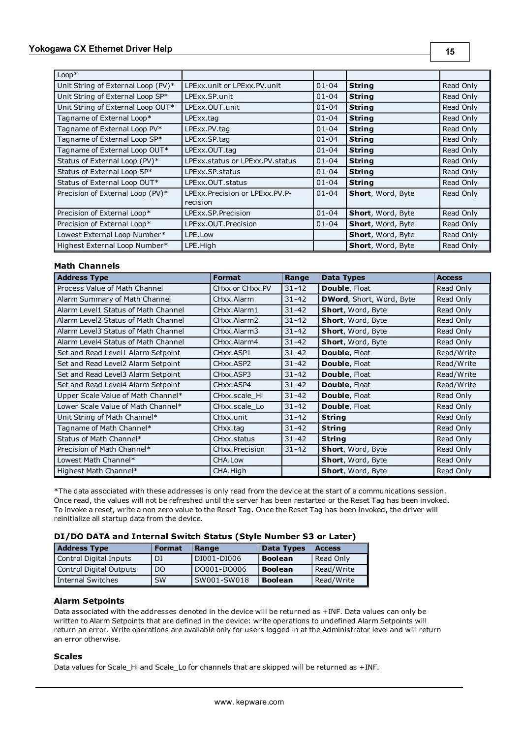| Loop* | | | | |
|---|---|---|---|---|
| Unit String of External Loop (PV)* | LPExx.unit or LPExx.PV.unit | 01-04 | **String** | Read Only |
| Unit String of External Loop SP* | LPExx.SP.unit | 01-04 | **String** | Read Only |
| Unit String of External Loop OUT* | LPExx.OUT.unit | 01-04 | **String** | Read Only |
| Tagname of External Loop* | LPExx.tag | 01-04 | **String** | Read Only |
| Tagname of External Loop PV* | LPExx.PV.tag | 01-04 | **String** | Read Only |
| Tagname of External Loop SP* | LPExx.SP.tag | 01-04 | **String** | Read Only |
| Tagname of External Loop OUT* | LPExx.OUT.tag | 01-04 | **String** | Read Only |
| Status of External Loop (PV)* | LPExx.status or LPExx.PV.status | 01-04 | **String** | Read Only |
| Status of External Loop SP* | LPExx.SP.status | 01-04 | **String** | Read Only |
| Status of External Loop OUT* | LPExx.OUT.status | 01-04 | **String** | Read Only |
| Precision of External Loop (PV)* | LPExx.Precision or LPExx.PV.P-recision | 01-04 | **Short**, Word, Byte | Read Only |
| Precision of External Loop* | LPExx.SP.Precision | 01-04 | **Short**, Word, Byte | Read Only |
| Precision of External Loop* | LPExx.OUT.Precision | 01-04 | **Short**, Word, Byte | Read Only |
| Lowest External Loop Number* | LPE.Low | | **Short**, Word, Byte | Read Only |
| Highest External Loop Number* | LPE.High | | **Short**, Word, Byte | Read Only |

### Math Channels

| Address Type | Format | Range | Data Types | Access |
|---|---|---|---|---|
| Process Value of Math Channel | CHxx or CHxx.PV | 31-42 | **Double**, Float | Read Only |
| Alarm Summary of Math Channel | CHxx.Alarm | 31-42 | **DWord**, Short, Word, Byte | Read Only |
| Alarm Level1 Status of Math Channel | CHxx.Alarm1 | 31-42 | **Short**, Word, Byte | Read Only |
| Alarm Level2 Status of Math Channel | CHxx.Alarm2 | 31-42 | **Short**, Word, Byte | Read Only |
| Alarm Level3 Status of Math Channel | CHxx.Alarm3 | 31-42 | **Short**, Word, Byte | Read Only |
| Alarm Level4 Status of Math Channel | CHxx.Alarm4 | 31-42 | **Short**, Word, Byte | Read Only |
| Set and Read Level1 Alarm Setpoint | CHxx.ASP1 | 31-42 | **Double**, Float | Read/Write |
| Set and Read Level2 Alarm Setpoint | CHxx.ASP2 | 31-42 | **Double**, Float | Read/Write |
| Set and Read Level3 Alarm Setpoint | CHxx.ASP3 | 31-42 | **Double**, Float | Read/Write |
| Set and Read Level4 Alarm Setpoint | CHxx.ASP4 | 31-42 | **Double**, Float | Read/Write |
| Upper Scale Value of Math Channel* | CHxx.scale_Hi | 31-42 | **Double**, Float | Read Only |
| Lower Scale Value of Math Channel* | CHxx.scale_Lo | 31-42 | **Double**, Float | Read Only |
| Unit String of Math Channel* | CHxx.unit | 31-42 | **String** | Read Only |
| Tagname of Math Channel* | CHxx.tag | 31-42 | **String** | Read Only |
| Status of Math Channel* | CHxx.status | 31-42 | **String** | Read Only |
| Precision of Math Channel* | CHxx.Precision | 31-42 | **Short**, Word, Byte | Read Only |
| Lowest Math Channel* | CHA.Low | | **Short**, Word, Byte | Read Only |
| Highest Math Channel* | CHA.High | | **Short**, Word, Byte | Read Only |

*The data associated with these addresses is only read from the device at the start of a communications session. Once read, the values will not be refreshed until the server has been restarted or the Reset Tag has been invoked. To invoke a reset, write a non zero value to the Reset Tag. Once the Reset Tag has been invoked, the driver will reinitialize all startup data from the device.

### DI/DO DATA and Internal Switch Status (Style Number S3 or Later)

| Address Type | Format | Range | Data Types | Access |
|---|---|---|---|---|
| Control Digital Inputs | DI | DI001-DI006 | **Boolean** | Read Only |
| Control Digital Outputs | DO | DO001-DO006 | **Boolean** | Read/Write |
| Internal Switches | SW | SW001-SW018 | **Boolean** | Read/Write |

### Alarm Setpoints

Data associated with the addresses denoted in the device will be returned as +INF. Data values can only be written to Alarm Setpoints that are defined in the device: write operations to undefined Alarm Setpoints will return an error. Write operations are available only for users logged in at the Administrator level and will return an error otherwise.

### Scales

Data values for Scale_Hi and Scale_Lo for channels that are skipped will be returned as +INF.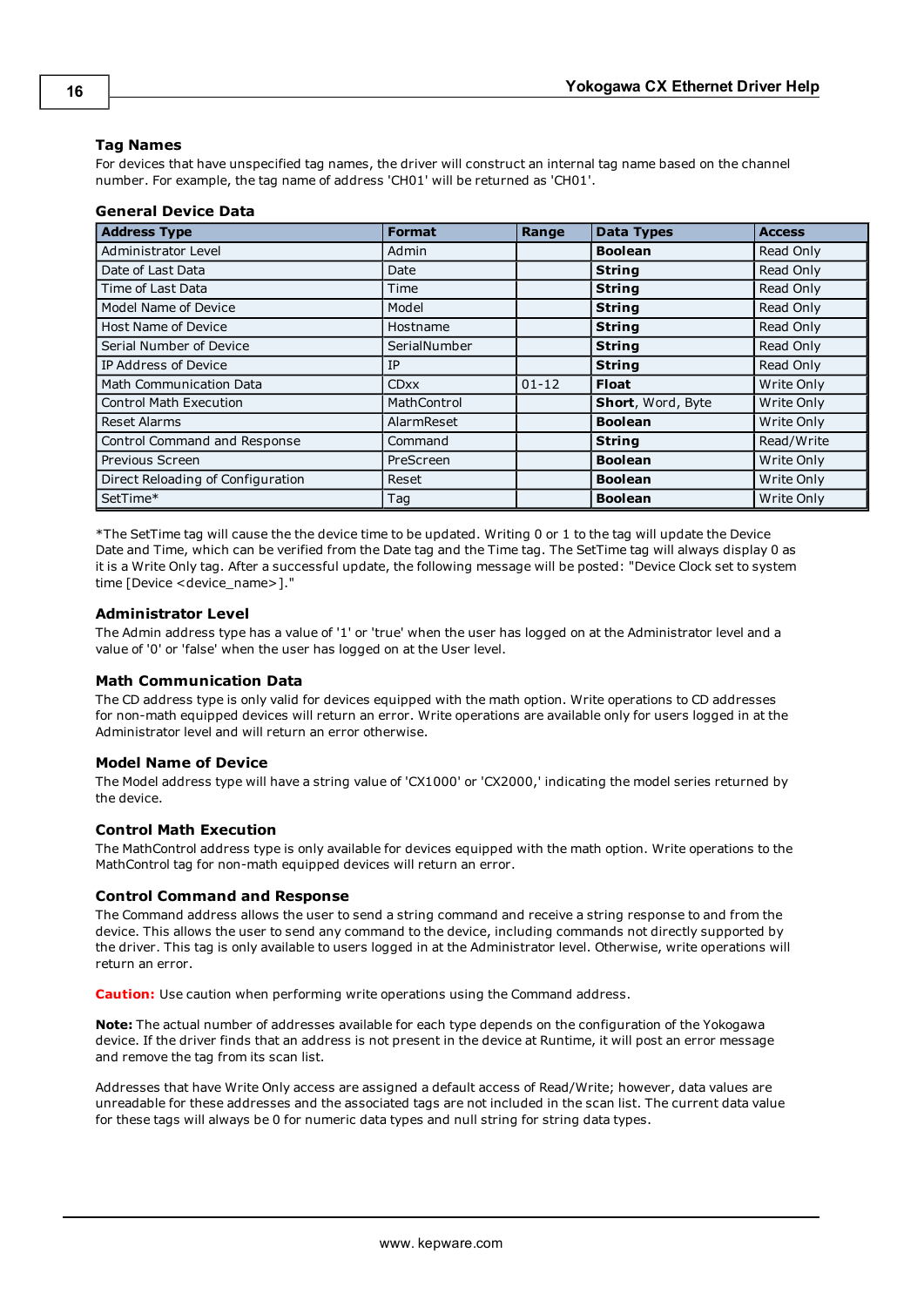### Tag Names

For devices that have unspecified tag names, the driver will construct an internal tag name based on the channel number. For example, the tag name of address 'CH01' will be returned as 'CH01'.

### General Device Data

| Address Type | Format | Range | Data Types | Access |
|---|---|---|---|---|
| Administrator Level | Admin | | **Boolean** | Read Only |
| Date of Last Data | Date | | **String** | Read Only |
| Time of Last Data | Time | | **String** | Read Only |
| Model Name of Device | Model | | **String** | Read Only |
| Host Name of Device | Hostname | | **String** | Read Only |
| Serial Number of Device | SerialNumber | | **String** | Read Only |
| IP Address of Device | IP | | **String** | Read Only |
| Math Communication Data | CDxx | 01-12 | **Float** | Write Only |
| Control Math Execution | MathControl | | **Short**, Word, Byte | Write Only |
| Reset Alarms | AlarmReset | | **Boolean** | Write Only |
| Control Command and Response | Command | | **String** | Read/Write |
| Previous Screen | PreScreen | | **Boolean** | Write Only |
| Direct Reloading of Configuration | Reset | | **Boolean** | Write Only |
| SetTime* | Tag | | **Boolean** | Write Only |

*The SetTime tag will cause the the device time to be updated. Writing 0 or 1 to the tag will update the Device Date and Time, which can be verified from the Date tag and the Time tag. The SetTime tag will always display 0 as it is a Write Only tag. After a successful update, the following message will be posted: "Device Clock set to system time [Device <device_name>]."

### Administrator Level

The Admin address type has a value of '1' or 'true' when the user has logged on at the Administrator level and a value of '0' or 'false' when the user has logged on at the User level.

### Math Communication Data

The CD address type is only valid for devices equipped with the math option. Write operations to CD addresses for non-math equipped devices will return an error. Write operations are available only for users logged in at the Administrator level and will return an error otherwise.

### Model Name of Device

The Model address type will have a string value of 'CX1000' or 'CX2000,' indicating the model series returned by the device.

### Control Math Execution

The MathControl address type is only available for devices equipped with the math option. Write operations to the MathControl tag for non-math equipped devices will return an error.

### Control Command and Response

The Command address allows the user to send a string command and receive a string response to and from the device. This allows the user to send any command to the device, including commands not directly supported by the driver. This tag is only available to users logged in at the Administrator level. Otherwise, write operations will return an error.

**Caution:** Use caution when performing write operations using the Command address.

**Note:** The actual number of addresses available for each type depends on the configuration of the Yokogawa device. If the driver finds that an address is not present in the device at Runtime, it will post an error message and remove the tag from its scan list.

Addresses that have Write Only access are assigned a default access of Read/Write; however, data values are unreadable for these addresses and the associated tags are not included in the scan list. The current data value for these tags will always be 0 for numeric data types and null string for string data types.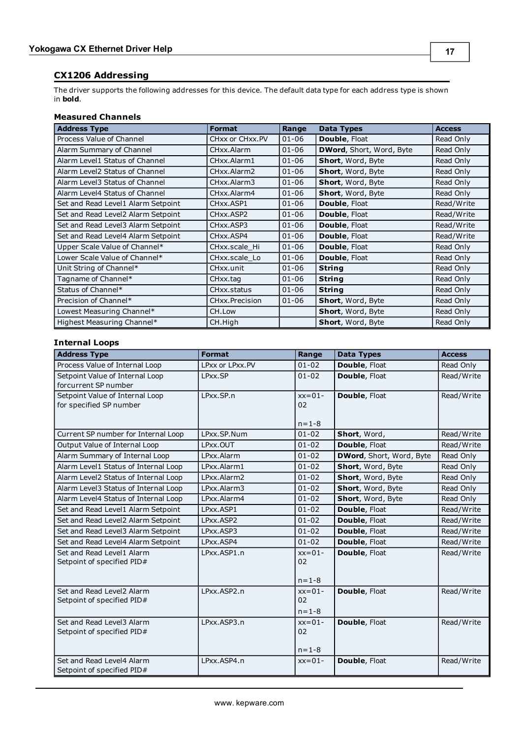## CX1206 Addressing

The driver supports the following addresses for this device. The default data type for each address type is shown in **bold**.

### Measured Channels

| Address Type | Format | Range | Data Types | Access |
|---|---|---|---|---|
| Process Value of Channel | CHxx or CHxx.PV | 01-06 | **Double**, Float | Read Only |
| Alarm Summary of Channel | CHxx.Alarm | 01-06 | **DWord**, Short, Word, Byte | Read Only |
| Alarm Level1 Status of Channel | CHxx.Alarm1 | 01-06 | **Short**, Word, Byte | Read Only |
| Alarm Level2 Status of Channel | CHxx.Alarm2 | 01-06 | **Short**, Word, Byte | Read Only |
| Alarm Level3 Status of Channel | CHxx.Alarm3 | 01-06 | **Short**, Word, Byte | Read Only |
| Alarm Level4 Status of Channel | CHxx.Alarm4 | 01-06 | **Short**, Word, Byte | Read Only |
| Set and Read Level1 Alarm Setpoint | CHxx.ASP1 | 01-06 | **Double**, Float | Read/Write |
| Set and Read Level2 Alarm Setpoint | CHxx.ASP2 | 01-06 | **Double**, Float | Read/Write |
| Set and Read Level3 Alarm Setpoint | CHxx.ASP3 | 01-06 | **Double**, Float | Read/Write |
| Set and Read Level4 Alarm Setpoint | CHxx.ASP4 | 01-06 | **Double**, Float | Read/Write |
| Upper Scale Value of Channel* | CHxx.scale_Hi | 01-06 | **Double**, Float | Read Only |
| Lower Scale Value of Channel* | CHxx.scale_Lo | 01-06 | **Double**, Float | Read Only |
| Unit String of Channel* | CHxx.unit | 01-06 | **String** | Read Only |
| Tagname of Channel* | CHxx.tag | 01-06 | **String** | Read Only |
| Status of Channel* | CHxx.status | 01-06 | **String** | Read Only |
| Precision of Channel* | CHxx.Precision | 01-06 | **Short**, Word, Byte | Read Only |
| Lowest Measuring Channel* | CH.Low | | **Short**, Word, Byte | Read Only |
| Highest Measuring Channel* | CH.High | | **Short**, Word, Byte | Read Only |

### Internal Loops

| Address Type | Format | Range | Data Types | Access |
|---|---|---|---|---|
| Process Value of Internal Loop | LPxx or LPxx.PV | 01-02 | **Double**, Float | Read Only |
| Setpoint Value of Internal Loop forcurrent SP number | LPxx.SP | 01-02 | **Double**, Float | Read/Write |
| Setpoint Value of Internal Loop for specified SP number | LPxx.SP.n | xx=01-02<br><br>n=1-8 | **Double**, Float | Read/Write |
| Current SP number for Internal Loop | LPxx.SP.Num | 01-02 | **Short**, Word, | Read/Write |
| Output Value of Internal Loop | LPxx.OUT | 01-02 | **Double**, Float | Read/Write |
| Alarm Summary of Internal Loop | LPxx.Alarm | 01-02 | **DWord**, Short, Word, Byte | Read Only |
| Alarm Level1 Status of Internal Loop | LPxx.Alarm1 | 01-02 | **Short**, Word, Byte | Read Only |
| Alarm Level2 Status of Internal Loop | LPxx.Alarm2 | 01-02 | **Short**, Word, Byte | Read Only |
| Alarm Level3 Status of Internal Loop | LPxx.Alarm3 | 01-02 | **Short**, Word, Byte | Read Only |
| Alarm Level4 Status of Internal Loop | LPxx.Alarm4 | 01-02 | **Short**, Word, Byte | Read Only |
| Set and Read Level1 Alarm Setpoint | LPxx.ASP1 | 01-02 | **Double**, Float | Read/Write |
| Set and Read Level2 Alarm Setpoint | LPxx.ASP2 | 01-02 | **Double**, Float | Read/Write |
| Set and Read Level3 Alarm Setpoint | LPxx.ASP3 | 01-02 | **Double**, Float | Read/Write |
| Set and Read Level4 Alarm Setpoint | LPxx.ASP4 | 01-02 | **Double**, Float | Read/Write |
| Set and Read Level1 Alarm Setpoint of specified PID# | LPxx.ASP1.n | xx=01-02<br><br>n=1-8 | **Double**, Float | Read/Write |
| Set and Read Level2 Alarm Setpoint of specified PID# | LPxx.ASP2.n | xx=01-02<br>n=1-8 | **Double**, Float | Read/Write |
| Set and Read Level3 Alarm Setpoint of specified PID# | LPxx.ASP3.n | xx=01-02<br><br>n=1-8 | **Double**, Float | Read/Write |
| Set and Read Level4 Alarm Setpoint of specified PID# | LPxx.ASP4.n | xx=01- | **Double**, Float | Read/Write |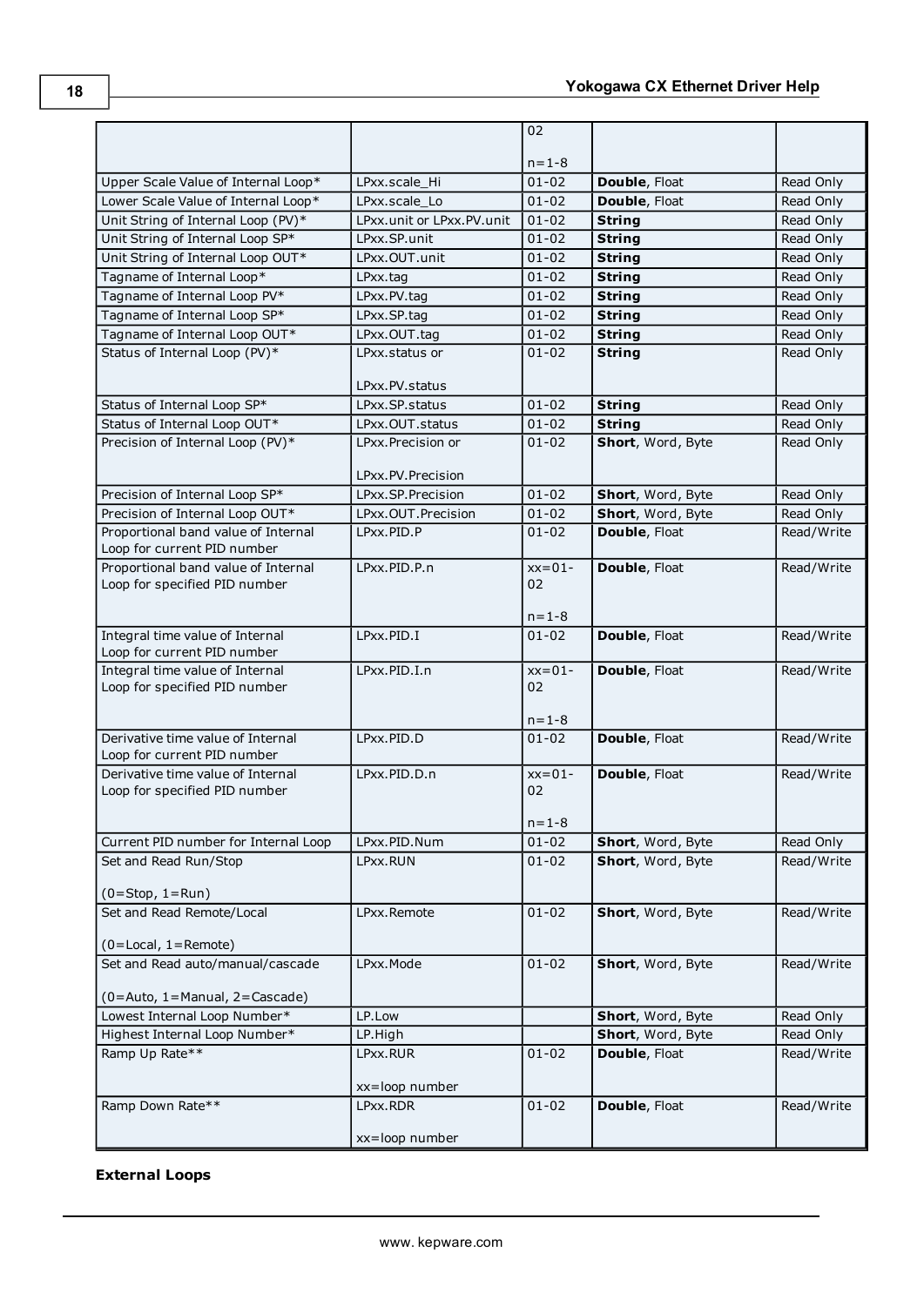| | | 02<br><br>n=1-8 | | |
|---|---|---|---|---|
| Upper Scale Value of Internal Loop* | LPxx.scale_Hi | 01-02 | **Double**, Float | Read Only |
| Lower Scale Value of Internal Loop* | LPxx.scale_Lo | 01-02 | **Double**, Float | Read Only |
| Unit String of Internal Loop (PV)* | LPxx.unit or LPxx.PV.unit | 01-02 | **String** | Read Only |
| Unit String of Internal Loop SP* | LPxx.SP.unit | 01-02 | **String** | Read Only |
| Unit String of Internal Loop OUT* | LPxx.OUT.unit | 01-02 | **String** | Read Only |
| Tagname of Internal Loop* | LPxx.tag | 01-02 | **String** | Read Only |
| Tagname of Internal Loop PV* | LPxx.PV.tag | 01-02 | **String** | Read Only |
| Tagname of Internal Loop SP* | LPxx.SP.tag | 01-02 | **String** | Read Only |
| Tagname of Internal Loop OUT* | LPxx.OUT.tag | 01-02 | **String** | Read Only |
| Status of Internal Loop (PV)* | LPxx.status or<br><br>LPxx.PV.status | 01-02 | **String** | Read Only |
| Status of Internal Loop SP* | LPxx.SP.status | 01-02 | **String** | Read Only |
| Status of Internal Loop OUT* | LPxx.OUT.status | 01-02 | **String** | Read Only |
| Precision of Internal Loop (PV)* | LPxx.Precision or<br><br>LPxx.PV.Precision | 01-02 | **Short**, Word, Byte | Read Only |
| Precision of Internal Loop SP* | LPxx.SP.Precision | 01-02 | **Short**, Word, Byte | Read Only |
| Precision of Internal Loop OUT* | LPxx.OUT.Precision | 01-02 | **Short**, Word, Byte | Read Only |
| Proportional band value of Internal Loop for current PID number | LPxx.PID.P | 01-02 | **Double**, Float | Read/Write |
| Proportional band value of Internal Loop for specified PID number | LPxx.PID.P.n | xx=01-02<br><br>n=1-8 | **Double**, Float | Read/Write |
| Integral time value of Internal Loop for current PID number | LPxx.PID.I | 01-02 | **Double**, Float | Read/Write |
| Integral time value of Internal Loop for specified PID number | LPxx.PID.I.n | xx=01-02<br><br>n=1-8 | **Double**, Float | Read/Write |
| Derivative time value of Internal Loop for current PID number | LPxx.PID.D | 01-02 | **Double**, Float | Read/Write |
| Derivative time value of Internal Loop for specified PID number | LPxx.PID.D.n | xx=01-02<br><br>n=1-8 | **Double**, Float | Read/Write |
| Current PID number for Internal Loop | LPxx.PID.Num | 01-02 | **Short**, Word, Byte | Read Only |
| Set and Read Run/Stop<br><br>(0=Stop, 1=Run) | LPxx.RUN | 01-02 | **Short**, Word, Byte | Read/Write |
| Set and Read Remote/Local<br><br>(0=Local, 1=Remote) | LPxx.Remote | 01-02 | **Short**, Word, Byte | Read/Write |
| Set and Read auto/manual/cascade<br><br>(0=Auto, 1=Manual, 2=Cascade) | LPxx.Mode | 01-02 | **Short**, Word, Byte | Read/Write |
| Lowest Internal Loop Number* | LP.Low | | **Short**, Word, Byte | Read Only |
| Highest Internal Loop Number* | LP.High | | **Short**, Word, Byte | Read Only |
| Ramp Up Rate** | LPxx.RUR<br><br>xx=loop number | 01-02 | **Double**, Float | Read/Write |
| Ramp Down Rate** | LPxx.RDR<br><br>xx=loop number | 01-02 | **Double**, Float | Read/Write |

**External Loops**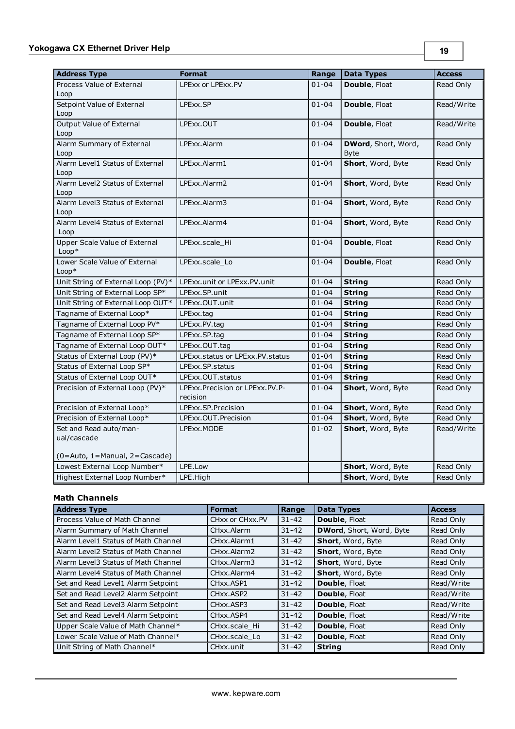| Address Type | Format | Range | Data Types | Access |
|---|---|---|---|---|
| Process Value of External Loop | LPExx or LPExx.PV | 01-04 | **Double**, Float | Read Only |
| Setpoint Value of External Loop | LPExx.SP | 01-04 | **Double**, Float | Read/Write |
| Output Value of External Loop | LPExx.OUT | 01-04 | **Double**, Float | Read/Write |
| Alarm Summary of External Loop | LPExx.Alarm | 01-04 | **DWord**, Short, Word, Byte | Read Only |
| Alarm Level1 Status of External Loop | LPExx.Alarm1 | 01-04 | **Short**, Word, Byte | Read Only |
| Alarm Level2 Status of External Loop | LPExx.Alarm2 | 01-04 | **Short**, Word, Byte | Read Only |
| Alarm Level3 Status of External Loop | LPExx.Alarm3 | 01-04 | **Short**, Word, Byte | Read Only |
| Alarm Level4 Status of External Loop | LPExx.Alarm4 | 01-04 | **Short**, Word, Byte | Read Only |
| Upper Scale Value of External Loop* | LPExx.scale_Hi | 01-04 | **Double**, Float | Read Only |
| Lower Scale Value of External Loop* | LPExx.scale_Lo | 01-04 | **Double**, Float | Read Only |
| Unit String of External Loop (PV)* | LPExx.unit or LPExx.PV.unit | 01-04 | **String** | Read Only |
| Unit String of External Loop SP* | LPExx.SP.unit | 01-04 | **String** | Read Only |
| Unit String of External Loop OUT* | LPExx.OUT.unit | 01-04 | **String** | Read Only |
| Tagname of External Loop* | LPExx.tag | 01-04 | **String** | Read Only |
| Tagname of External Loop PV* | LPExx.PV.tag | 01-04 | **String** | Read Only |
| Tagname of External Loop SP* | LPExx.SP.tag | 01-04 | **String** | Read Only |
| Tagname of External Loop OUT* | LPExx.OUT.tag | 01-04 | **String** | Read Only |
| Status of External Loop (PV)* | LPExx.status or LPExx.PV.status | 01-04 | **String** | Read Only |
| Status of External Loop SP* | LPExx.SP.status | 01-04 | **String** | Read Only |
| Status of External Loop OUT* | LPExx.OUT.status | 01-04 | **String** | Read Only |
| Precision of External Loop (PV)* | LPExx.Precision or LPExx.PV.Precision | 01-04 | **Short**, Word, Byte | Read Only |
| Precision of External Loop* | LPExx.SP.Precision | 01-04 | **Short**, Word, Byte | Read Only |
| Precision of External Loop* | LPExx.OUT.Precision | 01-04 | **Short**, Word, Byte | Read Only |
| Set and Read auto/manual/cascade (0=Auto, 1=Manual, 2=Cascade) | LPExx.MODE | 01-02 | **Short**, Word, Byte | Read/Write |
| Lowest External Loop Number* | LPE.Low | | **Short**, Word, Byte | Read Only |
| Highest External Loop Number* | LPE.High | | **Short**, Word, Byte | Read Only |

### Math Channels

| Address Type | Format | Range | Data Types | Access |
|---|---|---|---|---|
| Process Value of Math Channel | CHxx or CHxx.PV | 31-42 | **Double**, Float | Read Only |
| Alarm Summary of Math Channel | CHxx.Alarm | 31-42 | **DWord**, Short, Word, Byte | Read Only |
| Alarm Level1 Status of Math Channel | CHxx.Alarm1 | 31-42 | **Short**, Word, Byte | Read Only |
| Alarm Level2 Status of Math Channel | CHxx.Alarm2 | 31-42 | **Short**, Word, Byte | Read Only |
| Alarm Level3 Status of Math Channel | CHxx.Alarm3 | 31-42 | **Short**, Word, Byte | Read Only |
| Alarm Level4 Status of Math Channel | CHxx.Alarm4 | 31-42 | **Short**, Word, Byte | Read Only |
| Set and Read Level1 Alarm Setpoint | CHxx.ASP1 | 31-42 | **Double**, Float | Read/Write |
| Set and Read Level2 Alarm Setpoint | CHxx.ASP2 | 31-42 | **Double**, Float | Read/Write |
| Set and Read Level3 Alarm Setpoint | CHxx.ASP3 | 31-42 | **Double**, Float | Read/Write |
| Set and Read Level4 Alarm Setpoint | CHxx.ASP4 | 31-42 | **Double**, Float | Read/Write |
| Upper Scale Value of Math Channel* | CHxx.scale_Hi | 31-42 | **Double**, Float | Read Only |
| Lower Scale Value of Math Channel* | CHxx.scale_Lo | 31-42 | **Double**, Float | Read Only |
| Unit String of Math Channel* | CHxx.unit | 31-42 | **String** | Read Only |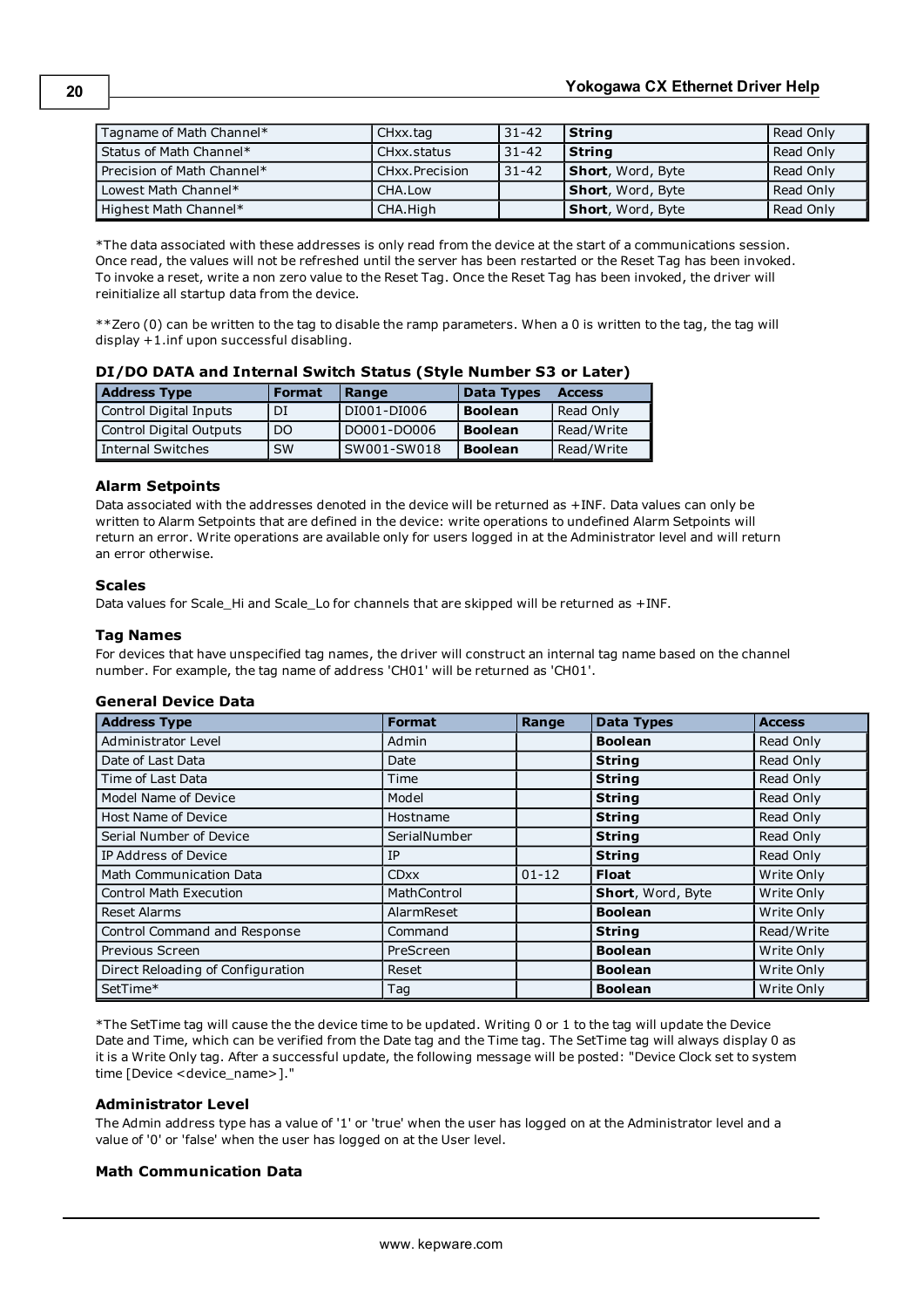| Tagname of Math Channel* | CHxx.tag | 31-42 | **String** | Read Only |
|---|---|---|---|---|
| Status of Math Channel* | CHxx.status | 31-42 | **String** | Read Only |
| Precision of Math Channel* | CHxx.Precision | 31-42 | **Short**, Word, Byte | Read Only |
| Lowest Math Channel* | CHA.Low | | **Short**, Word, Byte | Read Only |
| Highest Math Channel* | CHA.High | | **Short**, Word, Byte | Read Only |

*The data associated with these addresses is only read from the device at the start of a communications session. Once read, the values will not be refreshed until the server has been restarted or the Reset Tag has been invoked. To invoke a reset, write a non zero value to the Reset Tag. Once the Reset Tag has been invoked, the driver will reinitialize all startup data from the device.

**Zero (0) can be written to the tag to disable the ramp parameters. When a 0 is written to the tag, the tag will display +1.inf upon successful disabling.

### DI/DO DATA and Internal Switch Status (Style Number S3 or Later)

| Address Type | Format | Range | Data Types | Access |
|---|---|---|---|---|
| Control Digital Inputs | DI | DI001-DI006 | **Boolean** | Read Only |
| Control Digital Outputs | DO | DO001-DO006 | **Boolean** | Read/Write |
| Internal Switches | SW | SW001-SW018 | **Boolean** | Read/Write |

### Alarm Setpoints

Data associated with the addresses denoted in the device will be returned as +INF. Data values can only be written to Alarm Setpoints that are defined in the device: write operations to undefined Alarm Setpoints will return an error. Write operations are available only for users logged in at the Administrator level and will return an error otherwise.

### Scales

Data values for Scale_Hi and Scale_Lo for channels that are skipped will be returned as +INF.

### Tag Names

For devices that have unspecified tag names, the driver will construct an internal tag name based on the channel number. For example, the tag name of address 'CH01' will be returned as 'CH01'.

### General Device Data

| Address Type | Format | Range | Data Types | Access |
|---|---|---|---|---|
| Administrator Level | Admin | | **Boolean** | Read Only |
| Date of Last Data | Date | | **String** | Read Only |
| Time of Last Data | Time | | **String** | Read Only |
| Model Name of Device | Model | | **String** | Read Only |
| Host Name of Device | Hostname | | **String** | Read Only |
| Serial Number of Device | SerialNumber | | **String** | Read Only |
| IP Address of Device | IP | | **String** | Read Only |
| Math Communication Data | CDxx | 01-12 | **Float** | Write Only |
| Control Math Execution | MathControl | | **Short**, Word, Byte | Write Only |
| Reset Alarms | AlarmReset | | **Boolean** | Write Only |
| Control Command and Response | Command | | **String** | Read/Write |
| Previous Screen | PreScreen | | **Boolean** | Write Only |
| Direct Reloading of Configuration | Reset | | **Boolean** | Write Only |
| SetTime* | Tag | | **Boolean** | Write Only |

*The SetTime tag will cause the the device time to be updated. Writing 0 or 1 to the tag will update the Device Date and Time, which can be verified from the Date tag and the Time tag. The SetTime tag will always display 0 as it is a Write Only tag. After a successful update, the following message will be posted: "Device Clock set to system time [Device <device_name>]."

### Administrator Level

The Admin address type has a value of '1' or 'true' when the user has logged on at the Administrator level and a value of '0' or 'false' when the user has logged on at the User level.

### Math Communication Data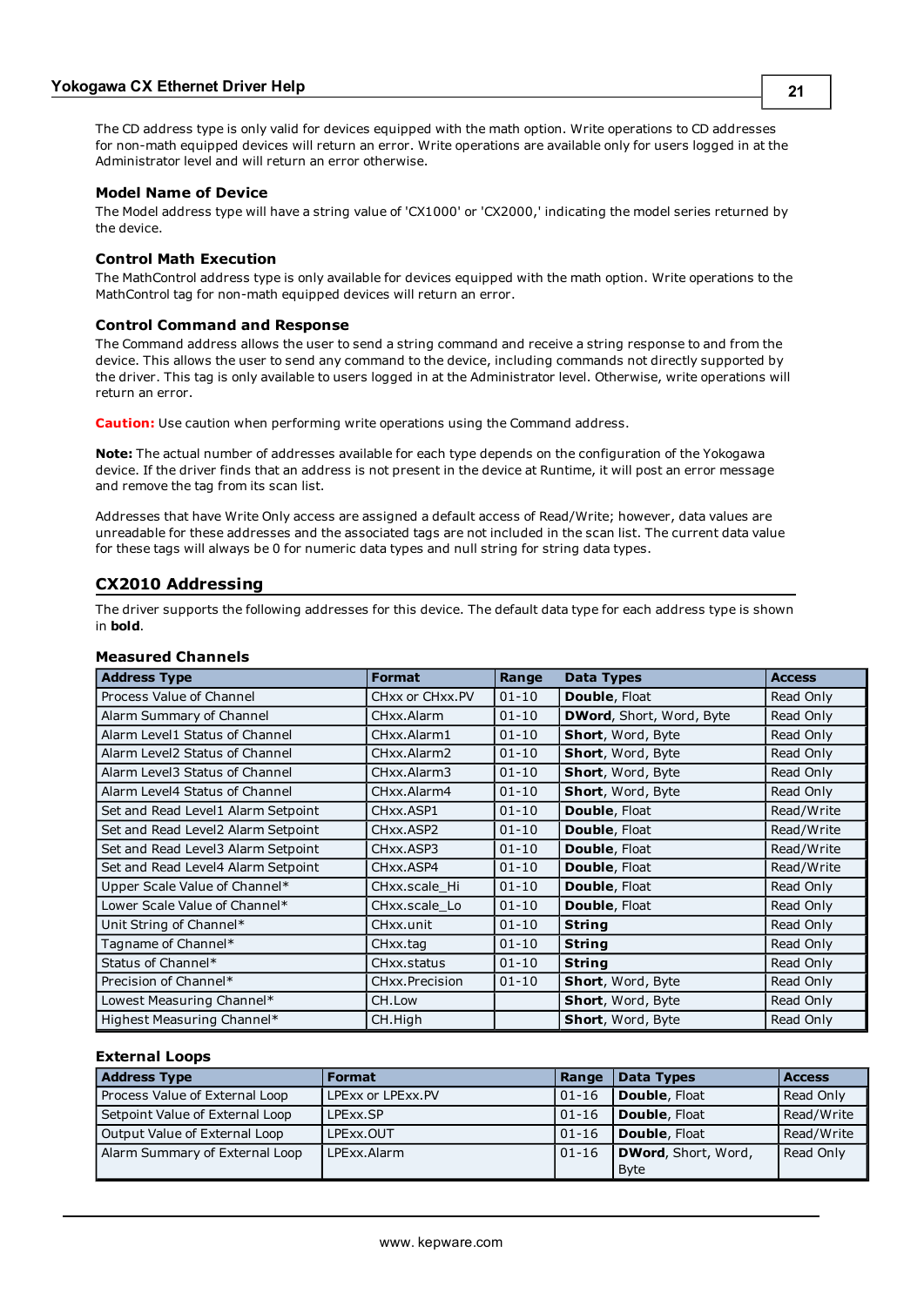The CD address type is only valid for devices equipped with the math option. Write operations to CD addresses for non-math equipped devices will return an error. Write operations are available only for users logged in at the Administrator level and will return an error otherwise.

### Model Name of Device

The Model address type will have a string value of 'CX1000' or 'CX2000,' indicating the model series returned by the device.

### Control Math Execution

The MathControl address type is only available for devices equipped with the math option. Write operations to the MathControl tag for non-math equipped devices will return an error.

### Control Command and Response

The Command address allows the user to send a string command and receive a string response to and from the device. This allows the user to send any command to the device, including commands not directly supported by the driver. This tag is only available to users logged in at the Administrator level. Otherwise, write operations will return an error.

**Caution:** Use caution when performing write operations using the Command address.

**Note:** The actual number of addresses available for each type depends on the configuration of the Yokogawa device. If the driver finds that an address is not present in the device at Runtime, it will post an error message and remove the tag from its scan list.

Addresses that have Write Only access are assigned a default access of Read/Write; however, data values are unreadable for these addresses and the associated tags are not included in the scan list. The current data value for these tags will always be 0 for numeric data types and null string for string data types.

## CX2010 Addressing

The driver supports the following addresses for this device. The default data type for each address type is shown in **bold**.

### Measured Channels

| Address Type | Format | Range | Data Types | Access |
|---|---|---|---|---|
| Process Value of Channel | CHxx or CHxx.PV | 01-10 | **Double**, Float | Read Only |
| Alarm Summary of Channel | CHxx.Alarm | 01-10 | **DWord**, Short, Word, Byte | Read Only |
| Alarm Level1 Status of Channel | CHxx.Alarm1 | 01-10 | **Short**, Word, Byte | Read Only |
| Alarm Level2 Status of Channel | CHxx.Alarm2 | 01-10 | **Short**, Word, Byte | Read Only |
| Alarm Level3 Status of Channel | CHxx.Alarm3 | 01-10 | **Short**, Word, Byte | Read Only |
| Alarm Level4 Status of Channel | CHxx.Alarm4 | 01-10 | **Short**, Word, Byte | Read Only |
| Set and Read Level1 Alarm Setpoint | CHxx.ASP1 | 01-10 | **Double**, Float | Read/Write |
| Set and Read Level2 Alarm Setpoint | CHxx.ASP2 | 01-10 | **Double**, Float | Read/Write |
| Set and Read Level3 Alarm Setpoint | CHxx.ASP3 | 01-10 | **Double**, Float | Read/Write |
| Set and Read Level4 Alarm Setpoint | CHxx.ASP4 | 01-10 | **Double**, Float | Read/Write |
| Upper Scale Value of Channel* | CHxx.scale_Hi | 01-10 | **Double**, Float | Read Only |
| Lower Scale Value of Channel* | CHxx.scale_Lo | 01-10 | **Double**, Float | Read Only |
| Unit String of Channel* | CHxx.unit | 01-10 | **String** | Read Only |
| Tagname of Channel* | CHxx.tag | 01-10 | **String** | Read Only |
| Status of Channel* | CHxx.status | 01-10 | **String** | Read Only |
| Precision of Channel* | CHxx.Precision | 01-10 | **Short**, Word, Byte | Read Only |
| Lowest Measuring Channel* | CH.Low | | **Short**, Word, Byte | Read Only |
| Highest Measuring Channel* | CH.High | | **Short**, Word, Byte | Read Only |

### External Loops

| Address Type | Format | Range | Data Types | Access |
|---|---|---|---|---|
| Process Value of External Loop | LPExx or LPExx.PV | 01-16 | **Double**, Float | Read Only |
| Setpoint Value of External Loop | LPExx.SP | 01-16 | **Double**, Float | Read/Write |
| Output Value of External Loop | LPExx.OUT | 01-16 | **Double**, Float | Read/Write |
| Alarm Summary of External Loop | LPExx.Alarm | 01-16 | **DWord**, Short, Word, Byte | Read Only |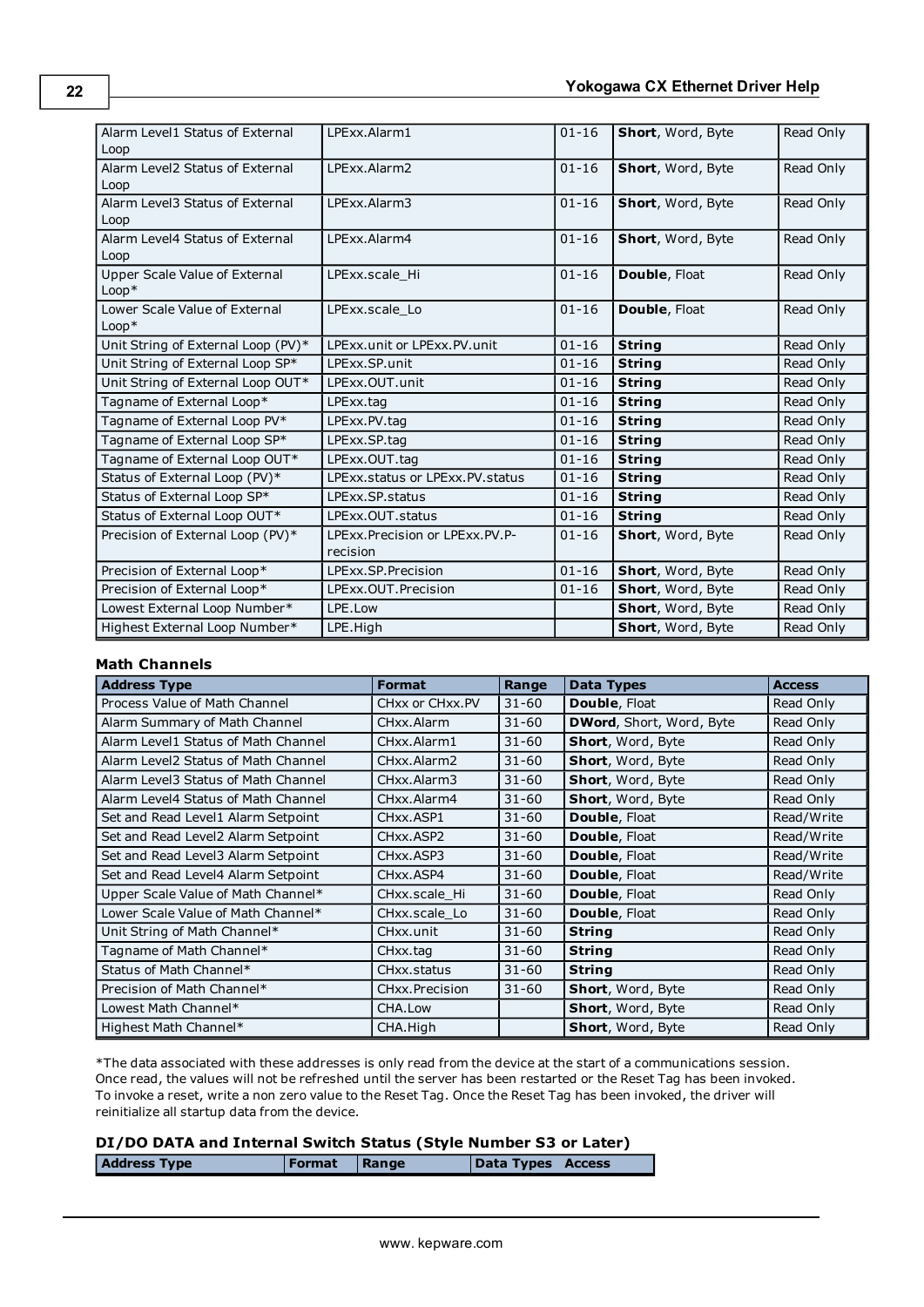| | | | | |
|---|---|---|---|---|
| Alarm Level1 Status of External Loop | LPExx.Alarm1 | 01-16 | **Short**, Word, Byte | Read Only |
| Alarm Level2 Status of External Loop | LPExx.Alarm2 | 01-16 | **Short**, Word, Byte | Read Only |
| Alarm Level3 Status of External Loop | LPExx.Alarm3 | 01-16 | **Short**, Word, Byte | Read Only |
| Alarm Level4 Status of External Loop | LPExx.Alarm4 | 01-16 | **Short**, Word, Byte | Read Only |
| Upper Scale Value of External Loop* | LPExx.scale_Hi | 01-16 | **Double**, Float | Read Only |
| Lower Scale Value of External Loop* | LPExx.scale_Lo | 01-16 | **Double**, Float | Read Only |
| Unit String of External Loop (PV)* | LPExx.unit or LPExx.PV.unit | 01-16 | **String** | Read Only |
| Unit String of External Loop SP* | LPExx.SP.unit | 01-16 | **String** | Read Only |
| Unit String of External Loop OUT* | LPExx.OUT.unit | 01-16 | **String** | Read Only |
| Tagname of External Loop* | LPExx.tag | 01-16 | **String** | Read Only |
| Tagname of External Loop PV* | LPExx.PV.tag | 01-16 | **String** | Read Only |
| Tagname of External Loop SP* | LPExx.SP.tag | 01-16 | **String** | Read Only |
| Tagname of External Loop OUT* | LPExx.OUT.tag | 01-16 | **String** | Read Only |
| Status of External Loop (PV)* | LPExx.status or LPExx.PV.status | 01-16 | **String** | Read Only |
| Status of External Loop SP* | LPExx.SP.status | 01-16 | **String** | Read Only |
| Status of External Loop OUT* | LPExx.OUT.status | 01-16 | **String** | Read Only |
| Precision of External Loop (PV)* | LPExx.Precision or LPExx.PV.Precision | 01-16 | **Short**, Word, Byte | Read Only |
| Precision of External Loop* | LPExx.SP.Precision | 01-16 | **Short**, Word, Byte | Read Only |
| Precision of External Loop* | LPExx.OUT.Precision | 01-16 | **Short**, Word, Byte | Read Only |
| Lowest External Loop Number* | LPE.Low | | **Short**, Word, Byte | Read Only |
| Highest External Loop Number* | LPE.High | | **Short**, Word, Byte | Read Only |

### Math Channels

| Address Type | Format | Range | Data Types | Access |
|---|---|---|---|---|
| Process Value of Math Channel | CHxx or CHxx.PV | 31-60 | **Double**, Float | Read Only |
| Alarm Summary of Math Channel | CHxx.Alarm | 31-60 | **DWord**, Short, Word, Byte | Read Only |
| Alarm Level1 Status of Math Channel | CHxx.Alarm1 | 31-60 | **Short**, Word, Byte | Read Only |
| Alarm Level2 Status of Math Channel | CHxx.Alarm2 | 31-60 | **Short**, Word, Byte | Read Only |
| Alarm Level3 Status of Math Channel | CHxx.Alarm3 | 31-60 | **Short**, Word, Byte | Read Only |
| Alarm Level4 Status of Math Channel | CHxx.Alarm4 | 31-60 | **Short**, Word, Byte | Read Only |
| Set and Read Level1 Alarm Setpoint | CHxx.ASP1 | 31-60 | **Double**, Float | Read/Write |
| Set and Read Level2 Alarm Setpoint | CHxx.ASP2 | 31-60 | **Double**, Float | Read/Write |
| Set and Read Level3 Alarm Setpoint | CHxx.ASP3 | 31-60 | **Double**, Float | Read/Write |
| Set and Read Level4 Alarm Setpoint | CHxx.ASP4 | 31-60 | **Double**, Float | Read/Write |
| Upper Scale Value of Math Channel* | CHxx.scale_Hi | 31-60 | **Double**, Float | Read Only |
| Lower Scale Value of Math Channel* | CHxx.scale_Lo | 31-60 | **Double**, Float | Read Only |
| Unit String of Math Channel* | CHxx.unit | 31-60 | **String** | Read Only |
| Tagname of Math Channel* | CHxx.tag | 31-60 | **String** | Read Only |
| Status of Math Channel* | CHxx.status | 31-60 | **String** | Read Only |
| Precision of Math Channel* | CHxx.Precision | 31-60 | **Short**, Word, Byte | Read Only |
| Lowest Math Channel* | CHA.Low | | **Short**, Word, Byte | Read Only |
| Highest Math Channel* | CHA.High | | **Short**, Word, Byte | Read Only |

*The data associated with these addresses is only read from the device at the start of a communications session. Once read, the values will not be refreshed until the server has been restarted or the Reset Tag has been invoked. To invoke a reset, write a non zero value to the Reset Tag. Once the Reset Tag has been invoked, the driver will reinitialize all startup data from the device.

### DI/DO DATA and Internal Switch Status (Style Number S3 or Later)

| Address Type | Format | Range | Data Types | Access |
|---|---|---|---|---|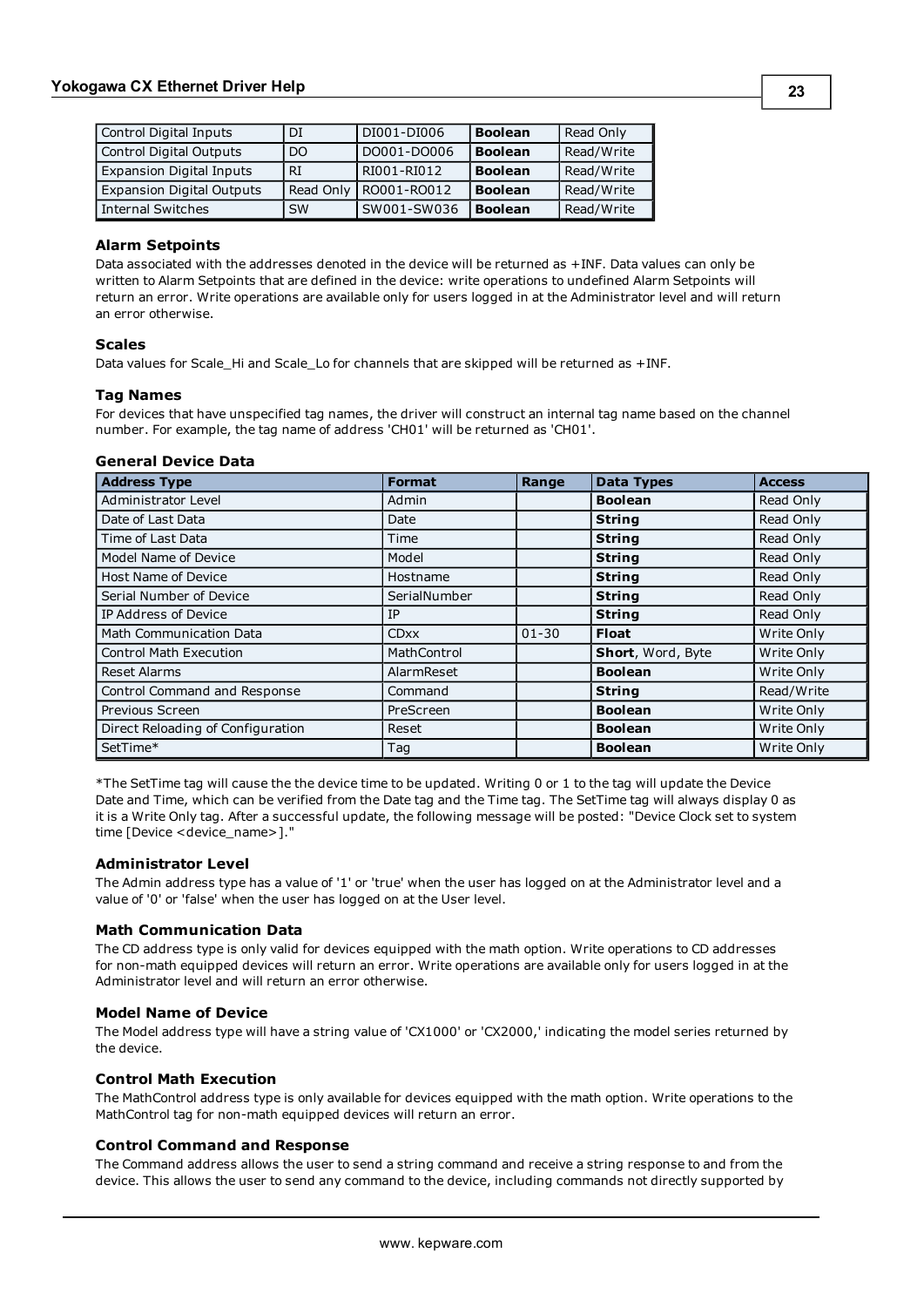| Control Digital Inputs | DI | DI001-DI006 | **Boolean** | Read Only |
|---|---|---|---|---|
| Control Digital Outputs | DO | DO001-DO006 | **Boolean** | Read/Write |
| Expansion Digital Inputs | RI | RI001-RI012 | **Boolean** | Read/Write |
| Expansion Digital Outputs | Read Only | RO001-RO012 | **Boolean** | Read/Write |
| Internal Switches | SW | SW001-SW036 | **Boolean** | Read/Write |

### Alarm Setpoints

Data associated with the addresses denoted in the device will be returned as +INF. Data values can only be written to Alarm Setpoints that are defined in the device: write operations to undefined Alarm Setpoints will return an error. Write operations are available only for users logged in at the Administrator level and will return an error otherwise.

### Scales

Data values for Scale_Hi and Scale_Lo for channels that are skipped will be returned as +INF.

### Tag Names

For devices that have unspecified tag names, the driver will construct an internal tag name based on the channel number. For example, the tag name of address 'CH01' will be returned as 'CH01'.

### General Device Data

| Address Type | Format | Range | Data Types | Access |
|---|---|---|---|---|
| Administrator Level | Admin | | **Boolean** | Read Only |
| Date of Last Data | Date | | **String** | Read Only |
| Time of Last Data | Time | | **String** | Read Only |
| Model Name of Device | Model | | **String** | Read Only |
| Host Name of Device | Hostname | | **String** | Read Only |
| Serial Number of Device | SerialNumber | | **String** | Read Only |
| IP Address of Device | IP | | **String** | Read Only |
| Math Communication Data | CDxx | 01-30 | **Float** | Write Only |
| Control Math Execution | MathControl | | **Short**, Word, Byte | Write Only |
| Reset Alarms | AlarmReset | | **Boolean** | Write Only |
| Control Command and Response | Command | | **String** | Read/Write |
| Previous Screen | PreScreen | | **Boolean** | Write Only |
| Direct Reloading of Configuration | Reset | | **Boolean** | Write Only |
| SetTime* | Tag | | **Boolean** | Write Only |

*The SetTime tag will cause the the device time to be updated. Writing 0 or 1 to the tag will update the Device Date and Time, which can be verified from the Date tag and the Time tag. The SetTime tag will always display 0 as it is a Write Only tag. After a successful update, the following message will be posted: "Device Clock set to system time [Device <device_name>]."

### Administrator Level

The Admin address type has a value of '1' or 'true' when the user has logged on at the Administrator level and a value of '0' or 'false' when the user has logged on at the User level.

### Math Communication Data

The CD address type is only valid for devices equipped with the math option. Write operations to CD addresses for non-math equipped devices will return an error. Write operations are available only for users logged in at the Administrator level and will return an error otherwise.

### Model Name of Device

The Model address type will have a string value of 'CX1000' or 'CX2000,' indicating the model series returned by the device.

### Control Math Execution

The MathControl address type is only available for devices equipped with the math option. Write operations to the MathControl tag for non-math equipped devices will return an error.

### Control Command and Response

The Command address allows the user to send a string command and receive a string response to and from the device. This allows the user to send any command to the device, including commands not directly supported by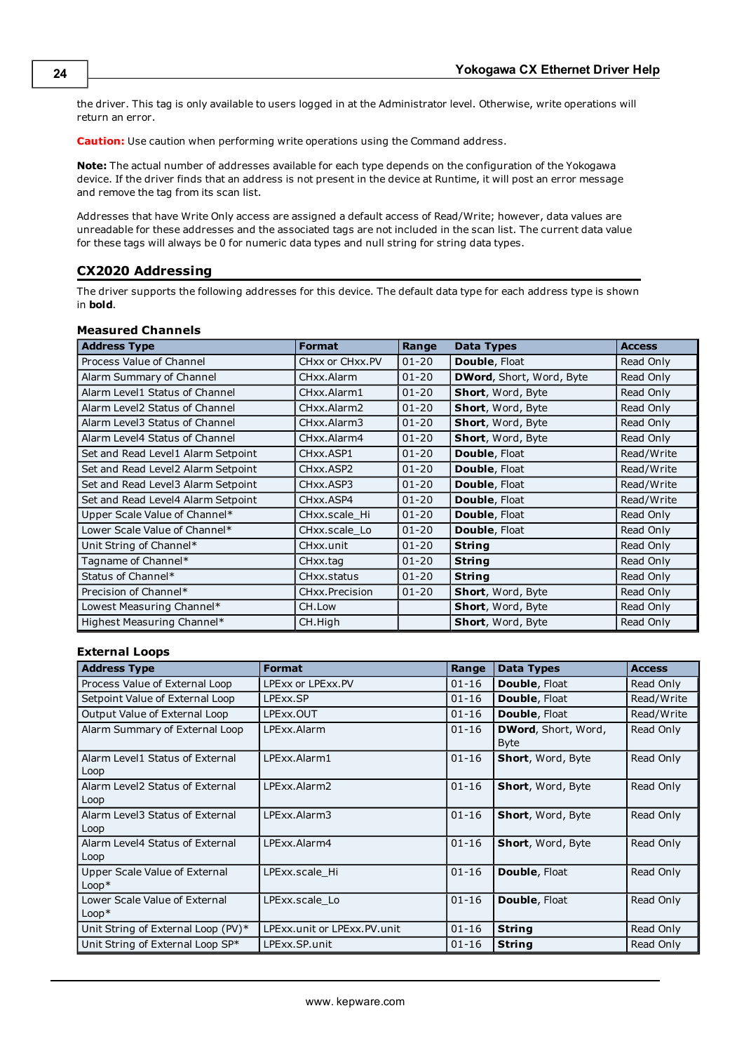the driver. This tag is only available to users logged in at the Administrator level. Otherwise, write operations will return an error.

**Caution:** Use caution when performing write operations using the Command address.

**Note:** The actual number of addresses available for each type depends on the configuration of the Yokogawa device. If the driver finds that an address is not present in the device at Runtime, it will post an error message and remove the tag from its scan list.

Addresses that have Write Only access are assigned a default access of Read/Write; however, data values are unreadable for these addresses and the associated tags are not included in the scan list. The current data value for these tags will always be 0 for numeric data types and null string for string data types.

## CX2020 Addressing

The driver supports the following addresses for this device. The default data type for each address type is shown in **bold**.

### Measured Channels

| Address Type | Format | Range | Data Types | Access |
|---|---|---|---|---|
| Process Value of Channel | CHxx or CHxx.PV | 01-20 | **Double**, Float | Read Only |
| Alarm Summary of Channel | CHxx.Alarm | 01-20 | **DWord**, Short, Word, Byte | Read Only |
| Alarm Level1 Status of Channel | CHxx.Alarm1 | 01-20 | **Short**, Word, Byte | Read Only |
| Alarm Level2 Status of Channel | CHxx.Alarm2 | 01-20 | **Short**, Word, Byte | Read Only |
| Alarm Level3 Status of Channel | CHxx.Alarm3 | 01-20 | **Short**, Word, Byte | Read Only |
| Alarm Level4 Status of Channel | CHxx.Alarm4 | 01-20 | **Short**, Word, Byte | Read Only |
| Set and Read Level1 Alarm Setpoint | CHxx.ASP1 | 01-20 | **Double**, Float | Read/Write |
| Set and Read Level2 Alarm Setpoint | CHxx.ASP2 | 01-20 | **Double**, Float | Read/Write |
| Set and Read Level3 Alarm Setpoint | CHxx.ASP3 | 01-20 | **Double**, Float | Read/Write |
| Set and Read Level4 Alarm Setpoint | CHxx.ASP4 | 01-20 | **Double**, Float | Read/Write |
| Upper Scale Value of Channel* | CHxx.scale_Hi | 01-20 | **Double**, Float | Read Only |
| Lower Scale Value of Channel* | CHxx.scale_Lo | 01-20 | **Double**, Float | Read Only |
| Unit String of Channel* | CHxx.unit | 01-20 | **String** | Read Only |
| Tagname of Channel* | CHxx.tag | 01-20 | **String** | Read Only |
| Status of Channel* | CHxx.status | 01-20 | **String** | Read Only |
| Precision of Channel* | CHxx.Precision | 01-20 | **Short**, Word, Byte | Read Only |
| Lowest Measuring Channel* | CH.Low | | **Short**, Word, Byte | Read Only |
| Highest Measuring Channel* | CH.High | | **Short**, Word, Byte | Read Only |

### External Loops

| Address Type | Format | Range | Data Types | Access |
|---|---|---|---|---|
| Process Value of External Loop | LPExx or LPExx.PV | 01-16 | **Double**, Float | Read Only |
| Setpoint Value of External Loop | LPExx.SP | 01-16 | **Double**, Float | Read/Write |
| Output Value of External Loop | LPExx.OUT | 01-16 | **Double**, Float | Read/Write |
| Alarm Summary of External Loop | LPExx.Alarm | 01-16 | **DWord**, Short, Word, Byte | Read Only |
| Alarm Level1 Status of External Loop | LPExx.Alarm1 | 01-16 | **Short**, Word, Byte | Read Only |
| Alarm Level2 Status of External Loop | LPExx.Alarm2 | 01-16 | **Short**, Word, Byte | Read Only |
| Alarm Level3 Status of External Loop | LPExx.Alarm3 | 01-16 | **Short**, Word, Byte | Read Only |
| Alarm Level4 Status of External Loop | LPExx.Alarm4 | 01-16 | **Short**, Word, Byte | Read Only |
| Upper Scale Value of External Loop* | LPExx.scale_Hi | 01-16 | **Double**, Float | Read Only |
| Lower Scale Value of External Loop* | LPExx.scale_Lo | 01-16 | **Double**, Float | Read Only |
| Unit String of External Loop (PV)* | LPExx.unit or LPExx.PV.unit | 01-16 | **String** | Read Only |
| Unit String of External Loop SP* | LPExx.SP.unit | 01-16 | **String** | Read Only |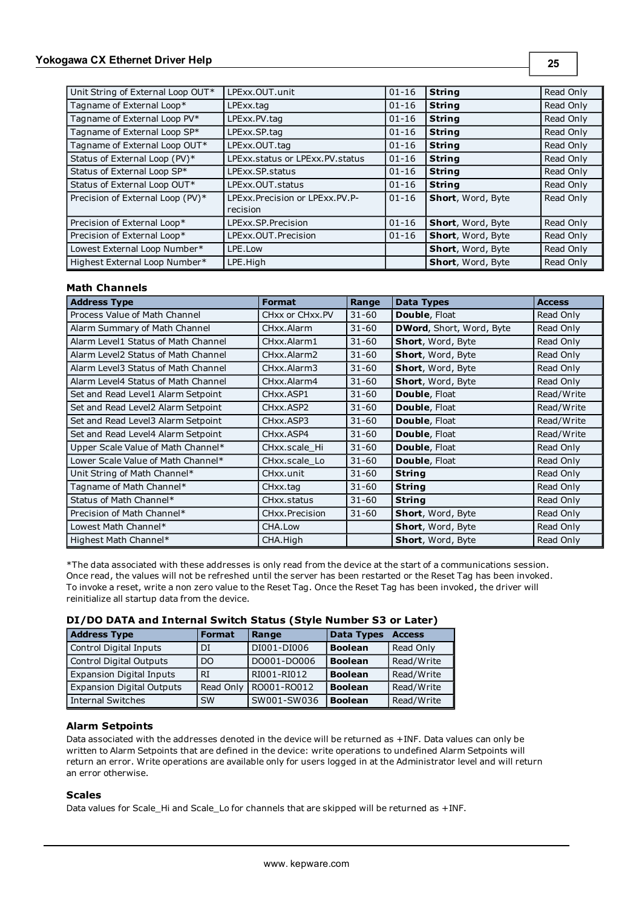| | | | | |
|---|---|---|---|---|
| Unit String of External Loop OUT* | LPExx.OUT.unit | 01-16 | **String** | Read Only |
| Tagname of External Loop* | LPExx.tag | 01-16 | **String** | Read Only |
| Tagname of External Loop PV* | LPExx.PV.tag | 01-16 | **String** | Read Only |
| Tagname of External Loop SP* | LPExx.SP.tag | 01-16 | **String** | Read Only |
| Tagname of External Loop OUT* | LPExx.OUT.tag | 01-16 | **String** | Read Only |
| Status of External Loop (PV)* | LPExx.status or LPExx.PV.status | 01-16 | **String** | Read Only |
| Status of External Loop SP* | LPExx.SP.status | 01-16 | **String** | Read Only |
| Status of External Loop OUT* | LPExx.OUT.status | 01-16 | **String** | Read Only |
| Precision of External Loop (PV)* | LPExx.Precision or LPExx.PV.Precision | 01-16 | **Short**, Word, Byte | Read Only |
| Precision of External Loop* | LPExx.SP.Precision | 01-16 | **Short**, Word, Byte | Read Only |
| Precision of External Loop* | LPExx.OUT.Precision | 01-16 | **Short**, Word, Byte | Read Only |
| Lowest External Loop Number* | LPE.Low | | **Short**, Word, Byte | Read Only |
| Highest External Loop Number* | LPE.High | | **Short**, Word, Byte | Read Only |

### Math Channels

| Address Type | Format | Range | Data Types | Access |
|---|---|---|---|---|
| Process Value of Math Channel | CHxx or CHxx.PV | 31-60 | **Double**, Float | Read Only |
| Alarm Summary of Math Channel | CHxx.Alarm | 31-60 | **DWord**, Short, Word, Byte | Read Only |
| Alarm Level1 Status of Math Channel | CHxx.Alarm1 | 31-60 | **Short**, Word, Byte | Read Only |
| Alarm Level2 Status of Math Channel | CHxx.Alarm2 | 31-60 | **Short**, Word, Byte | Read Only |
| Alarm Level3 Status of Math Channel | CHxx.Alarm3 | 31-60 | **Short**, Word, Byte | Read Only |
| Alarm Level4 Status of Math Channel | CHxx.Alarm4 | 31-60 | **Short**, Word, Byte | Read Only |
| Set and Read Level1 Alarm Setpoint | CHxx.ASP1 | 31-60 | **Double**, Float | Read/Write |
| Set and Read Level2 Alarm Setpoint | CHxx.ASP2 | 31-60 | **Double**, Float | Read/Write |
| Set and Read Level3 Alarm Setpoint | CHxx.ASP3 | 31-60 | **Double**, Float | Read/Write |
| Set and Read Level4 Alarm Setpoint | CHxx.ASP4 | 31-60 | **Double**, Float | Read/Write |
| Upper Scale Value of Math Channel* | CHxx.scale_Hi | 31-60 | **Double**, Float | Read Only |
| Lower Scale Value of Math Channel* | CHxx.scale_Lo | 31-60 | **Double**, Float | Read Only |
| Unit String of Math Channel* | CHxx.unit | 31-60 | **String** | Read Only |
| Tagname of Math Channel* | CHxx.tag | 31-60 | **String** | Read Only |
| Status of Math Channel* | CHxx.status | 31-60 | **String** | Read Only |
| Precision of Math Channel* | CHxx.Precision | 31-60 | **Short**, Word, Byte | Read Only |
| Lowest Math Channel* | CHA.Low | | **Short**, Word, Byte | Read Only |
| Highest Math Channel* | CHA.High | | **Short**, Word, Byte | Read Only |

*The data associated with these addresses is only read from the device at the start of a communications session. Once read, the values will not be refreshed until the server has been restarted or the Reset Tag has been invoked. To invoke a reset, write a non zero value to the Reset Tag. Once the Reset Tag has been invoked, the driver will reinitialize all startup data from the device.

### DI/DO DATA and Internal Switch Status (Style Number S3 or Later)

| Address Type | Format | Range | Data Types | Access |
|---|---|---|---|---|
| Control Digital Inputs | DI | DI001-DI006 | **Boolean** | Read Only |
| Control Digital Outputs | DO | DO001-DO006 | **Boolean** | Read/Write |
| Expansion Digital Inputs | RI | RI001-RI012 | **Boolean** | Read/Write |
| Expansion Digital Outputs | Read Only | RO001-RO012 | **Boolean** | Read/Write |
| Internal Switches | SW | SW001-SW036 | **Boolean** | Read/Write |

### Alarm Setpoints

Data associated with the addresses denoted in the device will be returned as +INF. Data values can only be written to Alarm Setpoints that are defined in the device: write operations to undefined Alarm Setpoints will return an error. Write operations are available only for users logged in at the Administrator level and will return an error otherwise.

### Scales

Data values for Scale_Hi and Scale_Lo for channels that are skipped will be returned as +INF.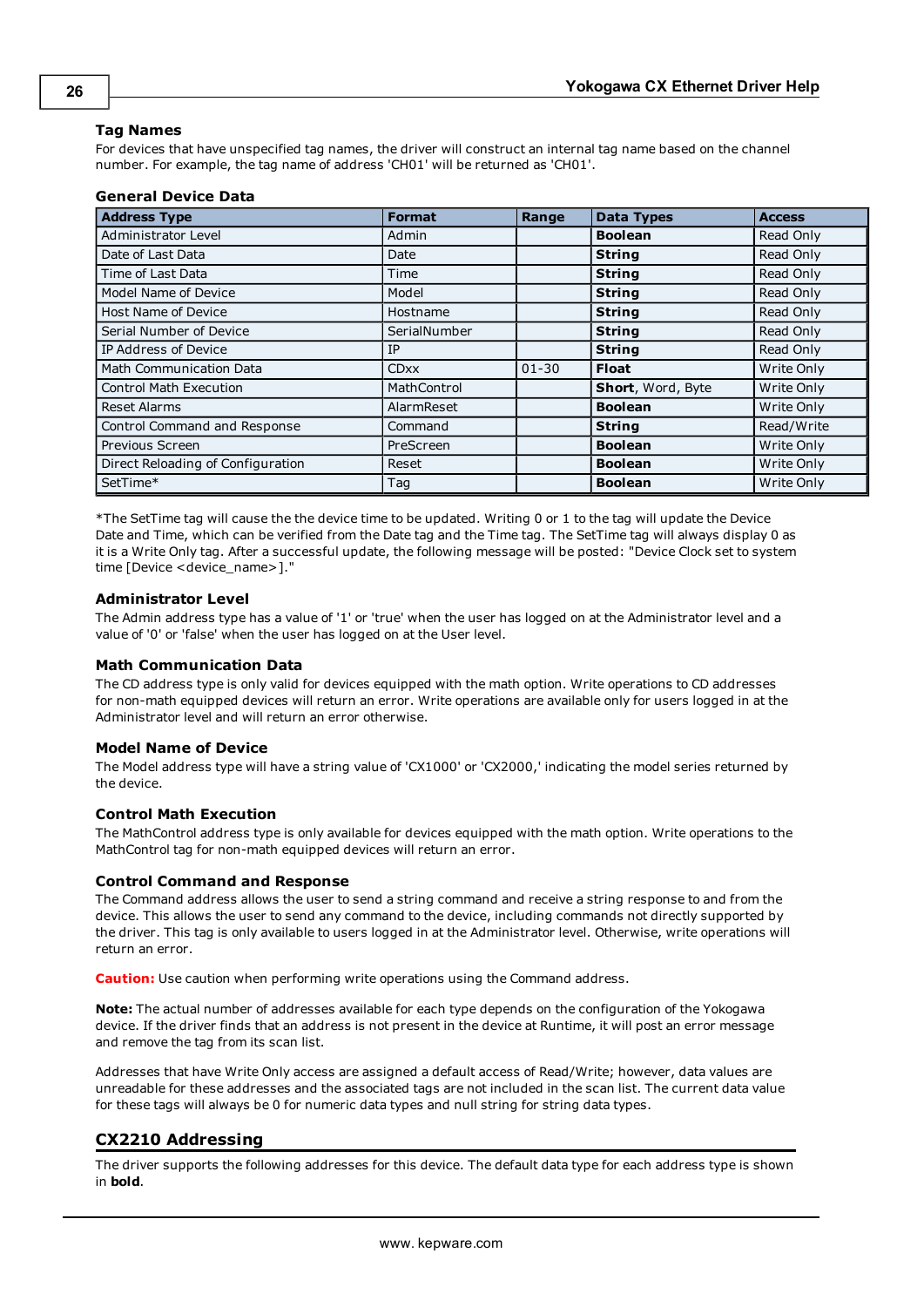### Tag Names

For devices that have unspecified tag names, the driver will construct an internal tag name based on the channel number. For example, the tag name of address 'CH01' will be returned as 'CH01'.

### General Device Data

| Address Type | Format | Range | Data Types | Access |
|---|---|---|---|---|
| Administrator Level | Admin | | **Boolean** | Read Only |
| Date of Last Data | Date | | **String** | Read Only |
| Time of Last Data | Time | | **String** | Read Only |
| Model Name of Device | Model | | **String** | Read Only |
| Host Name of Device | Hostname | | **String** | Read Only |
| Serial Number of Device | SerialNumber | | **String** | Read Only |
| IP Address of Device | IP | | **String** | Read Only |
| Math Communication Data | CDxx | 01-30 | **Float** | Write Only |
| Control Math Execution | MathControl | | **Short**, Word, Byte | Write Only |
| Reset Alarms | AlarmReset | | **Boolean** | Write Only |
| Control Command and Response | Command | | **String** | Read/Write |
| Previous Screen | PreScreen | | **Boolean** | Write Only |
| Direct Reloading of Configuration | Reset | | **Boolean** | Write Only |
| SetTime* | Tag | | **Boolean** | Write Only |

*The SetTime tag will cause the the device time to be updated. Writing 0 or 1 to the tag will update the Device Date and Time, which can be verified from the Date tag and the Time tag. The SetTime tag will always display 0 as it is a Write Only tag. After a successful update, the following message will be posted: "Device Clock set to system time [Device <device_name>]."

### Administrator Level

The Admin address type has a value of '1' or 'true' when the user has logged on at the Administrator level and a value of '0' or 'false' when the user has logged on at the User level.

### Math Communication Data

The CD address type is only valid for devices equipped with the math option. Write operations to CD addresses for non-math equipped devices will return an error. Write operations are available only for users logged in at the Administrator level and will return an error otherwise.

### Model Name of Device

The Model address type will have a string value of 'CX1000' or 'CX2000,' indicating the model series returned by the device.

### Control Math Execution

The MathControl address type is only available for devices equipped with the math option. Write operations to the MathControl tag for non-math equipped devices will return an error.

### Control Command and Response

The Command address allows the user to send a string command and receive a string response to and from the device. This allows the user to send any command to the device, including commands not directly supported by the driver. This tag is only available to users logged in at the Administrator level. Otherwise, write operations will return an error.

**Caution:** Use caution when performing write operations using the Command address.

**Note:** The actual number of addresses available for each type depends on the configuration of the Yokogawa device. If the driver finds that an address is not present in the device at Runtime, it will post an error message and remove the tag from its scan list.

Addresses that have Write Only access are assigned a default access of Read/Write; however, data values are unreadable for these addresses and the associated tags are not included in the scan list. The current data value for these tags will always be 0 for numeric data types and null string for string data types.

## CX2210 Addressing

The driver supports the following addresses for this device. The default data type for each address type is shown in **bold**.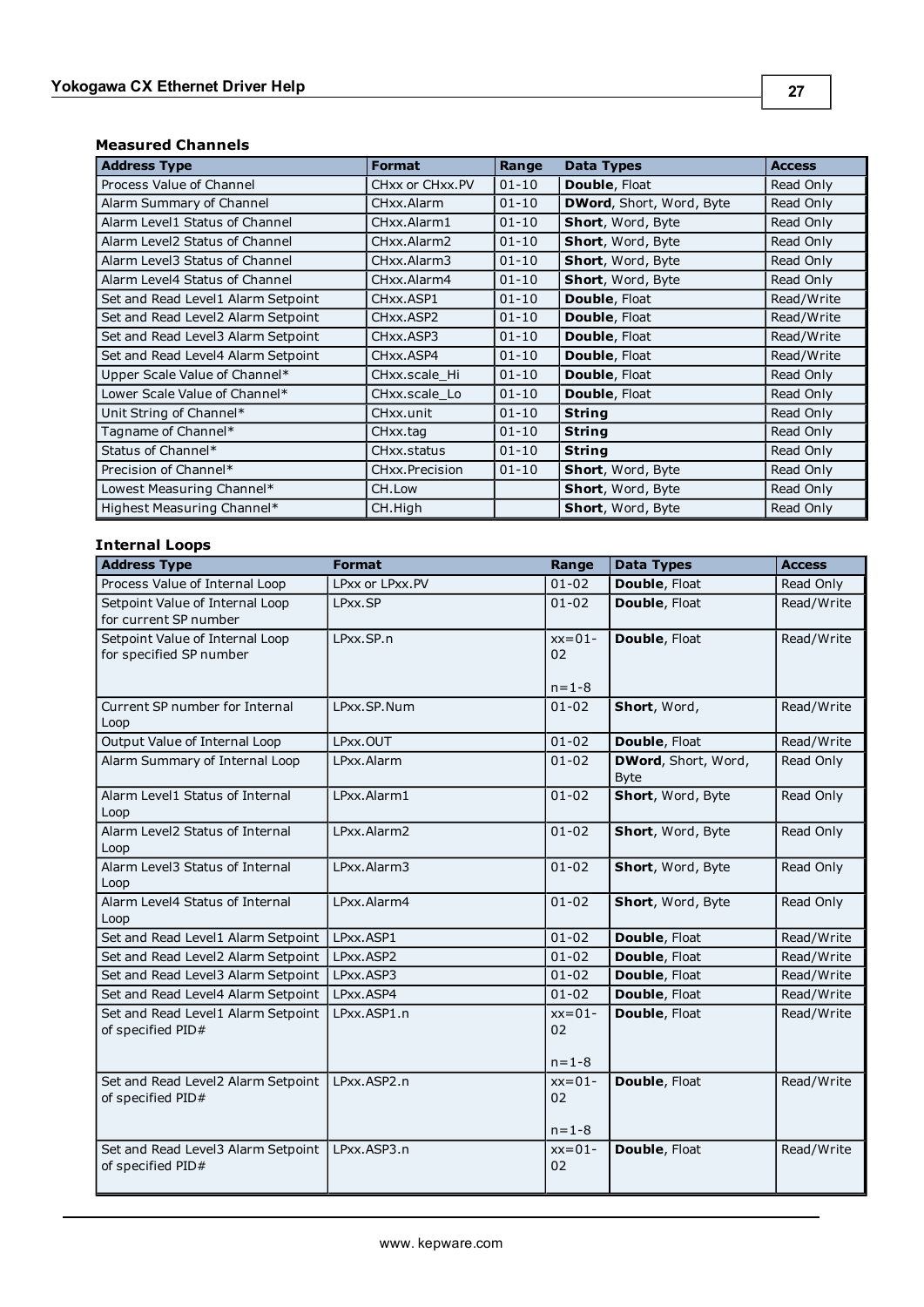**Measured Channels**

| Address Type | Format | Range | Data Types | Access |
|---|---|---|---|---|
| Process Value of Channel | CHxx or CHxx.PV | 01-10 | **Double**, Float | Read Only |
| Alarm Summary of Channel | CHxx.Alarm | 01-10 | **DWord**, Short, Word, Byte | Read Only |
| Alarm Level1 Status of Channel | CHxx.Alarm1 | 01-10 | **Short**, Word, Byte | Read Only |
| Alarm Level2 Status of Channel | CHxx.Alarm2 | 01-10 | **Short**, Word, Byte | Read Only |
| Alarm Level3 Status of Channel | CHxx.Alarm3 | 01-10 | **Short**, Word, Byte | Read Only |
| Alarm Level4 Status of Channel | CHxx.Alarm4 | 01-10 | **Short**, Word, Byte | Read Only |
| Set and Read Level1 Alarm Setpoint | CHxx.ASP1 | 01-10 | **Double**, Float | Read/Write |
| Set and Read Level2 Alarm Setpoint | CHxx.ASP2 | 01-10 | **Double**, Float | Read/Write |
| Set and Read Level3 Alarm Setpoint | CHxx.ASP3 | 01-10 | **Double**, Float | Read/Write |
| Set and Read Level4 Alarm Setpoint | CHxx.ASP4 | 01-10 | **Double**, Float | Read/Write |
| Upper Scale Value of Channel* | CHxx.scale_Hi | 01-10 | **Double**, Float | Read Only |
| Lower Scale Value of Channel* | CHxx.scale_Lo | 01-10 | **Double**, Float | Read Only |
| Unit String of Channel* | CHxx.unit | 01-10 | **String** | Read Only |
| Tagname of Channel* | CHxx.tag | 01-10 | **String** | Read Only |
| Status of Channel* | CHxx.status | 01-10 | **String** | Read Only |
| Precision of Channel* | CHxx.Precision | 01-10 | **Short**, Word, Byte | Read Only |
| Lowest Measuring Channel* | CH.Low | | **Short**, Word, Byte | Read Only |
| Highest Measuring Channel* | CH.High | | **Short**, Word, Byte | Read Only |

**Internal Loops**

| Address Type | Format | Range | Data Types | Access |
|---|---|---|---|---|
| Process Value of Internal Loop | LPxx or LPxx.PV | 01-02 | **Double**, Float | Read Only |
| Setpoint Value of Internal Loop for current SP number | LPxx.SP | 01-02 | **Double**, Float | Read/Write |
| Setpoint Value of Internal Loop for specified SP number | LPxx.SP.n | xx=01-02<br><br>n=1-8 | **Double**, Float | Read/Write |
| Current SP number for Internal Loop | LPxx.SP.Num | 01-02 | **Short**, Word, | Read/Write |
| Output Value of Internal Loop | LPxx.OUT | 01-02 | **Double**, Float | Read/Write |
| Alarm Summary of Internal Loop | LPxx.Alarm | 01-02 | **DWord**, Short, Word, Byte | Read Only |
| Alarm Level1 Status of Internal Loop | LPxx.Alarm1 | 01-02 | **Short**, Word, Byte | Read Only |
| Alarm Level2 Status of Internal Loop | LPxx.Alarm2 | 01-02 | **Short**, Word, Byte | Read Only |
| Alarm Level3 Status of Internal Loop | LPxx.Alarm3 | 01-02 | **Short**, Word, Byte | Read Only |
| Alarm Level4 Status of Internal Loop | LPxx.Alarm4 | 01-02 | **Short**, Word, Byte | Read Only |
| Set and Read Level1 Alarm Setpoint | LPxx.ASP1 | 01-02 | **Double**, Float | Read/Write |
| Set and Read Level2 Alarm Setpoint | LPxx.ASP2 | 01-02 | **Double**, Float | Read/Write |
| Set and Read Level3 Alarm Setpoint | LPxx.ASP3 | 01-02 | **Double**, Float | Read/Write |
| Set and Read Level4 Alarm Setpoint | LPxx.ASP4 | 01-02 | **Double**, Float | Read/Write |
| Set and Read Level1 Alarm Setpoint of specified PID# | LPxx.ASP1.n | xx=01-02<br><br>n=1-8 | **Double**, Float | Read/Write |
| Set and Read Level2 Alarm Setpoint of specified PID# | LPxx.ASP2.n | xx=01-02<br><br>n=1-8 | **Double**, Float | Read/Write |
| Set and Read Level3 Alarm Setpoint of specified PID# | LPxx.ASP3.n | xx=01-02 | **Double**, Float | Read/Write |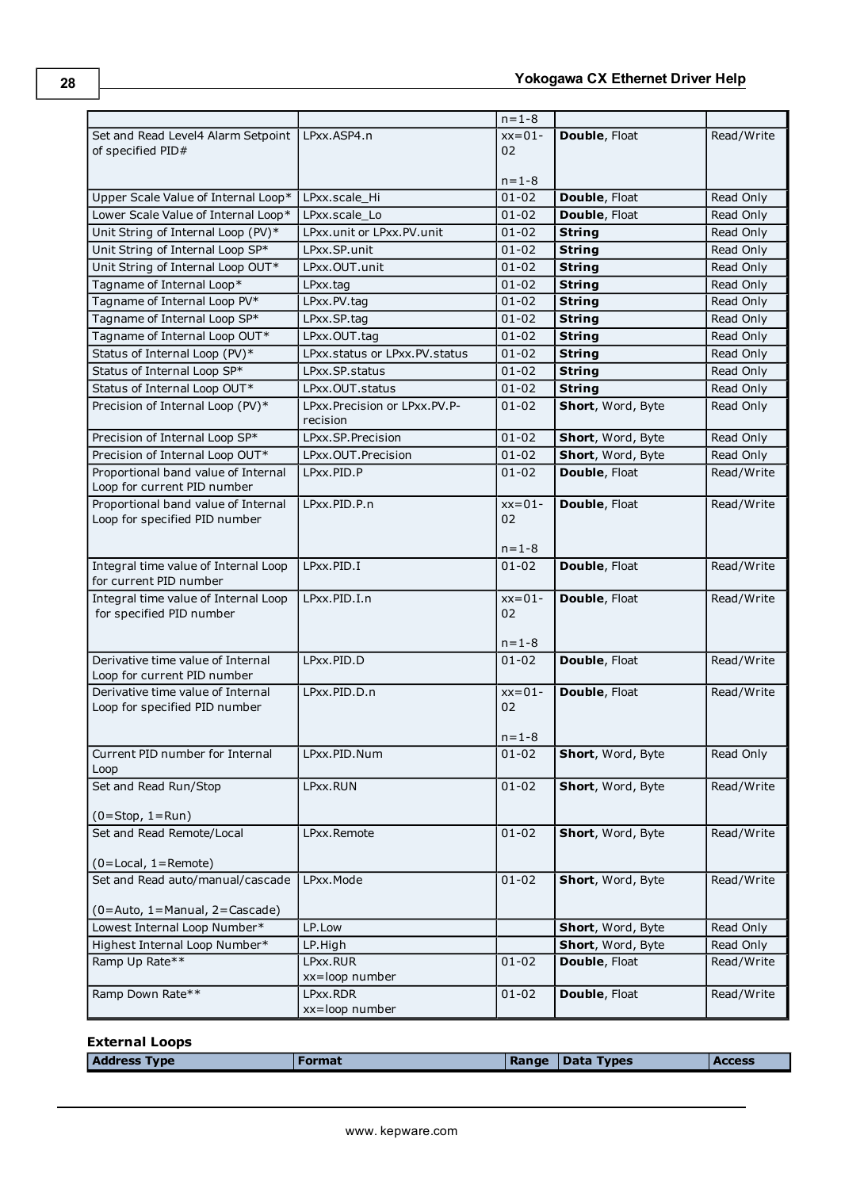| | | n=1-8 | | |
|---|---|---|---|---|
| Set and Read Level4 Alarm Setpoint of specified PID# | LPxx.ASP4.n | xx=01-02<br><br>n=1-8 | **Double**, Float | Read/Write |
| Upper Scale Value of Internal Loop* | LPxx.scale_Hi | 01-02 | **Double**, Float | Read Only |
| Lower Scale Value of Internal Loop* | LPxx.scale_Lo | 01-02 | **Double**, Float | Read Only |
| Unit String of Internal Loop (PV)* | LPxx.unit or LPxx.PV.unit | 01-02 | **String** | Read Only |
| Unit String of Internal Loop SP* | LPxx.SP.unit | 01-02 | **String** | Read Only |
| Unit String of Internal Loop OUT* | LPxx.OUT.unit | 01-02 | **String** | Read Only |
| Tagname of Internal Loop* | LPxx.tag | 01-02 | **String** | Read Only |
| Tagname of Internal Loop PV* | LPxx.PV.tag | 01-02 | **String** | Read Only |
| Tagname of Internal Loop SP* | LPxx.SP.tag | 01-02 | **String** | Read Only |
| Tagname of Internal Loop OUT* | LPxx.OUT.tag | 01-02 | **String** | Read Only |
| Status of Internal Loop (PV)* | LPxx.status or LPxx.PV.status | 01-02 | **String** | Read Only |
| Status of Internal Loop SP* | LPxx.SP.status | 01-02 | **String** | Read Only |
| Status of Internal Loop OUT* | LPxx.OUT.status | 01-02 | **String** | Read Only |
| Precision of Internal Loop (PV)* | LPxx.Precision or LPxx.PV.Precision | 01-02 | **Short**, Word, Byte | Read Only |
| Precision of Internal Loop SP* | LPxx.SP.Precision | 01-02 | **Short**, Word, Byte | Read Only |
| Precision of Internal Loop OUT* | LPxx.OUT.Precision | 01-02 | **Short**, Word, Byte | Read Only |
| Proportional band value of Internal Loop for current PID number | LPxx.PID.P | 01-02 | **Double**, Float | Read/Write |
| Proportional band value of Internal Loop for specified PID number | LPxx.PID.P.n | xx=01-02<br><br>n=1-8 | **Double**, Float | Read/Write |
| Integral time value of Internal Loop for current PID number | LPxx.PID.I | 01-02 | **Double**, Float | Read/Write |
| Integral time value of Internal Loop for specified PID number | LPxx.PID.I.n | xx=01-02<br><br>n=1-8 | **Double**, Float | Read/Write |
| Derivative time value of Internal Loop for current PID number | LPxx.PID.D | 01-02 | **Double**, Float | Read/Write |
| Derivative time value of Internal Loop for specified PID number | LPxx.PID.D.n | xx=01-02<br><br>n=1-8 | **Double**, Float | Read/Write |
| Current PID number for Internal Loop | LPxx.PID.Num | 01-02 | **Short**, Word, Byte | Read Only |
| Set and Read Run/Stop<br><br>(0=Stop, 1=Run) | LPxx.RUN | 01-02 | **Short**, Word, Byte | Read/Write |
| Set and Read Remote/Local<br><br>(0=Local, 1=Remote) | LPxx.Remote | 01-02 | **Short**, Word, Byte | Read/Write |
| Set and Read auto/manual/cascade<br><br>(0=Auto, 1=Manual, 2=Cascade) | LPxx.Mode | 01-02 | **Short**, Word, Byte | Read/Write |
| Lowest Internal Loop Number* | LP.Low | | **Short**, Word, Byte | Read Only |
| Highest Internal Loop Number* | LP.High | | **Short**, Word, Byte | Read Only |
| Ramp Up Rate** | LPxx.RUR<br>xx=loop number | 01-02 | **Double**, Float | Read/Write |
| Ramp Down Rate** | LPxx.RDR<br>xx=loop number | 01-02 | **Double**, Float | Read/Write |

**External Loops**

| Address Type | Format | Range | Data Types | Access |
|---|---|---|---|---|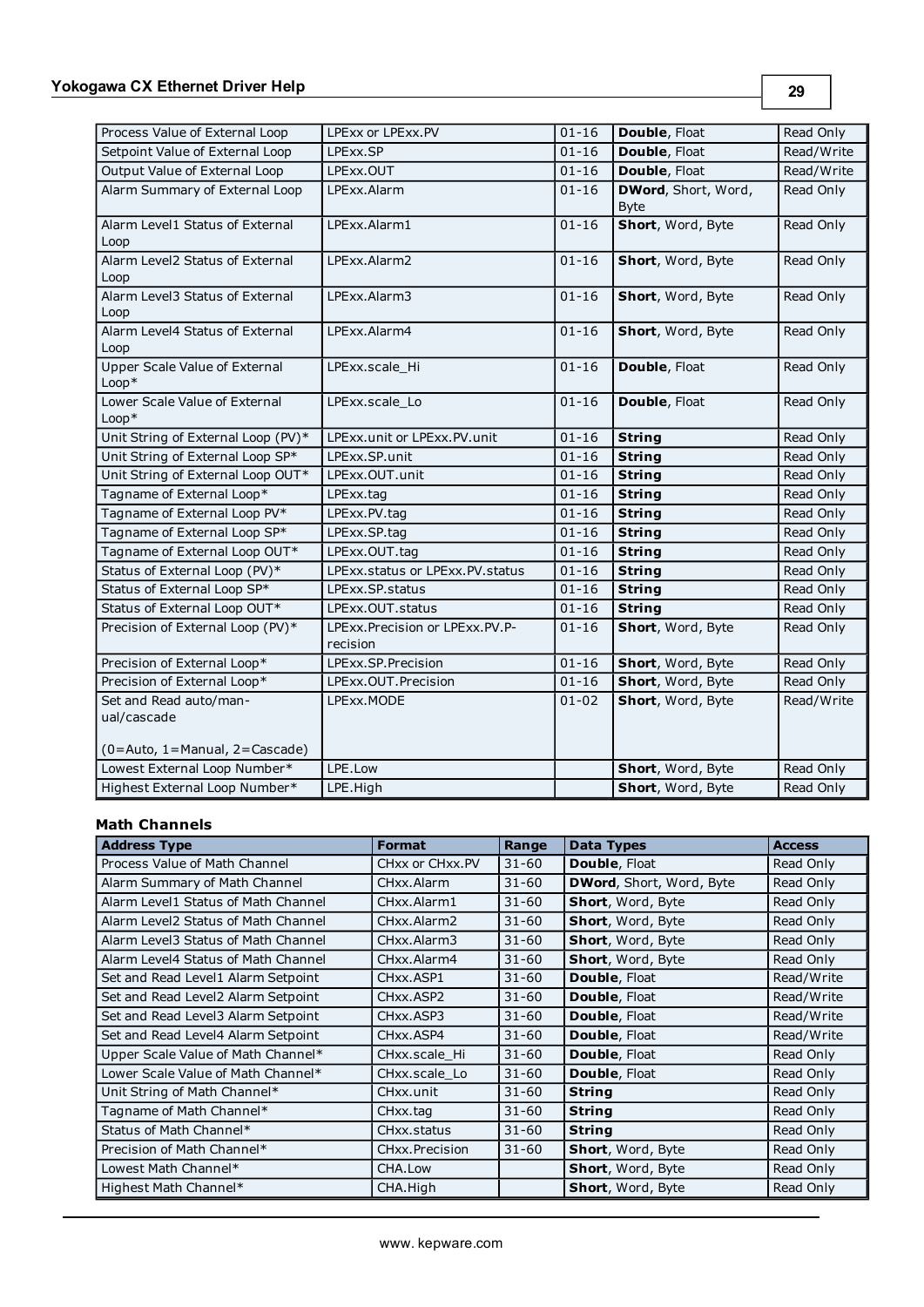| | | | | |
|---|---|---|---|---|
| Process Value of External Loop | LPExx or LPExx.PV | 01-16 | **Double**, Float | Read Only |
| Setpoint Value of External Loop | LPExx.SP | 01-16 | **Double**, Float | Read/Write |
| Output Value of External Loop | LPExx.OUT | 01-16 | **Double**, Float | Read/Write |
| Alarm Summary of External Loop | LPExx.Alarm | 01-16 | **DWord**, Short, Word, Byte | Read Only |
| Alarm Level1 Status of External Loop | LPExx.Alarm1 | 01-16 | **Short**, Word, Byte | Read Only |
| Alarm Level2 Status of External Loop | LPExx.Alarm2 | 01-16 | **Short**, Word, Byte | Read Only |
| Alarm Level3 Status of External Loop | LPExx.Alarm3 | 01-16 | **Short**, Word, Byte | Read Only |
| Alarm Level4 Status of External Loop | LPExx.Alarm4 | 01-16 | **Short**, Word, Byte | Read Only |
| Upper Scale Value of External Loop* | LPExx.scale_Hi | 01-16 | **Double**, Float | Read Only |
| Lower Scale Value of External Loop* | LPExx.scale_Lo | 01-16 | **Double**, Float | Read Only |
| Unit String of External Loop (PV)* | LPExx.unit or LPExx.PV.unit | 01-16 | **String** | Read Only |
| Unit String of External Loop SP* | LPExx.SP.unit | 01-16 | **String** | Read Only |
| Unit String of External Loop OUT* | LPExx.OUT.unit | 01-16 | **String** | Read Only |
| Tagname of External Loop* | LPExx.tag | 01-16 | **String** | Read Only |
| Tagname of External Loop PV* | LPExx.PV.tag | 01-16 | **String** | Read Only |
| Tagname of External Loop SP* | LPExx.SP.tag | 01-16 | **String** | Read Only |
| Tagname of External Loop OUT* | LPExx.OUT.tag | 01-16 | **String** | Read Only |
| Status of External Loop (PV)* | LPExx.status or LPExx.PV.status | 01-16 | **String** | Read Only |
| Status of External Loop SP* | LPExx.SP.status | 01-16 | **String** | Read Only |
| Status of External Loop OUT* | LPExx.OUT.status | 01-16 | **String** | Read Only |
| Precision of External Loop (PV)* | LPExx.Precision or LPExx.PV.P-recision | 01-16 | **Short**, Word, Byte | Read Only |
| Precision of External Loop* | LPExx.SP.Precision | 01-16 | **Short**, Word, Byte | Read Only |
| Precision of External Loop* | LPExx.OUT.Precision | 01-16 | **Short**, Word, Byte | Read Only |
| Set and Read auto/man-ual/cascade (0=Auto, 1=Manual, 2=Cascade) | LPExx.MODE | 01-02 | **Short**, Word, Byte | Read/Write |
| Lowest External Loop Number* | LPE.Low | | **Short**, Word, Byte | Read Only |
| Highest External Loop Number* | LPE.High | | **Short**, Word, Byte | Read Only |

### Math Channels

| Address Type | Format | Range | Data Types | Access |
|---|---|---|---|---|
| Process Value of Math Channel | CHxx or CHxx.PV | 31-60 | **Double**, Float | Read Only |
| Alarm Summary of Math Channel | CHxx.Alarm | 31-60 | **DWord**, Short, Word, Byte | Read Only |
| Alarm Level1 Status of Math Channel | CHxx.Alarm1 | 31-60 | **Short**, Word, Byte | Read Only |
| Alarm Level2 Status of Math Channel | CHxx.Alarm2 | 31-60 | **Short**, Word, Byte | Read Only |
| Alarm Level3 Status of Math Channel | CHxx.Alarm3 | 31-60 | **Short**, Word, Byte | Read Only |
| Alarm Level4 Status of Math Channel | CHxx.Alarm4 | 31-60 | **Short**, Word, Byte | Read Only |
| Set and Read Level1 Alarm Setpoint | CHxx.ASP1 | 31-60 | **Double**, Float | Read/Write |
| Set and Read Level2 Alarm Setpoint | CHxx.ASP2 | 31-60 | **Double**, Float | Read/Write |
| Set and Read Level3 Alarm Setpoint | CHxx.ASP3 | 31-60 | **Double**, Float | Read/Write |
| Set and Read Level4 Alarm Setpoint | CHxx.ASP4 | 31-60 | **Double**, Float | Read/Write |
| Upper Scale Value of Math Channel* | CHxx.scale_Hi | 31-60 | **Double**, Float | Read Only |
| Lower Scale Value of Math Channel* | CHxx.scale_Lo | 31-60 | **Double**, Float | Read Only |
| Unit String of Math Channel* | CHxx.unit | 31-60 | **String** | Read Only |
| Tagname of Math Channel* | CHxx.tag | 31-60 | **String** | Read Only |
| Status of Math Channel* | CHxx.status | 31-60 | **String** | Read Only |
| Precision of Math Channel* | CHxx.Precision | 31-60 | **Short**, Word, Byte | Read Only |
| Lowest Math Channel* | CHA.Low | | **Short**, Word, Byte | Read Only |
| Highest Math Channel* | CHA.High | | **Short**, Word, Byte | Read Only |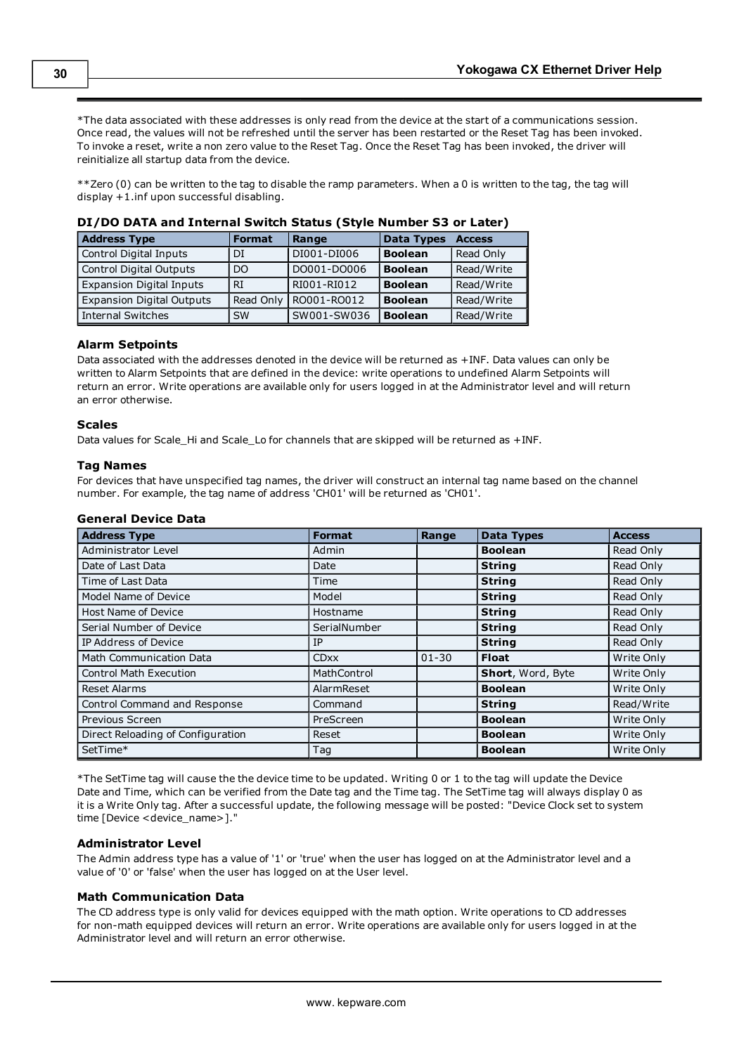*The data associated with these addresses is only read from the device at the start of a communications session. Once read, the values will not be refreshed until the server has been restarted or the Reset Tag has been invoked. To invoke a reset, write a non zero value to the Reset Tag. Once the Reset Tag has been invoked, the driver will reinitialize all startup data from the device.

**Zero (0) can be written to the tag to disable the ramp parameters. When a 0 is written to the tag, the tag will display +1.inf upon successful disabling.

### DI/DO DATA and Internal Switch Status (Style Number S3 or Later)

| Address Type | Format | Range | Data Types | Access |
|---|---|---|---|---|
| Control Digital Inputs | DI | DI001-DI006 | **Boolean** | Read Only |
| Control Digital Outputs | DO | DO001-DO006 | **Boolean** | Read/Write |
| Expansion Digital Inputs | RI | RI001-RI012 | **Boolean** | Read/Write |
| Expansion Digital Outputs | Read Only | RO001-RO012 | **Boolean** | Read/Write |
| Internal Switches | SW | SW001-SW036 | **Boolean** | Read/Write |

#### Alarm Setpoints

Data associated with the addresses denoted in the device will be returned as +INF. Data values can only be written to Alarm Setpoints that are defined in the device: write operations to undefined Alarm Setpoints will return an error. Write operations are available only for users logged in at the Administrator level and will return an error otherwise.

#### Scales

Data values for Scale_Hi and Scale_Lo for channels that are skipped will be returned as +INF.

#### Tag Names

For devices that have unspecified tag names, the driver will construct an internal tag name based on the channel number. For example, the tag name of address 'CH01' will be returned as 'CH01'.

### General Device Data

| Address Type | Format | Range | Data Types | Access |
|---|---|---|---|---|
| Administrator Level | Admin | | **Boolean** | Read Only |
| Date of Last Data | Date | | **String** | Read Only |
| Time of Last Data | Time | | **String** | Read Only |
| Model Name of Device | Model | | **String** | Read Only |
| Host Name of Device | Hostname | | **String** | Read Only |
| Serial Number of Device | SerialNumber | | **String** | Read Only |
| IP Address of Device | IP | | **String** | Read Only |
| Math Communication Data | CDxx | 01-30 | **Float** | Write Only |
| Control Math Execution | MathControl | | **Short**, Word, Byte | Write Only |
| Reset Alarms | AlarmReset | | **Boolean** | Write Only |
| Control Command and Response | Command | | **String** | Read/Write |
| Previous Screen | PreScreen | | **Boolean** | Write Only |
| Direct Reloading of Configuration | Reset | | **Boolean** | Write Only |
| SetTime* | Tag | | **Boolean** | Write Only |

*The SetTime tag will cause the the device time to be updated. Writing 0 or 1 to the tag will update the Device Date and Time, which can be verified from the Date tag and the Time tag. The SetTime tag will always display 0 as it is a Write Only tag. After a successful update, the following message will be posted: "Device Clock set to system time [Device <device_name>]."

#### Administrator Level

The Admin address type has a value of '1' or 'true' when the user has logged on at the Administrator level and a value of '0' or 'false' when the user has logged on at the User level.

#### Math Communication Data

The CD address type is only valid for devices equipped with the math option. Write operations to CD addresses for non-math equipped devices will return an error. Write operations are available only for users logged in at the Administrator level and will return an error otherwise.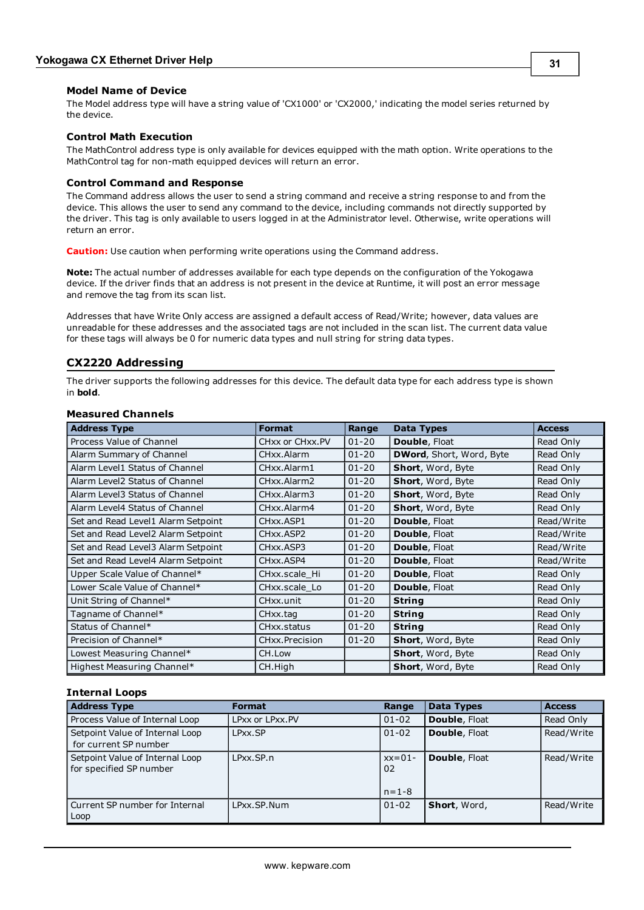### Model Name of Device

The Model address type will have a string value of 'CX1000' or 'CX2000,' indicating the model series returned by the device.

### Control Math Execution

The MathControl address type is only available for devices equipped with the math option. Write operations to the MathControl tag for non-math equipped devices will return an error.

### Control Command and Response

The Command address allows the user to send a string command and receive a string response to and from the device. This allows the user to send any command to the device, including commands not directly supported by the driver. This tag is only available to users logged in at the Administrator level. Otherwise, write operations will return an error.

**Caution:** Use caution when performing write operations using the Command address.

**Note:** The actual number of addresses available for each type depends on the configuration of the Yokogawa device. If the driver finds that an address is not present in the device at Runtime, it will post an error message and remove the tag from its scan list.

Addresses that have Write Only access are assigned a default access of Read/Write; however, data values are unreadable for these addresses and the associated tags are not included in the scan list. The current data value for these tags will always be 0 for numeric data types and null string for string data types.

## CX2220 Addressing

The driver supports the following addresses for this device. The default data type for each address type is shown in **bold**.

### Measured Channels

| Address Type | Format | Range | Data Types | Access |
|---|---|---|---|---|
| Process Value of Channel | CHxx or CHxx.PV | 01-20 | **Double**, Float | Read Only |
| Alarm Summary of Channel | CHxx.Alarm | 01-20 | **DWord**, Short, Word, Byte | Read Only |
| Alarm Level1 Status of Channel | CHxx.Alarm1 | 01-20 | **Short**, Word, Byte | Read Only |
| Alarm Level2 Status of Channel | CHxx.Alarm2 | 01-20 | **Short**, Word, Byte | Read Only |
| Alarm Level3 Status of Channel | CHxx.Alarm3 | 01-20 | **Short**, Word, Byte | Read Only |
| Alarm Level4 Status of Channel | CHxx.Alarm4 | 01-20 | **Short**, Word, Byte | Read Only |
| Set and Read Level1 Alarm Setpoint | CHxx.ASP1 | 01-20 | **Double**, Float | Read/Write |
| Set and Read Level2 Alarm Setpoint | CHxx.ASP2 | 01-20 | **Double**, Float | Read/Write |
| Set and Read Level3 Alarm Setpoint | CHxx.ASP3 | 01-20 | **Double**, Float | Read/Write |
| Set and Read Level4 Alarm Setpoint | CHxx.ASP4 | 01-20 | **Double**, Float | Read/Write |
| Upper Scale Value of Channel* | CHxx.scale_Hi | 01-20 | **Double**, Float | Read Only |
| Lower Scale Value of Channel* | CHxx.scale_Lo | 01-20 | **Double**, Float | Read Only |
| Unit String of Channel* | CHxx.unit | 01-20 | **String** | Read Only |
| Tagname of Channel* | CHxx.tag | 01-20 | **String** | Read Only |
| Status of Channel* | CHxx.status | 01-20 | **String** | Read Only |
| Precision of Channel* | CHxx.Precision | 01-20 | **Short**, Word, Byte | Read Only |
| Lowest Measuring Channel* | CH.Low | | **Short**, Word, Byte | Read Only |
| Highest Measuring Channel* | CH.High | | **Short**, Word, Byte | Read Only |

### Internal Loops

| Address Type | Format | Range | Data Types | Access |
|---|---|---|---|---|
| Process Value of Internal Loop | LPxx or LPxx.PV | 01-02 | **Double**, Float | Read Only |
| Setpoint Value of Internal Loop for current SP number | LPxx.SP | 01-02 | **Double**, Float | Read/Write |
| Setpoint Value of Internal Loop for specified SP number | LPxx.SP.n | xx=01-02<br><br>n=1-8 | **Double**, Float | Read/Write |
| Current SP number for Internal Loop | LPxx.SP.Num | 01-02 | **Short**, Word, | Read/Write |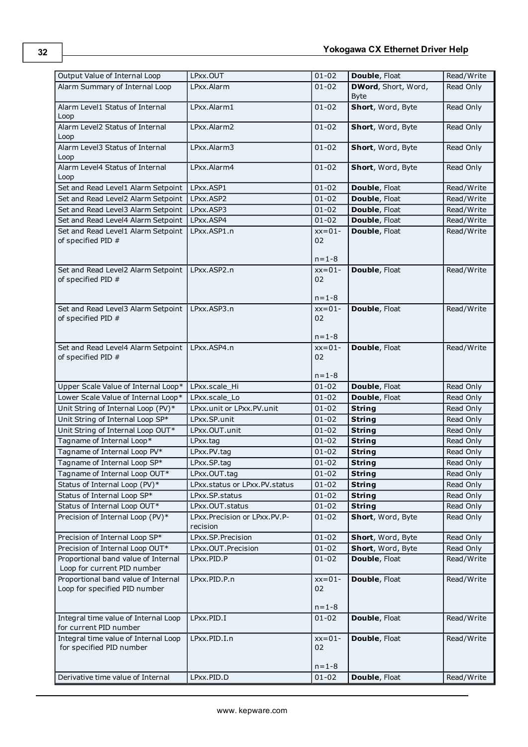| Output Value of Internal Loop | LPxx.OUT | 01-02 | **Double**, Float | Read/Write |
|---|---|---|---|---|
| Alarm Summary of Internal Loop | LPxx.Alarm | 01-02 | **DWord**, Short, Word, Byte | Read Only |
| Alarm Level1 Status of Internal Loop | LPxx.Alarm1 | 01-02 | **Short**, Word, Byte | Read Only |
| Alarm Level2 Status of Internal Loop | LPxx.Alarm2 | 01-02 | **Short**, Word, Byte | Read Only |
| Alarm Level3 Status of Internal Loop | LPxx.Alarm3 | 01-02 | **Short**, Word, Byte | Read Only |
| Alarm Level4 Status of Internal Loop | LPxx.Alarm4 | 01-02 | **Short**, Word, Byte | Read Only |
| Set and Read Level1 Alarm Setpoint | LPxx.ASP1 | 01-02 | **Double**, Float | Read/Write |
| Set and Read Level2 Alarm Setpoint | LPxx.ASP2 | 01-02 | **Double**, Float | Read/Write |
| Set and Read Level3 Alarm Setpoint | LPxx.ASP3 | 01-02 | **Double**, Float | Read/Write |
| Set and Read Level4 Alarm Setpoint | LPxx.ASP4 | 01-02 | **Double**, Float | Read/Write |
| Set and Read Level1 Alarm Setpoint of specified PID # | LPxx.ASP1.n | xx=01-02<br><br>n=1-8 | **Double**, Float | Read/Write |
| Set and Read Level2 Alarm Setpoint of specified PID # | LPxx.ASP2.n | xx=01-02<br><br>n=1-8 | **Double**, Float | Read/Write |
| Set and Read Level3 Alarm Setpoint of specified PID # | LPxx.ASP3.n | xx=01-02<br><br>n=1-8 | **Double**, Float | Read/Write |
| Set and Read Level4 Alarm Setpoint of specified PID # | LPxx.ASP4.n | xx=01-02<br><br>n=1-8 | **Double**, Float | Read/Write |
| Upper Scale Value of Internal Loop* | LPxx.scale_Hi | 01-02 | **Double**, Float | Read Only |
| Lower Scale Value of Internal Loop* | LPxx.scale_Lo | 01-02 | **Double**, Float | Read Only |
| Unit String of Internal Loop (PV)* | LPxx.unit or LPxx.PV.unit | 01-02 | **String** | Read Only |
| Unit String of Internal Loop SP* | LPxx.SP.unit | 01-02 | **String** | Read Only |
| Unit String of Internal Loop OUT* | LPxx.OUT.unit | 01-02 | **String** | Read Only |
| Tagname of Internal Loop* | LPxx.tag | 01-02 | **String** | Read Only |
| Tagname of Internal Loop PV* | LPxx.PV.tag | 01-02 | **String** | Read Only |
| Tagname of Internal Loop SP* | LPxx.SP.tag | 01-02 | **String** | Read Only |
| Tagname of Internal Loop OUT* | LPxx.OUT.tag | 01-02 | **String** | Read Only |
| Status of Internal Loop (PV)* | LPxx.status or LPxx.PV.status | 01-02 | **String** | Read Only |
| Status of Internal Loop SP* | LPxx.SP.status | 01-02 | **String** | Read Only |
| Status of Internal Loop OUT* | LPxx.OUT.status | 01-02 | **String** | Read Only |
| Precision of Internal Loop (PV)* | LPxx.Precision or LPxx.PV.Precision | 01-02 | **Short**, Word, Byte | Read Only |
| Precision of Internal Loop SP* | LPxx.SP.Precision | 01-02 | **Short**, Word, Byte | Read Only |
| Precision of Internal Loop OUT* | LPxx.OUT.Precision | 01-02 | **Short**, Word, Byte | Read Only |
| Proportional band value of Internal Loop for current PID number | LPxx.PID.P | 01-02 | **Double**, Float | Read/Write |
| Proportional band value of Internal Loop for specified PID number | LPxx.PID.P.n | xx=01-02<br><br>n=1-8 | **Double**, Float | Read/Write |
| Integral time value of Internal Loop for current PID number | LPxx.PID.I | 01-02 | **Double**, Float | Read/Write |
| Integral time value of Internal Loop for specified PID number | LPxx.PID.I.n | xx=01-02<br><br>n=1-8 | **Double**, Float | Read/Write |
| Derivative time value of Internal | LPxx.PID.D | 01-02 | **Double**, Float | Read/Write |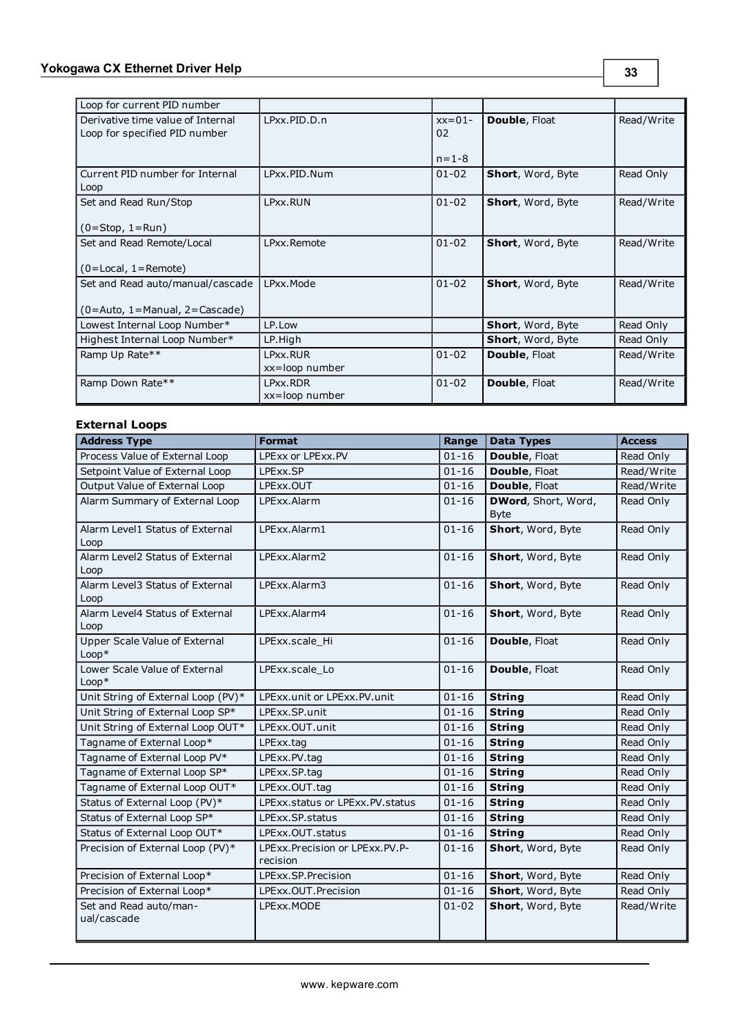| | | | | |
|---|---|---|---|---|
| Loop for current PID number | | | | |
| Derivative time value of Internal Loop for specified PID number | LPxx.PID.D.n | xx=01-02<br><br>n=1-8 | **Double**, Float | Read/Write |
| Current PID number for Internal Loop | LPxx.PID.Num | 01-02 | **Short**, Word, Byte | Read Only |
| Set and Read Run/Stop<br><br>(0=Stop, 1=Run) | LPxx.RUN | 01-02 | **Short**, Word, Byte | Read/Write |
| Set and Read Remote/Local<br><br>(0=Local, 1=Remote) | LPxx.Remote | 01-02 | **Short**, Word, Byte | Read/Write |
| Set and Read auto/manual/cascade<br><br>(0=Auto, 1=Manual, 2=Cascade) | LPxx.Mode | 01-02 | **Short**, Word, Byte | Read/Write |
| Lowest Internal Loop Number* | LP.Low | | **Short**, Word, Byte | Read Only |
| Highest Internal Loop Number* | LP.High | | **Short**, Word, Byte | Read Only |
| Ramp Up Rate** | LPxx.RUR<br>xx=loop number | 01-02 | **Double**, Float | Read/Write |
| Ramp Down Rate** | LPxx.RDR<br>xx=loop number | 01-02 | **Double**, Float | Read/Write |

### External Loops

| Address Type | Format | Range | Data Types | Access |
|---|---|---|---|---|
| Process Value of External Loop | LPExx or LPExx.PV | 01-16 | **Double**, Float | Read Only |
| Setpoint Value of External Loop | LPExx.SP | 01-16 | **Double**, Float | Read/Write |
| Output Value of External Loop | LPExx.OUT | 01-16 | **Double**, Float | Read/Write |
| Alarm Summary of External Loop | LPExx.Alarm | 01-16 | **DWord**, Short, Word, Byte | Read Only |
| Alarm Level1 Status of External Loop | LPExx.Alarm1 | 01-16 | **Short**, Word, Byte | Read Only |
| Alarm Level2 Status of External Loop | LPExx.Alarm2 | 01-16 | **Short**, Word, Byte | Read Only |
| Alarm Level3 Status of External Loop | LPExx.Alarm3 | 01-16 | **Short**, Word, Byte | Read Only |
| Alarm Level4 Status of External Loop | LPExx.Alarm4 | 01-16 | **Short**, Word, Byte | Read Only |
| Upper Scale Value of External Loop* | LPExx.scale_Hi | 01-16 | **Double**, Float | Read Only |
| Lower Scale Value of External Loop* | LPExx.scale_Lo | 01-16 | **Double**, Float | Read Only |
| Unit String of External Loop (PV)* | LPExx.unit or LPExx.PV.unit | 01-16 | **String** | Read Only |
| Unit String of External Loop SP* | LPExx.SP.unit | 01-16 | **String** | Read Only |
| Unit String of External Loop OUT* | LPExx.OUT.unit | 01-16 | **String** | Read Only |
| Tagname of External Loop* | LPExx.tag | 01-16 | **String** | Read Only |
| Tagname of External Loop PV* | LPExx.PV.tag | 01-16 | **String** | Read Only |
| Tagname of External Loop SP* | LPExx.SP.tag | 01-16 | **String** | Read Only |
| Tagname of External Loop OUT* | LPExx.OUT.tag | 01-16 | **String** | Read Only |
| Status of External Loop (PV)* | LPExx.status or LPExx.PV.status | 01-16 | **String** | Read Only |
| Status of External Loop SP* | LPExx.SP.status | 01-16 | **String** | Read Only |
| Status of External Loop OUT* | LPExx.OUT.status | 01-16 | **String** | Read Only |
| Precision of External Loop (PV)* | LPExx.Precision or LPExx.PV.Precision | 01-16 | **Short**, Word, Byte | Read Only |
| Precision of External Loop* | LPExx.SP.Precision | 01-16 | **Short**, Word, Byte | Read Only |
| Precision of External Loop* | LPExx.OUT.Precision | 01-16 | **Short**, Word, Byte | Read Only |
| Set and Read auto/manual/cascade | LPExx.MODE | 01-02 | **Short**, Word, Byte | Read/Write |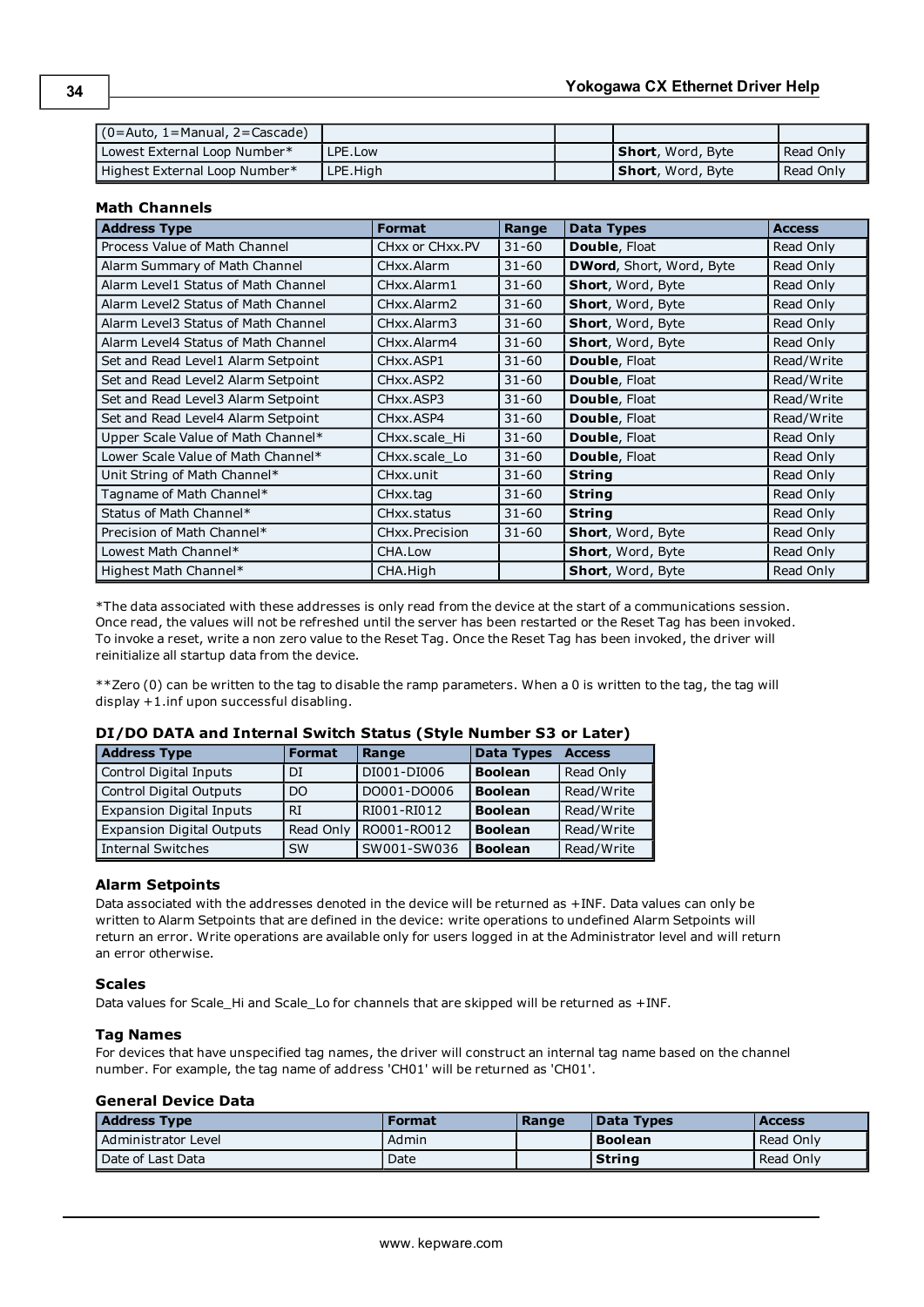| (0=Auto, 1=Manual, 2=Cascade) | | | | |
| --- | --- | --- | --- | --- |
| Lowest External Loop Number* | LPE.Low | | **Short**, Word, Byte | Read Only |
| Highest External Loop Number* | LPE.High | | **Short**, Word, Byte | Read Only |

### Math Channels

| Address Type | Format | Range | Data Types | Access |
| --- | --- | --- | --- | --- |
| Process Value of Math Channel | CHxx or CHxx.PV | 31-60 | **Double**, Float | Read Only |
| Alarm Summary of Math Channel | CHxx.Alarm | 31-60 | **DWord**, Short, Word, Byte | Read Only |
| Alarm Level1 Status of Math Channel | CHxx.Alarm1 | 31-60 | **Short**, Word, Byte | Read Only |
| Alarm Level2 Status of Math Channel | CHxx.Alarm2 | 31-60 | **Short**, Word, Byte | Read Only |
| Alarm Level3 Status of Math Channel | CHxx.Alarm3 | 31-60 | **Short**, Word, Byte | Read Only |
| Alarm Level4 Status of Math Channel | CHxx.Alarm4 | 31-60 | **Short**, Word, Byte | Read Only |
| Set and Read Level1 Alarm Setpoint | CHxx.ASP1 | 31-60 | **Double**, Float | Read/Write |
| Set and Read Level2 Alarm Setpoint | CHxx.ASP2 | 31-60 | **Double**, Float | Read/Write |
| Set and Read Level3 Alarm Setpoint | CHxx.ASP3 | 31-60 | **Double**, Float | Read/Write |
| Set and Read Level4 Alarm Setpoint | CHxx.ASP4 | 31-60 | **Double**, Float | Read/Write |
| Upper Scale Value of Math Channel* | CHxx.scale_Hi | 31-60 | **Double**, Float | Read Only |
| Lower Scale Value of Math Channel* | CHxx.scale_Lo | 31-60 | **Double**, Float | Read Only |
| Unit String of Math Channel* | CHxx.unit | 31-60 | **String** | Read Only |
| Tagname of Math Channel* | CHxx.tag | 31-60 | **String** | Read Only |
| Status of Math Channel* | CHxx.status | 31-60 | **String** | Read Only |
| Precision of Math Channel* | CHxx.Precision | 31-60 | **Short**, Word, Byte | Read Only |
| Lowest Math Channel* | CHA.Low | | **Short**, Word, Byte | Read Only |
| Highest Math Channel* | CHA.High | | **Short**, Word, Byte | Read Only |

*The data associated with these addresses is only read from the device at the start of a communications session. Once read, the values will not be refreshed until the server has been restarted or the Reset Tag has been invoked. To invoke a reset, write a non zero value to the Reset Tag. Once the Reset Tag has been invoked, the driver will reinitialize all startup data from the device.

**Zero (0) can be written to the tag to disable the ramp parameters. When a 0 is written to the tag, the tag will display +1.inf upon successful disabling.

### DI/DO DATA and Internal Switch Status (Style Number S3 or Later)

| Address Type | Format | Range | Data Types | Access |
| --- | --- | --- | --- | --- |
| Control Digital Inputs | DI | DI001-DI006 | **Boolean** | Read Only |
| Control Digital Outputs | DO | DO001-DO006 | **Boolean** | Read/Write |
| Expansion Digital Inputs | RI | RI001-RI012 | **Boolean** | Read/Write |
| Expansion Digital Outputs | Read Only | RO001-RO012 | **Boolean** | Read/Write |
| Internal Switches | SW | SW001-SW036 | **Boolean** | Read/Write |

### Alarm Setpoints

Data associated with the addresses denoted in the device will be returned as +INF. Data values can only be written to Alarm Setpoints that are defined in the device: write operations to undefined Alarm Setpoints will return an error. Write operations are available only for users logged in at the Administrator level and will return an error otherwise.

### Scales

Data values for Scale_Hi and Scale_Lo for channels that are skipped will be returned as +INF.

### Tag Names

For devices that have unspecified tag names, the driver will construct an internal tag name based on the channel number. For example, the tag name of address 'CH01' will be returned as 'CH01'.

### General Device Data

| Address Type | Format | Range | Data Types | Access |
| --- | --- | --- | --- | --- |
| Administrator Level | Admin | | **Boolean** | Read Only |
| Date of Last Data | Date | | **String** | Read Only |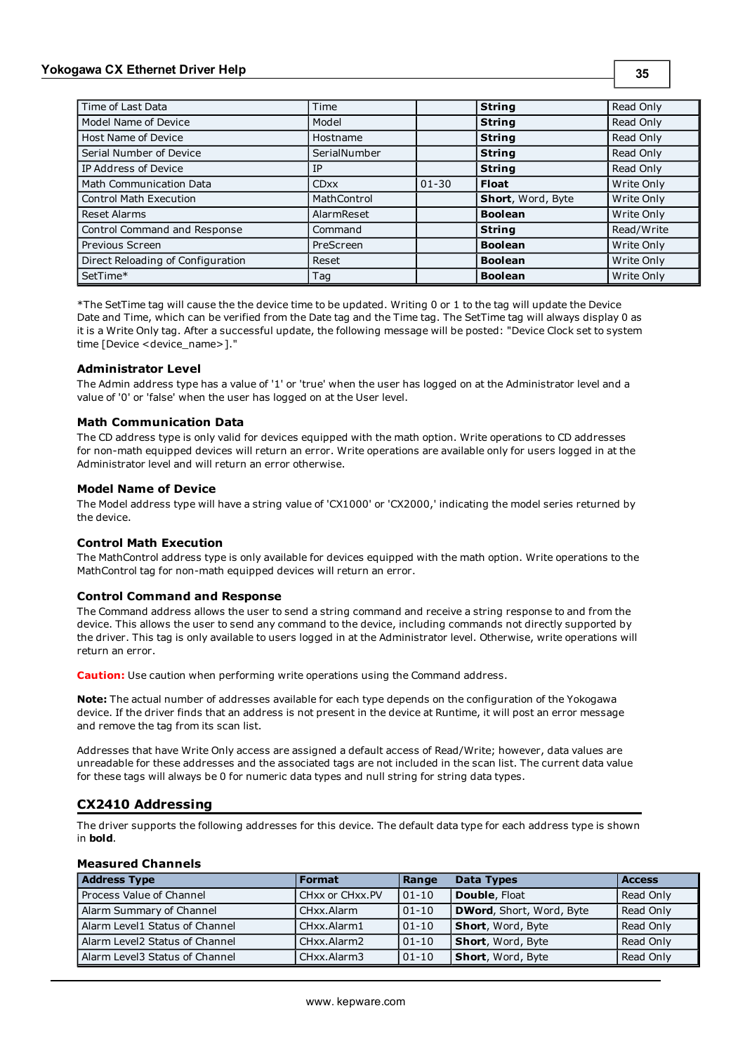| Time of Last Data | Time | | **String** | Read Only |
|---|---|---|---|---|
| Model Name of Device | Model | | **String** | Read Only |
| Host Name of Device | Hostname | | **String** | Read Only |
| Serial Number of Device | SerialNumber | | **String** | Read Only |
| IP Address of Device | IP | | **String** | Read Only |
| Math Communication Data | CDxx | 01-30 | **Float** | Write Only |
| Control Math Execution | MathControl | | **Short**, Word, Byte | Write Only |
| Reset Alarms | AlarmReset | | **Boolean** | Write Only |
| Control Command and Response | Command | | **String** | Read/Write |
| Previous Screen | PreScreen | | **Boolean** | Write Only |
| Direct Reloading of Configuration | Reset | | **Boolean** | Write Only |
| SetTime* | Tag | | **Boolean** | Write Only |

*The SetTime tag will cause the the device time to be updated. Writing 0 or 1 to the tag will update the Device Date and Time, which can be verified from the Date tag and the Time tag. The SetTime tag will always display 0 as it is a Write Only tag. After a successful update, the following message will be posted: "Device Clock set to system time [Device <device_name>]."

### Administrator Level

The Admin address type has a value of '1' or 'true' when the user has logged on at the Administrator level and a value of '0' or 'false' when the user has logged on at the User level.

### Math Communication Data

The CD address type is only valid for devices equipped with the math option. Write operations to CD addresses for non-math equipped devices will return an error. Write operations are available only for users logged in at the Administrator level and will return an error otherwise.

### Model Name of Device

The Model address type will have a string value of 'CX1000' or 'CX2000,' indicating the model series returned by the device.

### Control Math Execution

The MathControl address type is only available for devices equipped with the math option. Write operations to the MathControl tag for non-math equipped devices will return an error.

### Control Command and Response

The Command address allows the user to send a string command and receive a string response to and from the device. This allows the user to send any command to the device, including commands not directly supported by the driver. This tag is only available to users logged in at the Administrator level. Otherwise, write operations will return an error.

**Caution:** Use caution when performing write operations using the Command address.

**Note:** The actual number of addresses available for each type depends on the configuration of the Yokogawa device. If the driver finds that an address is not present in the device at Runtime, it will post an error message and remove the tag from its scan list.

Addresses that have Write Only access are assigned a default access of Read/Write; however, data values are unreadable for these addresses and the associated tags are not included in the scan list. The current data value for these tags will always be 0 for numeric data types and null string for string data types.

## CX2410 Addressing

The driver supports the following addresses for this device. The default data type for each address type is shown in **bold**.

### Measured Channels

| Address Type | Format | Range | Data Types | Access |
|---|---|---|---|---|
| Process Value of Channel | CHxx or CHxx.PV | 01-10 | **Double**, Float | Read Only |
| Alarm Summary of Channel | CHxx.Alarm | 01-10 | **DWord**, Short, Word, Byte | Read Only |
| Alarm Level1 Status of Channel | CHxx.Alarm1 | 01-10 | **Short**, Word, Byte | Read Only |
| Alarm Level2 Status of Channel | CHxx.Alarm2 | 01-10 | **Short**, Word, Byte | Read Only |
| Alarm Level3 Status of Channel | CHxx.Alarm3 | 01-10 | **Short**, Word, Byte | Read Only |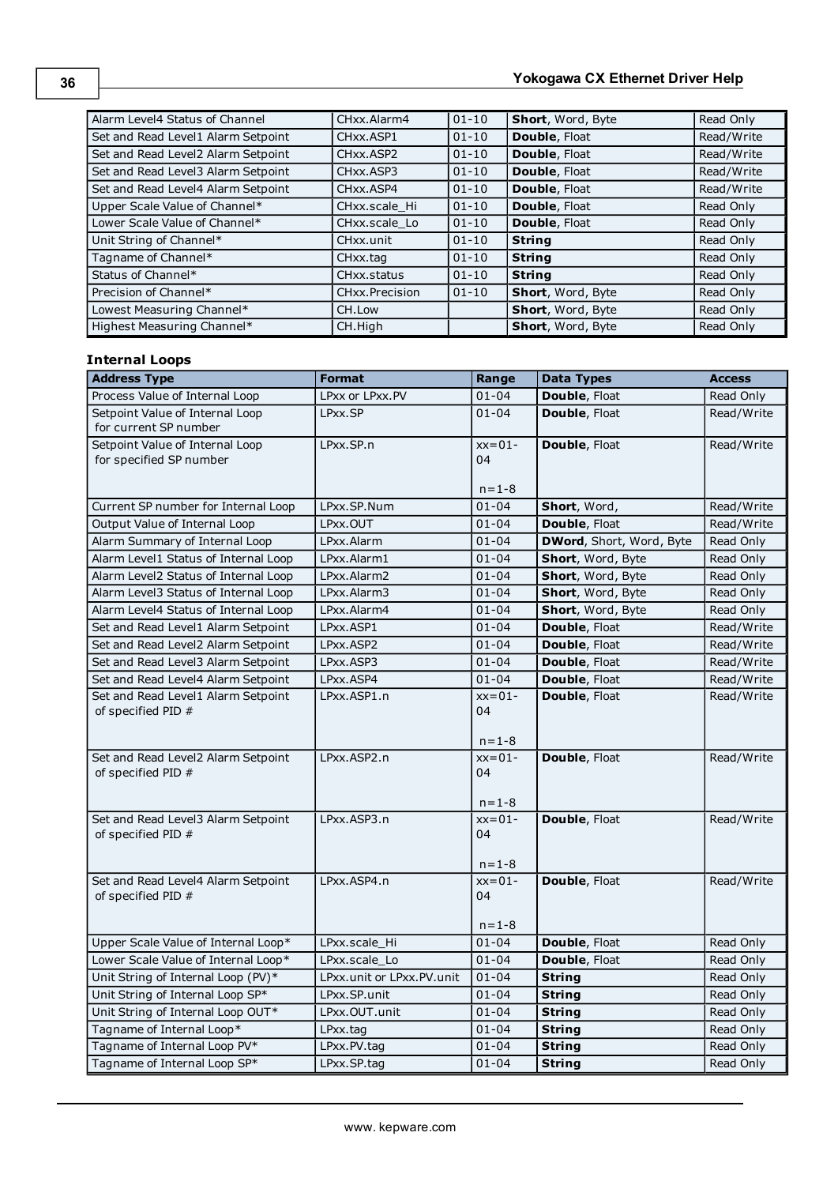| Alarm Level4 Status of Channel | CHxx.Alarm4 | 01-10 | **Short**, Word, Byte | Read Only |
|---|---|---|---|---|
| Set and Read Level1 Alarm Setpoint | CHxx.ASP1 | 01-10 | **Double**, Float | Read/Write |
| Set and Read Level2 Alarm Setpoint | CHxx.ASP2 | 01-10 | **Double**, Float | Read/Write |
| Set and Read Level3 Alarm Setpoint | CHxx.ASP3 | 01-10 | **Double**, Float | Read/Write |
| Set and Read Level4 Alarm Setpoint | CHxx.ASP4 | 01-10 | **Double**, Float | Read/Write |
| Upper Scale Value of Channel* | CHxx.scale_Hi | 01-10 | **Double**, Float | Read Only |
| Lower Scale Value of Channel* | CHxx.scale_Lo | 01-10 | **Double**, Float | Read Only |
| Unit String of Channel* | CHxx.unit | 01-10 | **String** | Read Only |
| Tagname of Channel* | CHxx.tag | 01-10 | **String** | Read Only |
| Status of Channel* | CHxx.status | 01-10 | **String** | Read Only |
| Precision of Channel* | CHxx.Precision | 01-10 | **Short**, Word, Byte | Read Only |
| Lowest Measuring Channel* | CH.Low | | **Short**, Word, Byte | Read Only |
| Highest Measuring Channel* | CH.High | | **Short**, Word, Byte | Read Only |

### Internal Loops

| Address Type | Format | Range | Data Types | Access |
|---|---|---|---|---|
| Process Value of Internal Loop | LPxx or LPxx.PV | 01-04 | **Double**, Float | Read Only |
| Setpoint Value of Internal Loop for current SP number | LPxx.SP | 01-04 | **Double**, Float | Read/Write |
| Setpoint Value of Internal Loop for specified SP number | LPxx.SP.n | xx=01-04 n=1-8 | **Double**, Float | Read/Write |
| Current SP number for Internal Loop | LPxx.SP.Num | 01-04 | **Short**, Word, | Read/Write |
| Output Value of Internal Loop | LPxx.OUT | 01-04 | **Double**, Float | Read/Write |
| Alarm Summary of Internal Loop | LPxx.Alarm | 01-04 | **DWord**, Short, Word, Byte | Read Only |
| Alarm Level1 Status of Internal Loop | LPxx.Alarm1 | 01-04 | **Short**, Word, Byte | Read Only |
| Alarm Level2 Status of Internal Loop | LPxx.Alarm2 | 01-04 | **Short**, Word, Byte | Read Only |
| Alarm Level3 Status of Internal Loop | LPxx.Alarm3 | 01-04 | **Short**, Word, Byte | Read Only |
| Alarm Level4 Status of Internal Loop | LPxx.Alarm4 | 01-04 | **Short**, Word, Byte | Read Only |
| Set and Read Level1 Alarm Setpoint | LPxx.ASP1 | 01-04 | **Double**, Float | Read/Write |
| Set and Read Level2 Alarm Setpoint | LPxx.ASP2 | 01-04 | **Double**, Float | Read/Write |
| Set and Read Level3 Alarm Setpoint | LPxx.ASP3 | 01-04 | **Double**, Float | Read/Write |
| Set and Read Level4 Alarm Setpoint | LPxx.ASP4 | 01-04 | **Double**, Float | Read/Write |
| Set and Read Level1 Alarm Setpoint of specified PID # | LPxx.ASP1.n | xx=01-04 n=1-8 | **Double**, Float | Read/Write |
| Set and Read Level2 Alarm Setpoint of specified PID # | LPxx.ASP2.n | xx=01-04 n=1-8 | **Double**, Float | Read/Write |
| Set and Read Level3 Alarm Setpoint of specified PID # | LPxx.ASP3.n | xx=01-04 n=1-8 | **Double**, Float | Read/Write |
| Set and Read Level4 Alarm Setpoint of specified PID # | LPxx.ASP4.n | xx=01-04 n=1-8 | **Double**, Float | Read/Write |
| Upper Scale Value of Internal Loop* | LPxx.scale_Hi | 01-04 | **Double**, Float | Read Only |
| Lower Scale Value of Internal Loop* | LPxx.scale_Lo | 01-04 | **Double**, Float | Read Only |
| Unit String of Internal Loop (PV)* | LPxx.unit or LPxx.PV.unit | 01-04 | **String** | Read Only |
| Unit String of Internal Loop SP* | LPxx.SP.unit | 01-04 | **String** | Read Only |
| Unit String of Internal Loop OUT* | LPxx.OUT.unit | 01-04 | **String** | Read Only |
| Tagname of Internal Loop* | LPxx.tag | 01-04 | **String** | Read Only |
| Tagname of Internal Loop PV* | LPxx.PV.tag | 01-04 | **String** | Read Only |
| Tagname of Internal Loop SP* | LPxx.SP.tag | 01-04 | **String** | Read Only |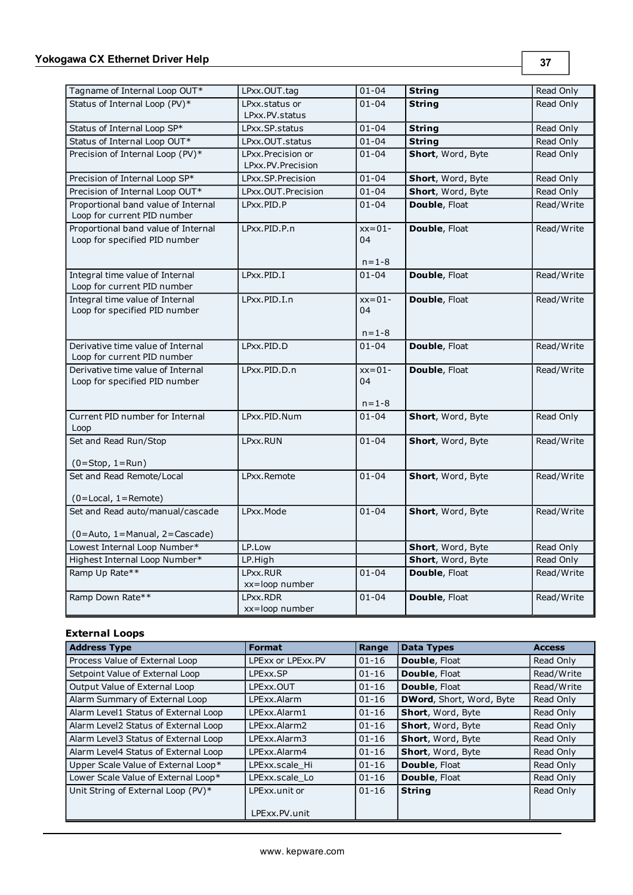| | | | | |
|---|---|---|---|---|
| Tagname of Internal Loop OUT* | LPxx.OUT.tag | 01-04 | **String** | Read Only |
| Status of Internal Loop (PV)* | LPxx.status or LPxx.PV.status | 01-04 | **String** | Read Only |
| Status of Internal Loop SP* | LPxx.SP.status | 01-04 | **String** | Read Only |
| Status of Internal Loop OUT* | LPxx.OUT.status | 01-04 | **String** | Read Only |
| Precision of Internal Loop (PV)* | LPxx.Precision or LPxx.PV.Precision | 01-04 | **Short**, Word, Byte | Read Only |
| Precision of Internal Loop SP* | LPxx.SP.Precision | 01-04 | **Short**, Word, Byte | Read Only |
| Precision of Internal Loop OUT* | LPxx.OUT.Precision | 01-04 | **Short**, Word, Byte | Read Only |
| Proportional band value of Internal Loop for current PID number | LPxx.PID.P | 01-04 | **Double**, Float | Read/Write |
| Proportional band value of Internal Loop for specified PID number | LPxx.PID.P.n | xx=01-04<br><br>n=1-8 | **Double**, Float | Read/Write |
| Integral time value of Internal Loop for current PID number | LPxx.PID.I | 01-04 | **Double**, Float | Read/Write |
| Integral time value of Internal Loop for specified PID number | LPxx.PID.I.n | xx=01-04<br><br>n=1-8 | **Double**, Float | Read/Write |
| Derivative time value of Internal Loop for current PID number | LPxx.PID.D | 01-04 | **Double**, Float | Read/Write |
| Derivative time value of Internal Loop for specified PID number | LPxx.PID.D.n | xx=01-04<br><br>n=1-8 | **Double**, Float | Read/Write |
| Current PID number for Internal Loop | LPxx.PID.Num | 01-04 | **Short**, Word, Byte | Read Only |
| Set and Read Run/Stop<br><br>(0=Stop, 1=Run) | LPxx.RUN | 01-04 | **Short**, Word, Byte | Read/Write |
| Set and Read Remote/Local<br><br>(0=Local, 1=Remote) | LPxx.Remote | 01-04 | **Short**, Word, Byte | Read/Write |
| Set and Read auto/manual/cascade<br><br>(0=Auto, 1=Manual, 2=Cascade) | LPxx.Mode | 01-04 | **Short**, Word, Byte | Read/Write |
| Lowest Internal Loop Number* | LP.Low | | **Short**, Word, Byte | Read Only |
| Highest Internal Loop Number* | LP.High | | **Short**, Word, Byte | Read Only |
| Ramp Up Rate** | LPxx.RUR<br>xx=loop number | 01-04 | **Double**, Float | Read/Write |
| Ramp Down Rate** | LPxx.RDR<br>xx=loop number | 01-04 | **Double**, Float | Read/Write |

#### External Loops

| Address Type | Format | Range | Data Types | Access |
|---|---|---|---|---|
| Process Value of External Loop | LPExx or LPExx.PV | 01-16 | **Double**, Float | Read Only |
| Setpoint Value of External Loop | LPExx.SP | 01-16 | **Double**, Float | Read/Write |
| Output Value of External Loop | LPExx.OUT | 01-16 | **Double**, Float | Read/Write |
| Alarm Summary of External Loop | LPExx.Alarm | 01-16 | **DWord**, Short, Word, Byte | Read Only |
| Alarm Level1 Status of External Loop | LPExx.Alarm1 | 01-16 | **Short**, Word, Byte | Read Only |
| Alarm Level2 Status of External Loop | LPExx.Alarm2 | 01-16 | **Short**, Word, Byte | Read Only |
| Alarm Level3 Status of External Loop | LPExx.Alarm3 | 01-16 | **Short**, Word, Byte | Read Only |
| Alarm Level4 Status of External Loop | LPExx.Alarm4 | 01-16 | **Short**, Word, Byte | Read Only |
| Upper Scale Value of External Loop* | LPExx.scale_Hi | 01-16 | **Double**, Float | Read Only |
| Lower Scale Value of External Loop* | LPExx.scale_Lo | 01-16 | **Double**, Float | Read Only |
| Unit String of External Loop (PV)* | LPExx.unit or<br><br>LPExx.PV.unit | 01-16 | **String** | Read Only |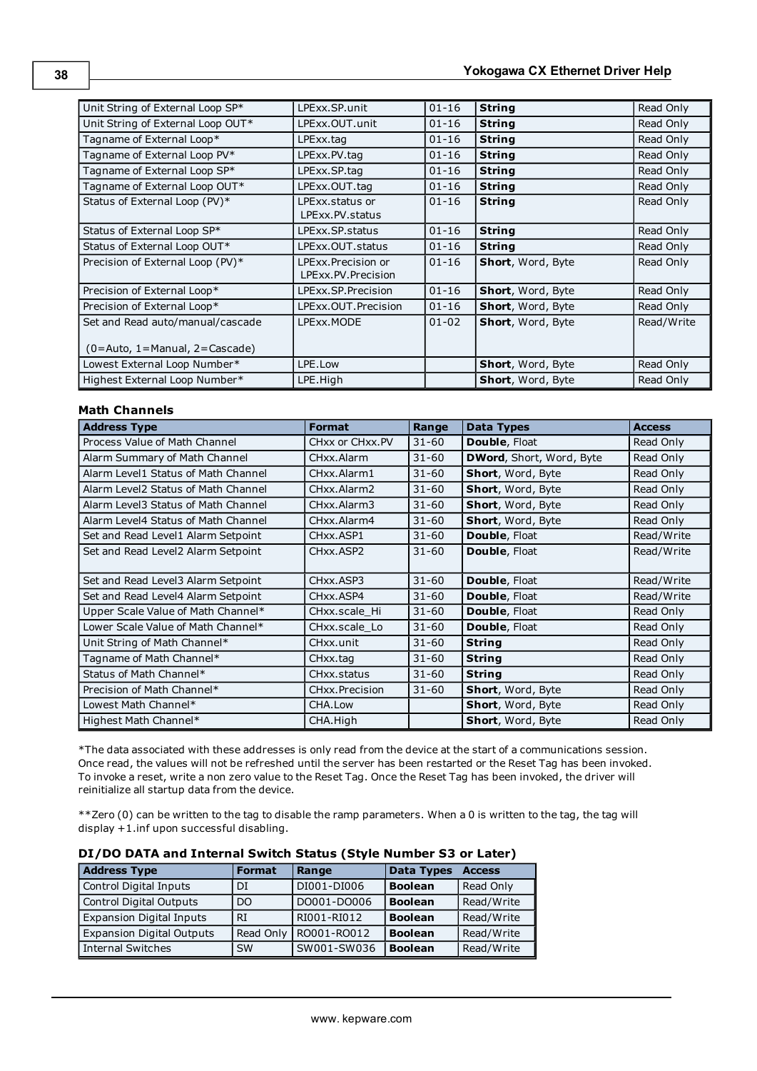| | | | | |
|---|---|---|---|---|
| Unit String of External Loop SP* | LPExx.SP.unit | 01-16 | **String** | Read Only |
| Unit String of External Loop OUT* | LPExx.OUT.unit | 01-16 | **String** | Read Only |
| Tagname of External Loop* | LPExx.tag | 01-16 | **String** | Read Only |
| Tagname of External Loop PV* | LPExx.PV.tag | 01-16 | **String** | Read Only |
| Tagname of External Loop SP* | LPExx.SP.tag | 01-16 | **String** | Read Only |
| Tagname of External Loop OUT* | LPExx.OUT.tag | 01-16 | **String** | Read Only |
| Status of External Loop (PV)* | LPExx.status or LPExx.PV.status | 01-16 | **String** | Read Only |
| Status of External Loop SP* | LPExx.SP.status | 01-16 | **String** | Read Only |
| Status of External Loop OUT* | LPExx.OUT.status | 01-16 | **String** | Read Only |
| Precision of External Loop (PV)* | LPExx.Precision or LPExx.PV.Precision | 01-16 | **Short**, Word, Byte | Read Only |
| Precision of External Loop* | LPExx.SP.Precision | 01-16 | **Short**, Word, Byte | Read Only |
| Precision of External Loop* | LPExx.OUT.Precision | 01-16 | **Short**, Word, Byte | Read Only |
| Set and Read auto/manual/cascade (0=Auto, 1=Manual, 2=Cascade) | LPExx.MODE | 01-02 | **Short**, Word, Byte | Read/Write |
| Lowest External Loop Number* | LPE.Low | | **Short**, Word, Byte | Read Only |
| Highest External Loop Number* | LPE.High | | **Short**, Word, Byte | Read Only |

**Math Channels**

| Address Type | Format | Range | Data Types | Access |
|---|---|---|---|---|
| Process Value of Math Channel | CHxx or CHxx.PV | 31-60 | **Double**, Float | Read Only |
| Alarm Summary of Math Channel | CHxx.Alarm | 31-60 | **DWord**, Short, Word, Byte | Read Only |
| Alarm Level1 Status of Math Channel | CHxx.Alarm1 | 31-60 | **Short**, Word, Byte | Read Only |
| Alarm Level2 Status of Math Channel | CHxx.Alarm2 | 31-60 | **Short**, Word, Byte | Read Only |
| Alarm Level3 Status of Math Channel | CHxx.Alarm3 | 31-60 | **Short**, Word, Byte | Read Only |
| Alarm Level4 Status of Math Channel | CHxx.Alarm4 | 31-60 | **Short**, Word, Byte | Read Only |
| Set and Read Level1 Alarm Setpoint | CHxx.ASP1 | 31-60 | **Double**, Float | Read/Write |
| Set and Read Level2 Alarm Setpoint | CHxx.ASP2 | 31-60 | **Double**, Float | Read/Write |
| Set and Read Level3 Alarm Setpoint | CHxx.ASP3 | 31-60 | **Double**, Float | Read/Write |
| Set and Read Level4 Alarm Setpoint | CHxx.ASP4 | 31-60 | **Double**, Float | Read/Write |
| Upper Scale Value of Math Channel* | CHxx.scale_Hi | 31-60 | **Double**, Float | Read Only |
| Lower Scale Value of Math Channel* | CHxx.scale_Lo | 31-60 | **Double**, Float | Read Only |
| Unit String of Math Channel* | CHxx.unit | 31-60 | **String** | Read Only |
| Tagname of Math Channel* | CHxx.tag | 31-60 | **String** | Read Only |
| Status of Math Channel* | CHxx.status | 31-60 | **String** | Read Only |
| Precision of Math Channel* | CHxx.Precision | 31-60 | **Short**, Word, Byte | Read Only |
| Lowest Math Channel* | CHA.Low | | **Short**, Word, Byte | Read Only |
| Highest Math Channel* | CHA.High | | **Short**, Word, Byte | Read Only |

*The data associated with these addresses is only read from the device at the start of a communications session. Once read, the values will not be refreshed until the server has been restarted or the Reset Tag has been invoked. To invoke a reset, write a non zero value to the Reset Tag. Once the Reset Tag has been invoked, the driver will reinitialize all startup data from the device.

**Zero (0) can be written to the tag to disable the ramp parameters. When a 0 is written to the tag, the tag will display +1.inf upon successful disabling.

**DI/DO DATA and Internal Switch Status (Style Number S3 or Later)**

| Address Type | Format | Range | Data Types | Access |
|---|---|---|---|---|
| Control Digital Inputs | DI | DI001-DI006 | **Boolean** | Read Only |
| Control Digital Outputs | DO | DO001-DO006 | **Boolean** | Read/Write |
| Expansion Digital Inputs | RI | RI001-RI012 | **Boolean** | Read/Write |
| Expansion Digital Outputs | Read Only | RO001-RO012 | **Boolean** | Read/Write |
| Internal Switches | SW | SW001-SW036 | **Boolean** | Read/Write |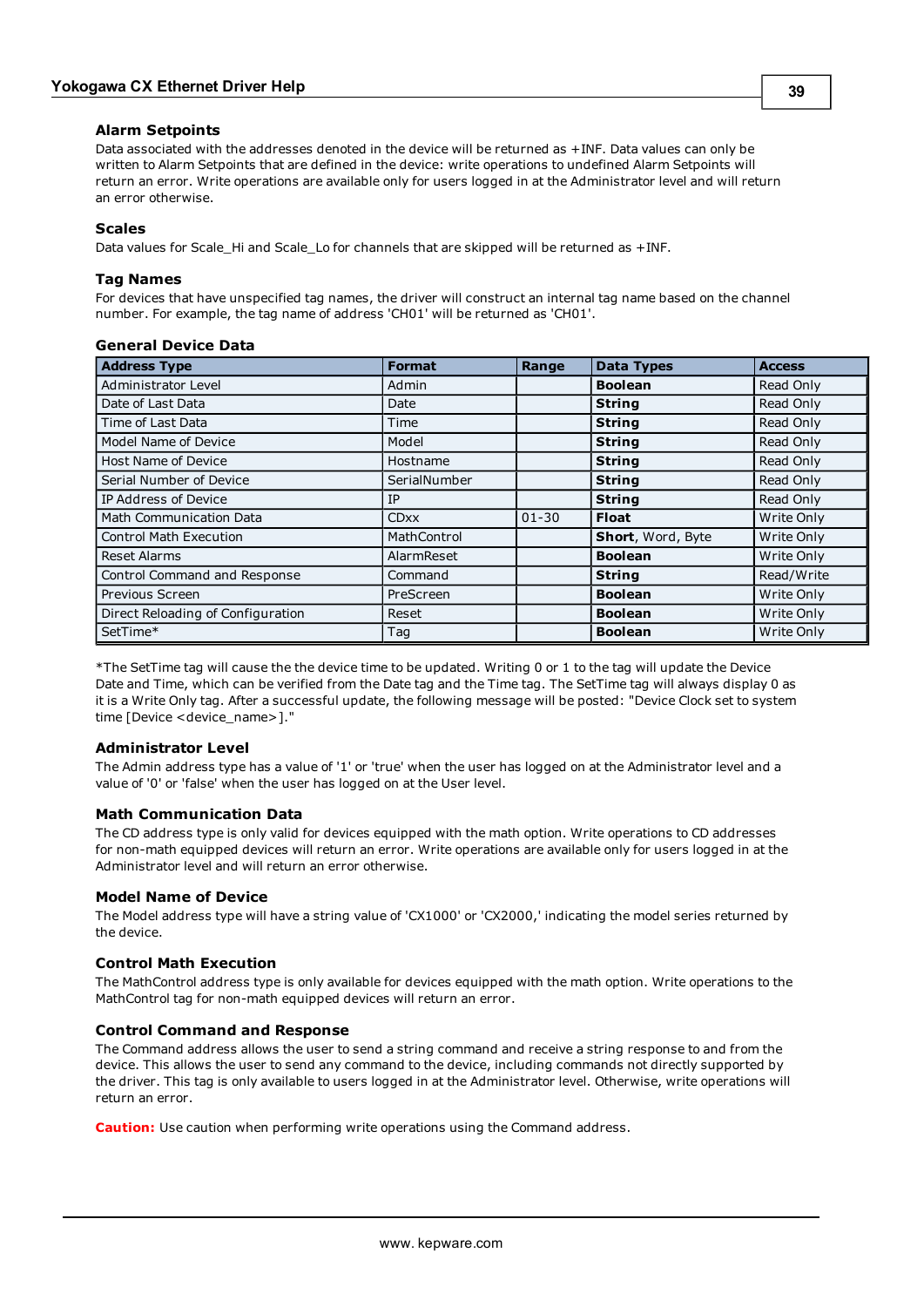### Alarm Setpoints

Data associated with the addresses denoted in the device will be returned as +INF. Data values can only be written to Alarm Setpoints that are defined in the device: write operations to undefined Alarm Setpoints will return an error. Write operations are available only for users logged in at the Administrator level and will return an error otherwise.

### Scales

Data values for Scale_Hi and Scale_Lo for channels that are skipped will be returned as +INF.

### Tag Names

For devices that have unspecified tag names, the driver will construct an internal tag name based on the channel number. For example, the tag name of address 'CH01' will be returned as 'CH01'.

### General Device Data

| Address Type | Format | Range | Data Types | Access |
|---|---|---|---|---|
| Administrator Level | Admin | | **Boolean** | Read Only |
| Date of Last Data | Date | | **String** | Read Only |
| Time of Last Data | Time | | **String** | Read Only |
| Model Name of Device | Model | | **String** | Read Only |
| Host Name of Device | Hostname | | **String** | Read Only |
| Serial Number of Device | SerialNumber | | **String** | Read Only |
| IP Address of Device | IP | | **String** | Read Only |
| Math Communication Data | CDxx | 01-30 | **Float** | Write Only |
| Control Math Execution | MathControl | | **Short**, Word, Byte | Write Only |
| Reset Alarms | AlarmReset | | **Boolean** | Write Only |
| Control Command and Response | Command | | **String** | Read/Write |
| Previous Screen | PreScreen | | **Boolean** | Write Only |
| Direct Reloading of Configuration | Reset | | **Boolean** | Write Only |
| SetTime* | Tag | | **Boolean** | Write Only |

*The SetTime tag will cause the the device time to be updated. Writing 0 or 1 to the tag will update the Device Date and Time, which can be verified from the Date tag and the Time tag. The SetTime tag will always display 0 as it is a Write Only tag. After a successful update, the following message will be posted: "Device Clock set to system time [Device <device_name>]."

### Administrator Level

The Admin address type has a value of '1' or 'true' when the user has logged on at the Administrator level and a value of '0' or 'false' when the user has logged on at the User level.

### Math Communication Data

The CD address type is only valid for devices equipped with the math option. Write operations to CD addresses for non-math equipped devices will return an error. Write operations are available only for users logged in at the Administrator level and will return an error otherwise.

### Model Name of Device

The Model address type will have a string value of 'CX1000' or 'CX2000,' indicating the model series returned by the device.

### Control Math Execution

The MathControl address type is only available for devices equipped with the math option. Write operations to the MathControl tag for non-math equipped devices will return an error.

### Control Command and Response

The Command address allows the user to send a string command and receive a string response to and from the device. This allows the user to send any command to the device, including commands not directly supported by the driver. This tag is only available to users logged in at the Administrator level. Otherwise, write operations will return an error.

**Caution:** Use caution when performing write operations using the Command address.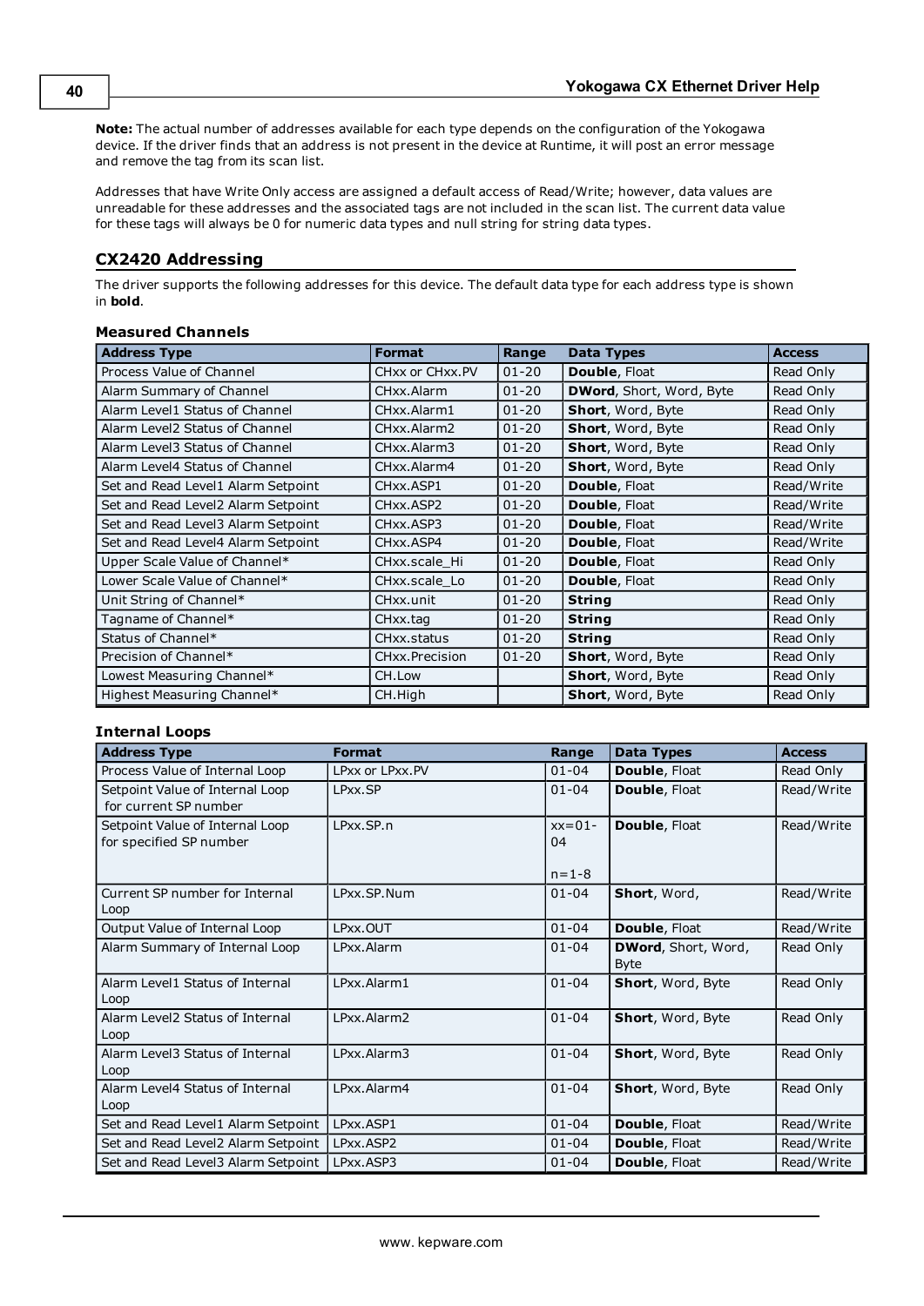**Note:** The actual number of addresses available for each type depends on the configuration of the Yokogawa device. If the driver finds that an address is not present in the device at Runtime, it will post an error message and remove the tag from its scan list.

Addresses that have Write Only access are assigned a default access of Read/Write; however, data values are unreadable for these addresses and the associated tags are not included in the scan list. The current data value for these tags will always be 0 for numeric data types and null string for string data types.

## CX2420 Addressing

The driver supports the following addresses for this device. The default data type for each address type is shown in **bold**.

### Measured Channels

| Address Type | Format | Range | Data Types | Access |
|---|---|---|---|---|
| Process Value of Channel | CHxx or CHxx.PV | 01-20 | **Double**, Float | Read Only |
| Alarm Summary of Channel | CHxx.Alarm | 01-20 | **DWord**, Short, Word, Byte | Read Only |
| Alarm Level1 Status of Channel | CHxx.Alarm1 | 01-20 | **Short**, Word, Byte | Read Only |
| Alarm Level2 Status of Channel | CHxx.Alarm2 | 01-20 | **Short**, Word, Byte | Read Only |
| Alarm Level3 Status of Channel | CHxx.Alarm3 | 01-20 | **Short**, Word, Byte | Read Only |
| Alarm Level4 Status of Channel | CHxx.Alarm4 | 01-20 | **Short**, Word, Byte | Read Only |
| Set and Read Level1 Alarm Setpoint | CHxx.ASP1 | 01-20 | **Double**, Float | Read/Write |
| Set and Read Level2 Alarm Setpoint | CHxx.ASP2 | 01-20 | **Double**, Float | Read/Write |
| Set and Read Level3 Alarm Setpoint | CHxx.ASP3 | 01-20 | **Double**, Float | Read/Write |
| Set and Read Level4 Alarm Setpoint | CHxx.ASP4 | 01-20 | **Double**, Float | Read/Write |
| Upper Scale Value of Channel* | CHxx.scale_Hi | 01-20 | **Double**, Float | Read Only |
| Lower Scale Value of Channel* | CHxx.scale_Lo | 01-20 | **Double**, Float | Read Only |
| Unit String of Channel* | CHxx.unit | 01-20 | **String** | Read Only |
| Tagname of Channel* | CHxx.tag | 01-20 | **String** | Read Only |
| Status of Channel* | CHxx.status | 01-20 | **String** | Read Only |
| Precision of Channel* | CHxx.Precision | 01-20 | **Short**, Word, Byte | Read Only |
| Lowest Measuring Channel* | CH.Low | | **Short**, Word, Byte | Read Only |
| Highest Measuring Channel* | CH.High | | **Short**, Word, Byte | Read Only |

### Internal Loops

| Address Type | Format | Range | Data Types | Access |
|---|---|---|---|---|
| Process Value of Internal Loop | LPxx or LPxx.PV | 01-04 | **Double**, Float | Read Only |
| Setpoint Value of Internal Loop for current SP number | LPxx.SP | 01-04 | **Double**, Float | Read/Write |
| Setpoint Value of Internal Loop for specified SP number | LPxx.SP.n | xx=01-04<br>n=1-8 | **Double**, Float | Read/Write |
| Current SP number for Internal Loop | LPxx.SP.Num | 01-04 | **Short**, Word, | Read/Write |
| Output Value of Internal Loop | LPxx.OUT | 01-04 | **Double**, Float | Read/Write |
| Alarm Summary of Internal Loop | LPxx.Alarm | 01-04 | **DWord**, Short, Word, Byte | Read Only |
| Alarm Level1 Status of Internal Loop | LPxx.Alarm1 | 01-04 | **Short**, Word, Byte | Read Only |
| Alarm Level2 Status of Internal Loop | LPxx.Alarm2 | 01-04 | **Short**, Word, Byte | Read Only |
| Alarm Level3 Status of Internal Loop | LPxx.Alarm3 | 01-04 | **Short**, Word, Byte | Read Only |
| Alarm Level4 Status of Internal Loop | LPxx.Alarm4 | 01-04 | **Short**, Word, Byte | Read Only |
| Set and Read Level1 Alarm Setpoint | LPxx.ASP1 | 01-04 | **Double**, Float | Read/Write |
| Set and Read Level2 Alarm Setpoint | LPxx.ASP2 | 01-04 | **Double**, Float | Read/Write |
| Set and Read Level3 Alarm Setpoint | LPxx.ASP3 | 01-04 | **Double**, Float | Read/Write |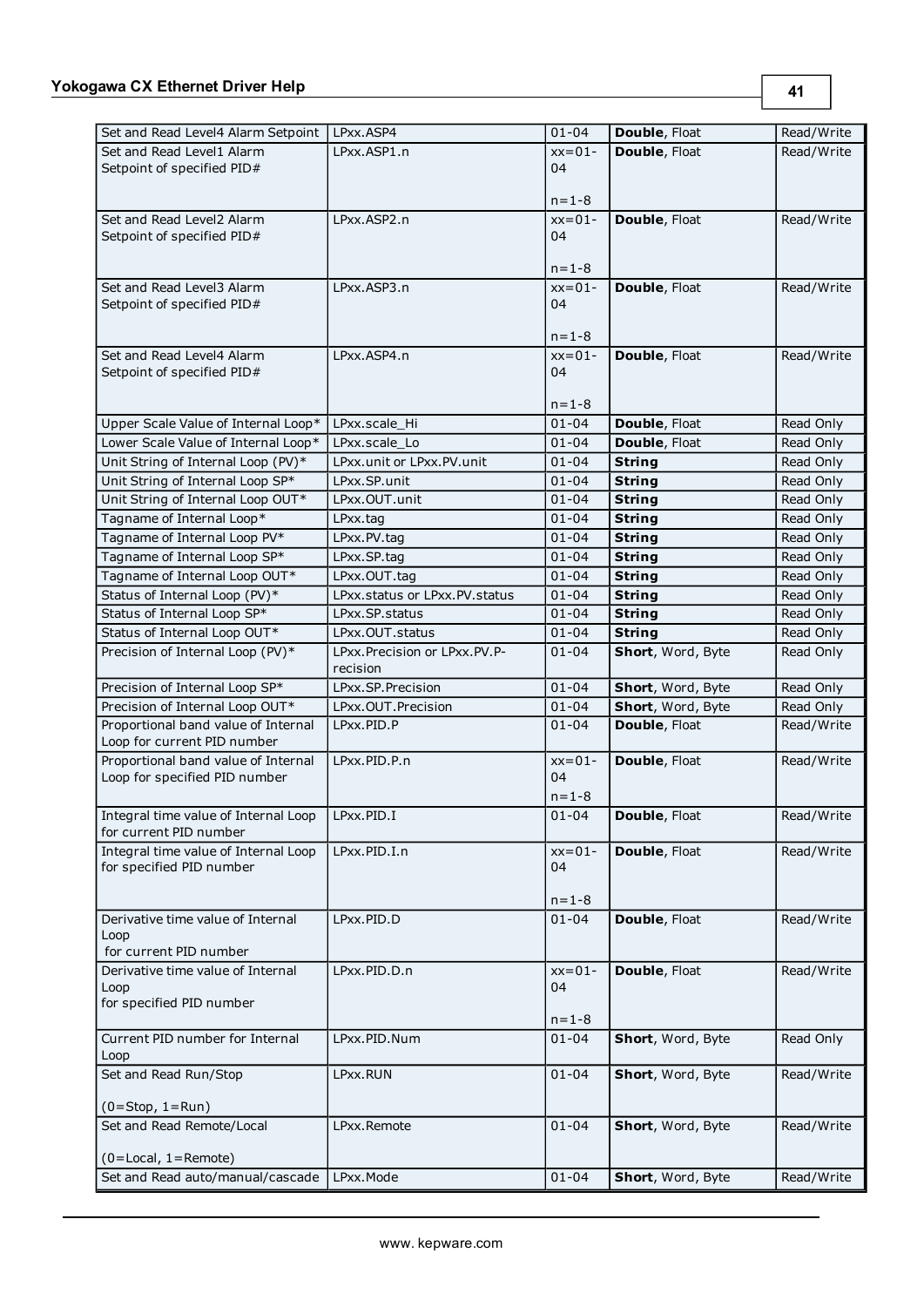| Set and Read Level4 Alarm Setpoint | LPxx.ASP4 | 01-04 | **Double**, Float | Read/Write |
|---|---|---|---|---|
| Set and Read Level1 Alarm Setpoint of specified PID# | LPxx.ASP1.n | xx=01-04<br><br>n=1-8 | **Double**, Float | Read/Write |
| Set and Read Level2 Alarm Setpoint of specified PID# | LPxx.ASP2.n | xx=01-04<br><br>n=1-8 | **Double**, Float | Read/Write |
| Set and Read Level3 Alarm Setpoint of specified PID# | LPxx.ASP3.n | xx=01-04<br><br>n=1-8 | **Double**, Float | Read/Write |
| Set and Read Level4 Alarm Setpoint of specified PID# | LPxx.ASP4.n | xx=01-04<br><br>n=1-8 | **Double**, Float | Read/Write |
| Upper Scale Value of Internal Loop* | LPxx.scale_Hi | 01-04 | **Double**, Float | Read Only |
| Lower Scale Value of Internal Loop* | LPxx.scale_Lo | 01-04 | **Double**, Float | Read Only |
| Unit String of Internal Loop (PV)* | LPxx.unit or LPxx.PV.unit | 01-04 | **String** | Read Only |
| Unit String of Internal Loop SP* | LPxx.SP.unit | 01-04 | **String** | Read Only |
| Unit String of Internal Loop OUT* | LPxx.OUT.unit | 01-04 | **String** | Read Only |
| Tagname of Internal Loop* | LPxx.tag | 01-04 | **String** | Read Only |
| Tagname of Internal Loop PV* | LPxx.PV.tag | 01-04 | **String** | Read Only |
| Tagname of Internal Loop SP* | LPxx.SP.tag | 01-04 | **String** | Read Only |
| Tagname of Internal Loop OUT* | LPxx.OUT.tag | 01-04 | **String** | Read Only |
| Status of Internal Loop (PV)* | LPxx.status or LPxx.PV.status | 01-04 | **String** | Read Only |
| Status of Internal Loop SP* | LPxx.SP.status | 01-04 | **String** | Read Only |
| Status of Internal Loop OUT* | LPxx.OUT.status | 01-04 | **String** | Read Only |
| Precision of Internal Loop (PV)* | LPxx.Precision or LPxx.PV.Precision | 01-04 | **Short**, Word, Byte | Read Only |
| Precision of Internal Loop SP* | LPxx.SP.Precision | 01-04 | **Short**, Word, Byte | Read Only |
| Precision of Internal Loop OUT* | LPxx.OUT.Precision | 01-04 | **Short**, Word, Byte | Read Only |
| Proportional band value of Internal Loop for current PID number | LPxx.PID.P | 01-04 | **Double**, Float | Read/Write |
| Proportional band value of Internal Loop for specified PID number | LPxx.PID.P.n | xx=01-04<br>n=1-8 | **Double**, Float | Read/Write |
| Integral time value of Internal Loop for current PID number | LPxx.PID.I | 01-04 | **Double**, Float | Read/Write |
| Integral time value of Internal Loop for specified PID number | LPxx.PID.I.n | xx=01-04<br><br>n=1-8 | **Double**, Float | Read/Write |
| Derivative time value of Internal Loop for current PID number | LPxx.PID.D | 01-04 | **Double**, Float | Read/Write |
| Derivative time value of Internal Loop for specified PID number | LPxx.PID.D.n | xx=01-04<br><br>n=1-8 | **Double**, Float | Read/Write |
| Current PID number for Internal Loop | LPxx.PID.Num | 01-04 | **Short**, Word, Byte | Read Only |
| Set and Read Run/Stop<br><br>(0=Stop, 1=Run) | LPxx.RUN | 01-04 | **Short**, Word, Byte | Read/Write |
| Set and Read Remote/Local<br><br>(0=Local, 1=Remote) | LPxx.Remote | 01-04 | **Short**, Word, Byte | Read/Write |
| Set and Read auto/manual/cascade | LPxx.Mode | 01-04 | **Short**, Word, Byte | Read/Write |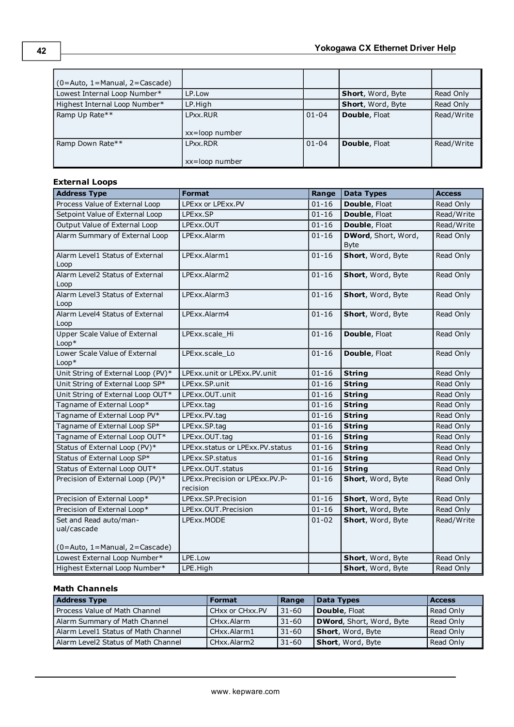| | | | | |
|---|---|---|---|---|
| (0=Auto, 1=Manual, 2=Cascade) | | | | |
| Lowest Internal Loop Number* | LP.Low | | **Short**, Word, Byte | Read Only |
| Highest Internal Loop Number* | LP.High | | **Short**, Word, Byte | Read Only |
| Ramp Up Rate** | LPxx.RUR<br><br>xx=loop number | 01-04 | **Double**, Float | Read/Write |
| Ramp Down Rate** | LPxx.RDR<br><br>xx=loop number | 01-04 | **Double**, Float | Read/Write |

**External Loops**

| Address Type | Format | Range | Data Types | Access |
|---|---|---|---|---|
| Process Value of External Loop | LPExx or LPExx.PV | 01-16 | **Double**, Float | Read Only |
| Setpoint Value of External Loop | LPExx.SP | 01-16 | **Double**, Float | Read/Write |
| Output Value of External Loop | LPExx.OUT | 01-16 | **Double**, Float | Read/Write |
| Alarm Summary of External Loop | LPExx.Alarm | 01-16 | **DWord**, Short, Word, Byte | Read Only |
| Alarm Level1 Status of External Loop | LPExx.Alarm1 | 01-16 | **Short**, Word, Byte | Read Only |
| Alarm Level2 Status of External Loop | LPExx.Alarm2 | 01-16 | **Short**, Word, Byte | Read Only |
| Alarm Level3 Status of External Loop | LPExx.Alarm3 | 01-16 | **Short**, Word, Byte | Read Only |
| Alarm Level4 Status of External Loop | LPExx.Alarm4 | 01-16 | **Short**, Word, Byte | Read Only |
| Upper Scale Value of External Loop* | LPExx.scale_Hi | 01-16 | **Double**, Float | Read Only |
| Lower Scale Value of External Loop* | LPExx.scale_Lo | 01-16 | **Double**, Float | Read Only |
| Unit String of External Loop (PV)* | LPExx.unit or LPExx.PV.unit | 01-16 | **String** | Read Only |
| Unit String of External Loop SP* | LPExx.SP.unit | 01-16 | **String** | Read Only |
| Unit String of External Loop OUT* | LPExx.OUT.unit | 01-16 | **String** | Read Only |
| Tagname of External Loop* | LPExx.tag | 01-16 | **String** | Read Only |
| Tagname of External Loop PV* | LPExx.PV.tag | 01-16 | **String** | Read Only |
| Tagname of External Loop SP* | LPExx.SP.tag | 01-16 | **String** | Read Only |
| Tagname of External Loop OUT* | LPExx.OUT.tag | 01-16 | **String** | Read Only |
| Status of External Loop (PV)* | LPExx.status or LPExx.PV.status | 01-16 | **String** | Read Only |
| Status of External Loop SP* | LPExx.SP.status | 01-16 | **String** | Read Only |
| Status of External Loop OUT* | LPExx.OUT.status | 01-16 | **String** | Read Only |
| Precision of External Loop (PV)* | LPExx.Precision or LPExx.PV.P-recision | 01-16 | **Short**, Word, Byte | Read Only |
| Precision of External Loop* | LPExx.SP.Precision | 01-16 | **Short**, Word, Byte | Read Only |
| Precision of External Loop* | LPExx.OUT.Precision | 01-16 | **Short**, Word, Byte | Read Only |
| Set and Read auto/man-ual/cascade<br><br>(0=Auto, 1=Manual, 2=Cascade) | LPExx.MODE | 01-02 | **Short**, Word, Byte | Read/Write |
| Lowest External Loop Number* | LPE.Low | | **Short**, Word, Byte | Read Only |
| Highest External Loop Number* | LPE.High | | **Short**, Word, Byte | Read Only |

**Math Channels**

| Address Type | Format | Range | Data Types | Access |
|---|---|---|---|---|
| Process Value of Math Channel | CHxx or CHxx.PV | 31-60 | **Double**, Float | Read Only |
| Alarm Summary of Math Channel | CHxx.Alarm | 31-60 | **DWord**, Short, Word, Byte | Read Only |
| Alarm Level1 Status of Math Channel | CHxx.Alarm1 | 31-60 | **Short**, Word, Byte | Read Only |
| Alarm Level2 Status of Math Channel | CHxx.Alarm2 | 31-60 | **Short**, Word, Byte | Read Only |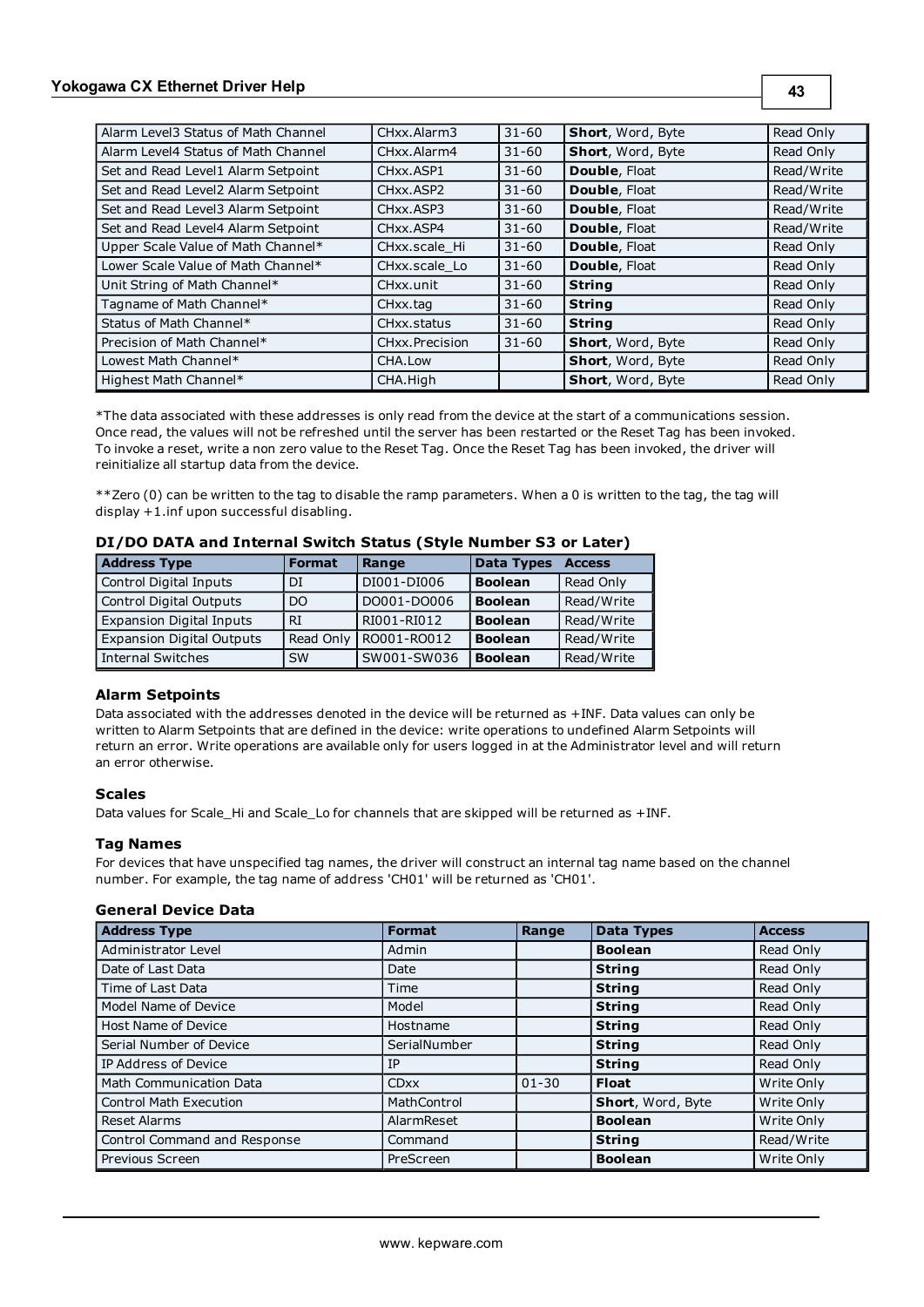| | | | | |
|---|---|---|---|---|
| Alarm Level3 Status of Math Channel | CHxx.Alarm3 | 31-60 | **Short**, Word, Byte | Read Only |
| Alarm Level4 Status of Math Channel | CHxx.Alarm4 | 31-60 | **Short**, Word, Byte | Read Only |
| Set and Read Level1 Alarm Setpoint | CHxx.ASP1 | 31-60 | **Double**, Float | Read/Write |
| Set and Read Level2 Alarm Setpoint | CHxx.ASP2 | 31-60 | **Double**, Float | Read/Write |
| Set and Read Level3 Alarm Setpoint | CHxx.ASP3 | 31-60 | **Double**, Float | Read/Write |
| Set and Read Level4 Alarm Setpoint | CHxx.ASP4 | 31-60 | **Double**, Float | Read/Write |
| Upper Scale Value of Math Channel* | CHxx.scale_Hi | 31-60 | **Double**, Float | Read Only |
| Lower Scale Value of Math Channel* | CHxx.scale_Lo | 31-60 | **Double**, Float | Read Only |
| Unit String of Math Channel* | CHxx.unit | 31-60 | **String** | Read Only |
| Tagname of Math Channel* | CHxx.tag | 31-60 | **String** | Read Only |
| Status of Math Channel* | CHxx.status | 31-60 | **String** | Read Only |
| Precision of Math Channel* | CHxx.Precision | 31-60 | **Short**, Word, Byte | Read Only |
| Lowest Math Channel* | CHA.Low | | **Short**, Word, Byte | Read Only |
| Highest Math Channel* | CHA.High | | **Short**, Word, Byte | Read Only |

*The data associated with these addresses is only read from the device at the start of a communications session. Once read, the values will not be refreshed until the server has been restarted or the Reset Tag has been invoked. To invoke a reset, write a non zero value to the Reset Tag. Once the Reset Tag has been invoked, the driver will reinitialize all startup data from the device.

**Zero (0) can be written to the tag to disable the ramp parameters. When a 0 is written to the tag, the tag will display +1.inf upon successful disabling.

### DI/DO DATA and Internal Switch Status (Style Number S3 or Later)

| Address Type | Format | Range | Data Types | Access |
|---|---|---|---|---|
| Control Digital Inputs | DI | DI001-DI006 | **Boolean** | Read Only |
| Control Digital Outputs | DO | DO001-DO006 | **Boolean** | Read/Write |
| Expansion Digital Inputs | RI | RI001-RI012 | **Boolean** | Read/Write |
| Expansion Digital Outputs | Read Only | RO001-RO012 | **Boolean** | Read/Write |
| Internal Switches | SW | SW001-SW036 | **Boolean** | Read/Write |

### Alarm Setpoints

Data associated with the addresses denoted in the device will be returned as +INF. Data values can only be written to Alarm Setpoints that are defined in the device: write operations to undefined Alarm Setpoints will return an error. Write operations are available only for users logged in at the Administrator level and will return an error otherwise.

### Scales

Data values for Scale_Hi and Scale_Lo for channels that are skipped will be returned as +INF.

### Tag Names

For devices that have unspecified tag names, the driver will construct an internal tag name based on the channel number. For example, the tag name of address 'CH01' will be returned as 'CH01'.

### General Device Data

| Address Type | Format | Range | Data Types | Access |
|---|---|---|---|---|
| Administrator Level | Admin | | **Boolean** | Read Only |
| Date of Last Data | Date | | **String** | Read Only |
| Time of Last Data | Time | | **String** | Read Only |
| Model Name of Device | Model | | **String** | Read Only |
| Host Name of Device | Hostname | | **String** | Read Only |
| Serial Number of Device | SerialNumber | | **String** | Read Only |
| IP Address of Device | IP | | **String** | Read Only |
| Math Communication Data | CDxx | 01-30 | **Float** | Write Only |
| Control Math Execution | MathControl | | **Short**, Word, Byte | Write Only |
| Reset Alarms | AlarmReset | | **Boolean** | Write Only |
| Control Command and Response | Command | | **String** | Read/Write |
| Previous Screen | PreScreen | | **Boolean** | Write Only |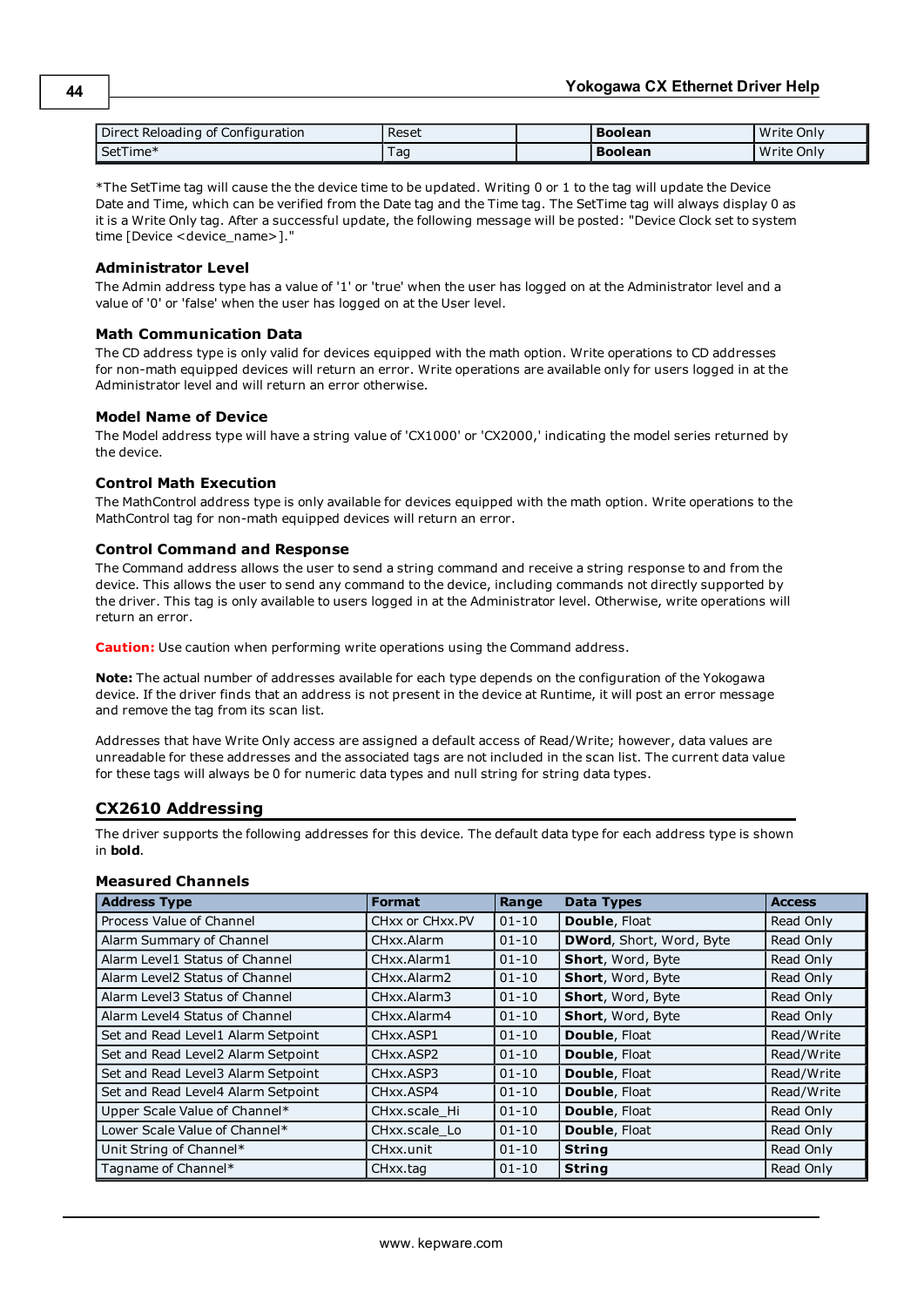| Direct Reloading of Configuration | Reset | | **Boolean** | Write Only |
|---|---|---|---|---|
| SetTime* | Tag | | **Boolean** | Write Only |

*The SetTime tag will cause the the device time to be updated. Writing 0 or 1 to the tag will update the Device Date and Time, which can be verified from the Date tag and the Time tag. The SetTime tag will always display 0 as it is a Write Only tag. After a successful update, the following message will be posted: "Device Clock set to system time [Device <device_name>]."

### Administrator Level

The Admin address type has a value of '1' or 'true' when the user has logged on at the Administrator level and a value of '0' or 'false' when the user has logged on at the User level.

### Math Communication Data

The CD address type is only valid for devices equipped with the math option. Write operations to CD addresses for non-math equipped devices will return an error. Write operations are available only for users logged in at the Administrator level and will return an error otherwise.

### Model Name of Device

The Model address type will have a string value of 'CX1000' or 'CX2000,' indicating the model series returned by the device.

### Control Math Execution

The MathControl address type is only available for devices equipped with the math option. Write operations to the MathControl tag for non-math equipped devices will return an error.

### Control Command and Response

The Command address allows the user to send a string command and receive a string response to and from the device. This allows the user to send any command to the device, including commands not directly supported by the driver. This tag is only available to users logged in at the Administrator level. Otherwise, write operations will return an error.

**Caution:** Use caution when performing write operations using the Command address.

**Note:** The actual number of addresses available for each type depends on the configuration of the Yokogawa device. If the driver finds that an address is not present in the device at Runtime, it will post an error message and remove the tag from its scan list.

Addresses that have Write Only access are assigned a default access of Read/Write; however, data values are unreadable for these addresses and the associated tags are not included in the scan list. The current data value for these tags will always be 0 for numeric data types and null string for string data types.

## CX2610 Addressing

The driver supports the following addresses for this device. The default data type for each address type is shown in **bold**.

### Measured Channels

| Address Type | Format | Range | Data Types | Access |
|---|---|---|---|---|
| Process Value of Channel | CHxx or CHxx.PV | 01-10 | **Double**, Float | Read Only |
| Alarm Summary of Channel | CHxx.Alarm | 01-10 | **DWord**, Short, Word, Byte | Read Only |
| Alarm Level1 Status of Channel | CHxx.Alarm1 | 01-10 | **Short**, Word, Byte | Read Only |
| Alarm Level2 Status of Channel | CHxx.Alarm2 | 01-10 | **Short**, Word, Byte | Read Only |
| Alarm Level3 Status of Channel | CHxx.Alarm3 | 01-10 | **Short**, Word, Byte | Read Only |
| Alarm Level4 Status of Channel | CHxx.Alarm4 | 01-10 | **Short**, Word, Byte | Read Only |
| Set and Read Level1 Alarm Setpoint | CHxx.ASP1 | 01-10 | **Double**, Float | Read/Write |
| Set and Read Level2 Alarm Setpoint | CHxx.ASP2 | 01-10 | **Double**, Float | Read/Write |
| Set and Read Level3 Alarm Setpoint | CHxx.ASP3 | 01-10 | **Double**, Float | Read/Write |
| Set and Read Level4 Alarm Setpoint | CHxx.ASP4 | 01-10 | **Double**, Float | Read/Write |
| Upper Scale Value of Channel* | CHxx.scale_Hi | 01-10 | **Double**, Float | Read Only |
| Lower Scale Value of Channel* | CHxx.scale_Lo | 01-10 | **Double**, Float | Read Only |
| Unit String of Channel* | CHxx.unit | 01-10 | **String** | Read Only |
| Tagname of Channel* | CHxx.tag | 01-10 | **String** | Read Only |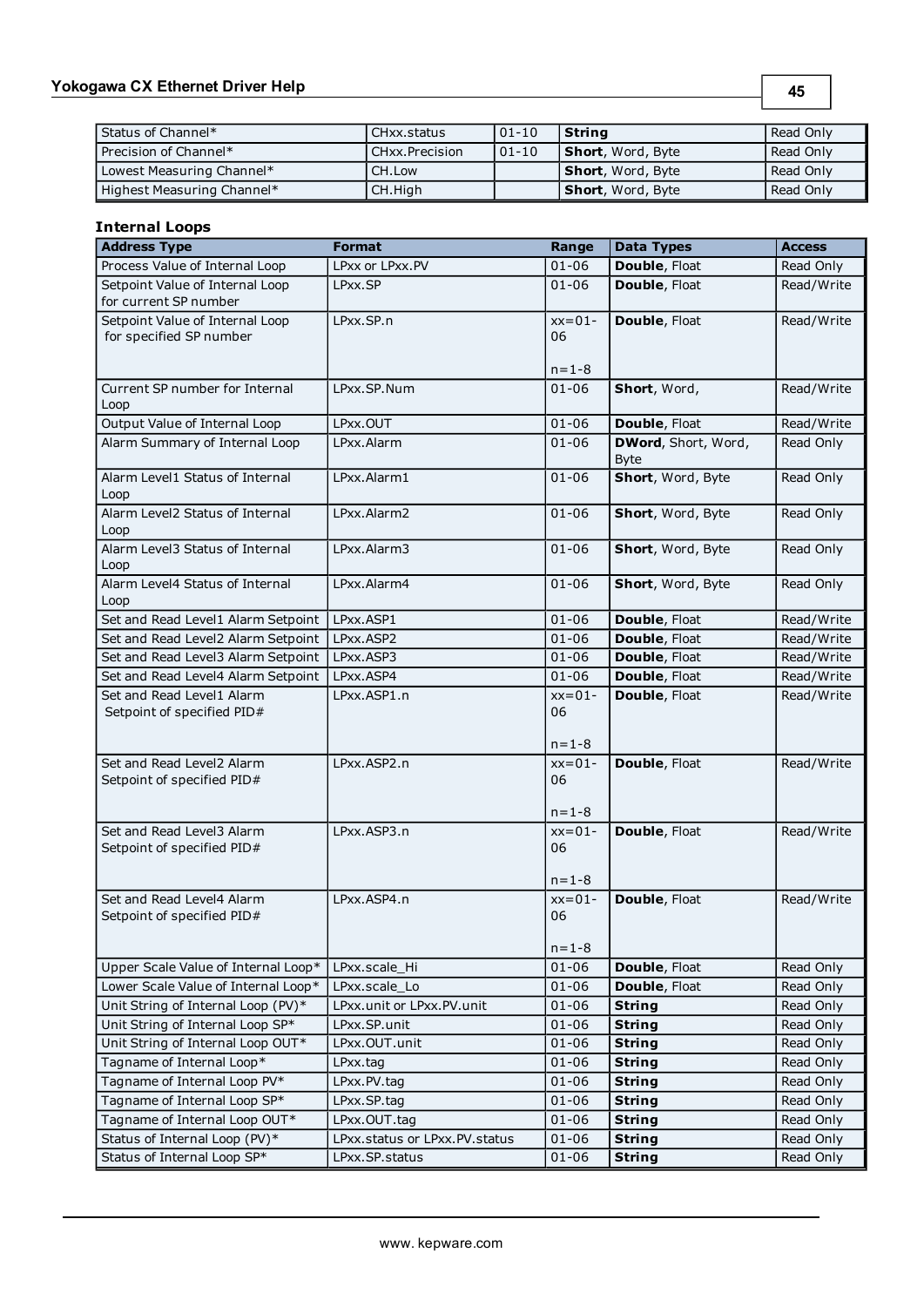| Status of Channel* | CHxx.status | 01-10 | **String** | Read Only |
|---|---|---|---|---|
| Precision of Channel* | CHxx.Precision | 01-10 | **Short**, Word, Byte | Read Only |
| Lowest Measuring Channel* | CH.Low | | **Short**, Word, Byte | Read Only |
| Highest Measuring Channel* | CH.High | | **Short**, Word, Byte | Read Only |

### Internal Loops

| Address Type | Format | Range | Data Types | Access |
|---|---|---|---|---|
| Process Value of Internal Loop | LPxx or LPxx.PV | 01-06 | **Double**, Float | Read Only |
| Setpoint Value of Internal Loop for current SP number | LPxx.SP | 01-06 | **Double**, Float | Read/Write |
| Setpoint Value of Internal Loop for specified SP number | LPxx.SP.n | xx=01-06<br><br>n=1-8 | **Double**, Float | Read/Write |
| Current SP number for Internal Loop | LPxx.SP.Num | 01-06 | **Short**, Word, | Read/Write |
| Output Value of Internal Loop | LPxx.OUT | 01-06 | **Double**, Float | Read/Write |
| Alarm Summary of Internal Loop | LPxx.Alarm | 01-06 | **DWord**, Short, Word, Byte | Read Only |
| Alarm Level1 Status of Internal Loop | LPxx.Alarm1 | 01-06 | **Short**, Word, Byte | Read Only |
| Alarm Level2 Status of Internal Loop | LPxx.Alarm2 | 01-06 | **Short**, Word, Byte | Read Only |
| Alarm Level3 Status of Internal Loop | LPxx.Alarm3 | 01-06 | **Short**, Word, Byte | Read Only |
| Alarm Level4 Status of Internal Loop | LPxx.Alarm4 | 01-06 | **Short**, Word, Byte | Read Only |
| Set and Read Level1 Alarm Setpoint | LPxx.ASP1 | 01-06 | **Double**, Float | Read/Write |
| Set and Read Level2 Alarm Setpoint | LPxx.ASP2 | 01-06 | **Double**, Float | Read/Write |
| Set and Read Level3 Alarm Setpoint | LPxx.ASP3 | 01-06 | **Double**, Float | Read/Write |
| Set and Read Level4 Alarm Setpoint | LPxx.ASP4 | 01-06 | **Double**, Float | Read/Write |
| Set and Read Level1 Alarm Setpoint of specified PID# | LPxx.ASP1.n | xx=01-06<br><br>n=1-8 | **Double**, Float | Read/Write |
| Set and Read Level2 Alarm Setpoint of specified PID# | LPxx.ASP2.n | xx=01-06<br><br>n=1-8 | **Double**, Float | Read/Write |
| Set and Read Level3 Alarm Setpoint of specified PID# | LPxx.ASP3.n | xx=01-06<br><br>n=1-8 | **Double**, Float | Read/Write |
| Set and Read Level4 Alarm Setpoint of specified PID# | LPxx.ASP4.n | xx=01-06<br><br>n=1-8 | **Double**, Float | Read/Write |
| Upper Scale Value of Internal Loop* | LPxx.scale_Hi | 01-06 | **Double**, Float | Read Only |
| Lower Scale Value of Internal Loop* | LPxx.scale_Lo | 01-06 | **Double**, Float | Read Only |
| Unit String of Internal Loop (PV)* | LPxx.unit or LPxx.PV.unit | 01-06 | **String** | Read Only |
| Unit String of Internal Loop SP* | LPxx.SP.unit | 01-06 | **String** | Read Only |
| Unit String of Internal Loop OUT* | LPxx.OUT.unit | 01-06 | **String** | Read Only |
| Tagname of Internal Loop* | LPxx.tag | 01-06 | **String** | Read Only |
| Tagname of Internal Loop PV* | LPxx.PV.tag | 01-06 | **String** | Read Only |
| Tagname of Internal Loop SP* | LPxx.SP.tag | 01-06 | **String** | Read Only |
| Tagname of Internal Loop OUT* | LPxx.OUT.tag | 01-06 | **String** | Read Only |
| Status of Internal Loop (PV)* | LPxx.status or LPxx.PV.status | 01-06 | **String** | Read Only |
| Status of Internal Loop SP* | LPxx.SP.status | 01-06 | **String** | Read Only |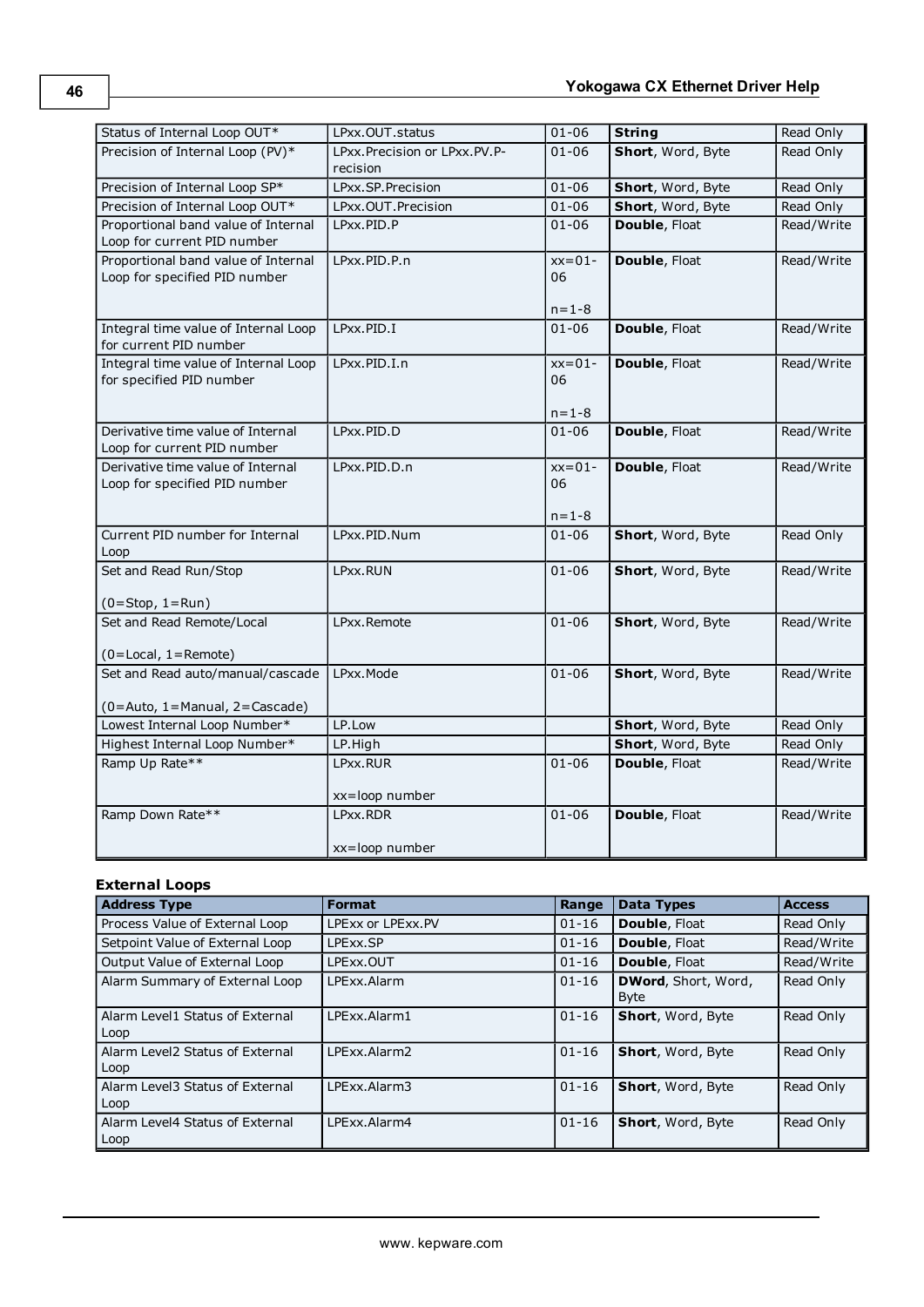| Status of Internal Loop OUT* | LPxx.OUT.status | 01-06 | **String** | Read Only |
|---|---|---|---|---|
| Precision of Internal Loop (PV)* | LPxx.Precision or LPxx.PV.Precision | 01-06 | **Short**, Word, Byte | Read Only |
| Precision of Internal Loop SP* | LPxx.SP.Precision | 01-06 | **Short**, Word, Byte | Read Only |
| Precision of Internal Loop OUT* | LPxx.OUT.Precision | 01-06 | **Short**, Word, Byte | Read Only |
| Proportional band value of Internal Loop for current PID number | LPxx.PID.P | 01-06 | **Double**, Float | Read/Write |
| Proportional band value of Internal Loop for specified PID number | LPxx.PID.P.n | xx=01-06<br><br>n=1-8 | **Double**, Float | Read/Write |
| Integral time value of Internal Loop for current PID number | LPxx.PID.I | 01-06 | **Double**, Float | Read/Write |
| Integral time value of Internal Loop for specified PID number | LPxx.PID.I.n | xx=01-06<br><br>n=1-8 | **Double**, Float | Read/Write |
| Derivative time value of Internal Loop for current PID number | LPxx.PID.D | 01-06 | **Double**, Float | Read/Write |
| Derivative time value of Internal Loop for specified PID number | LPxx.PID.D.n | xx=01-06<br><br>n=1-8 | **Double**, Float | Read/Write |
| Current PID number for Internal Loop | LPxx.PID.Num | 01-06 | **Short**, Word, Byte | Read Only |
| Set and Read Run/Stop<br><br>(0=Stop, 1=Run) | LPxx.RUN | 01-06 | **Short**, Word, Byte | Read/Write |
| Set and Read Remote/Local<br><br>(0=Local, 1=Remote) | LPxx.Remote | 01-06 | **Short**, Word, Byte | Read/Write |
| Set and Read auto/manual/cascade<br><br>(0=Auto, 1=Manual, 2=Cascade) | LPxx.Mode | 01-06 | **Short**, Word, Byte | Read/Write |
| Lowest Internal Loop Number* | LP.Low | | **Short**, Word, Byte | Read Only |
| Highest Internal Loop Number* | LP.High | | **Short**, Word, Byte | Read Only |
| Ramp Up Rate** | LPxx.RUR<br><br>xx=loop number | 01-06 | **Double**, Float | Read/Write |
| Ramp Down Rate** | LPxx.RDR<br><br>xx=loop number | 01-06 | **Double**, Float | Read/Write |

### External Loops

| Address Type | Format | Range | Data Types | Access |
|---|---|---|---|---|
| Process Value of External Loop | LPExx or LPExx.PV | 01-16 | **Double**, Float | Read Only |
| Setpoint Value of External Loop | LPExx.SP | 01-16 | **Double**, Float | Read/Write |
| Output Value of External Loop | LPExx.OUT | 01-16 | **Double**, Float | Read/Write |
| Alarm Summary of External Loop | LPExx.Alarm | 01-16 | **DWord**, Short, Word, Byte | Read Only |
| Alarm Level1 Status of External Loop | LPExx.Alarm1 | 01-16 | **Short**, Word, Byte | Read Only |
| Alarm Level2 Status of External Loop | LPExx.Alarm2 | 01-16 | **Short**, Word, Byte | Read Only |
| Alarm Level3 Status of External Loop | LPExx.Alarm3 | 01-16 | **Short**, Word, Byte | Read Only |
| Alarm Level4 Status of External Loop | LPExx.Alarm4 | 01-16 | **Short**, Word, Byte | Read Only |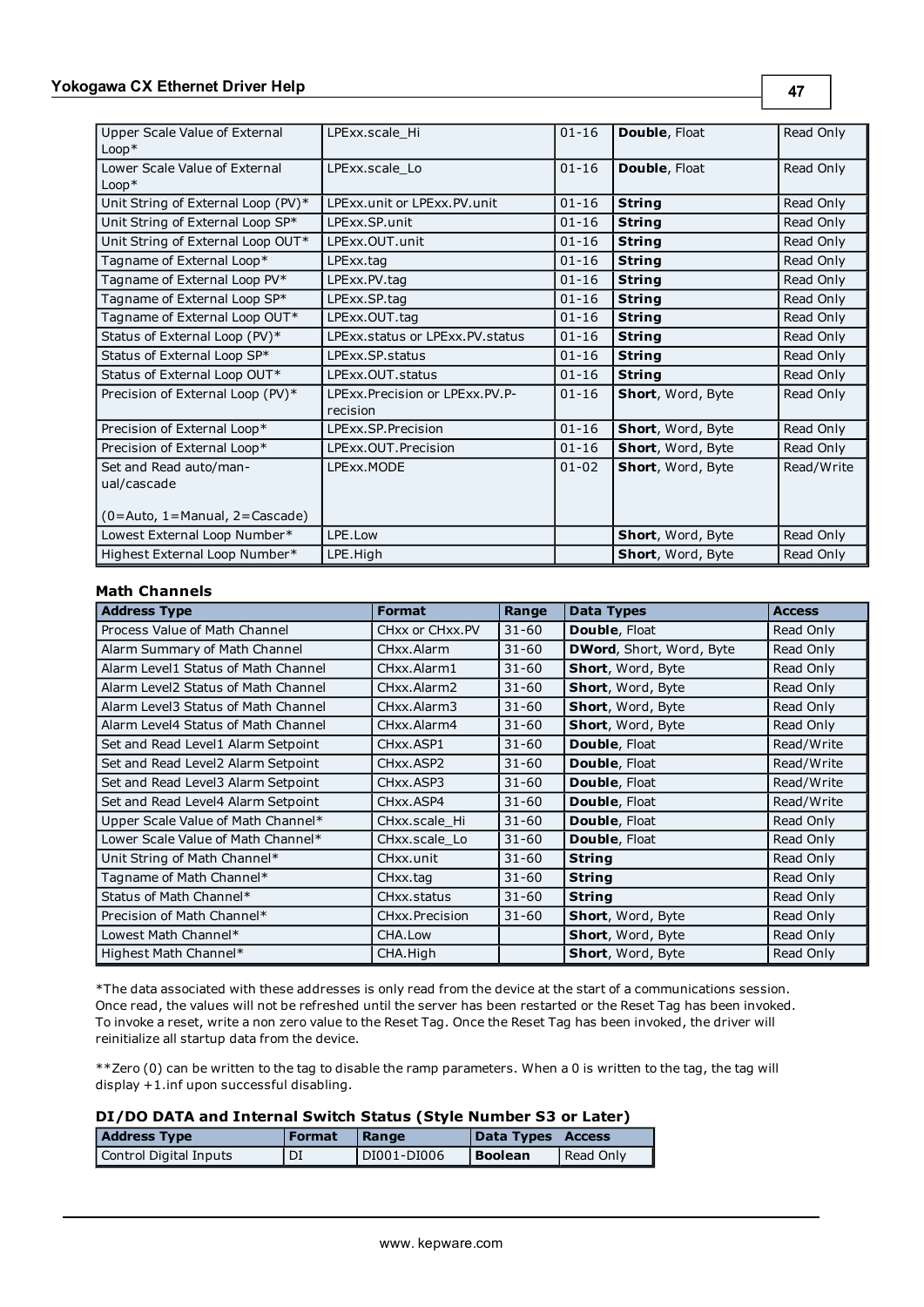| | | | | |
|---|---|---|---|---|
| Upper Scale Value of External Loop* | LPExx.scale_Hi | 01-16 | **Double**, Float | Read Only |
| Lower Scale Value of External Loop* | LPExx.scale_Lo | 01-16 | **Double**, Float | Read Only |
| Unit String of External Loop (PV)* | LPExx.unit or LPExx.PV.unit | 01-16 | **String** | Read Only |
| Unit String of External Loop SP* | LPExx.SP.unit | 01-16 | **String** | Read Only |
| Unit String of External Loop OUT* | LPExx.OUT.unit | 01-16 | **String** | Read Only |
| Tagname of External Loop* | LPExx.tag | 01-16 | **String** | Read Only |
| Tagname of External Loop PV* | LPExx.PV.tag | 01-16 | **String** | Read Only |
| Tagname of External Loop SP* | LPExx.SP.tag | 01-16 | **String** | Read Only |
| Tagname of External Loop OUT* | LPExx.OUT.tag | 01-16 | **String** | Read Only |
| Status of External Loop (PV)* | LPExx.status or LPExx.PV.status | 01-16 | **String** | Read Only |
| Status of External Loop SP* | LPExx.SP.status | 01-16 | **String** | Read Only |
| Status of External Loop OUT* | LPExx.OUT.status | 01-16 | **String** | Read Only |
| Precision of External Loop (PV)* | LPExx.Precision or LPExx.PV.Precision | 01-16 | **Short**, Word, Byte | Read Only |
| Precision of External Loop* | LPExx.SP.Precision | 01-16 | **Short**, Word, Byte | Read Only |
| Precision of External Loop* | LPExx.OUT.Precision | 01-16 | **Short**, Word, Byte | Read Only |
| Set and Read auto/manual/cascade (0=Auto, 1=Manual, 2=Cascade) | LPExx.MODE | 01-02 | **Short**, Word, Byte | Read/Write |
| Lowest External Loop Number* | LPE.Low | | **Short**, Word, Byte | Read Only |
| Highest External Loop Number* | LPE.High | | **Short**, Word, Byte | Read Only |

#### Math Channels

| Address Type | Format | Range | Data Types | Access |
|---|---|---|---|---|
| Process Value of Math Channel | CHxx or CHxx.PV | 31-60 | **Double**, Float | Read Only |
| Alarm Summary of Math Channel | CHxx.Alarm | 31-60 | **DWord**, Short, Word, Byte | Read Only |
| Alarm Level1 Status of Math Channel | CHxx.Alarm1 | 31-60 | **Short**, Word, Byte | Read Only |
| Alarm Level2 Status of Math Channel | CHxx.Alarm2 | 31-60 | **Short**, Word, Byte | Read Only |
| Alarm Level3 Status of Math Channel | CHxx.Alarm3 | 31-60 | **Short**, Word, Byte | Read Only |
| Alarm Level4 Status of Math Channel | CHxx.Alarm4 | 31-60 | **Short**, Word, Byte | Read Only |
| Set and Read Level1 Alarm Setpoint | CHxx.ASP1 | 31-60 | **Double**, Float | Read/Write |
| Set and Read Level2 Alarm Setpoint | CHxx.ASP2 | 31-60 | **Double**, Float | Read/Write |
| Set and Read Level3 Alarm Setpoint | CHxx.ASP3 | 31-60 | **Double**, Float | Read/Write |
| Set and Read Level4 Alarm Setpoint | CHxx.ASP4 | 31-60 | **Double**, Float | Read/Write |
| Upper Scale Value of Math Channel* | CHxx.scale_Hi | 31-60 | **Double**, Float | Read Only |
| Lower Scale Value of Math Channel* | CHxx.scale_Lo | 31-60 | **Double**, Float | Read Only |
| Unit String of Math Channel* | CHxx.unit | 31-60 | **String** | Read Only |
| Tagname of Math Channel* | CHxx.tag | 31-60 | **String** | Read Only |
| Status of Math Channel* | CHxx.status | 31-60 | **String** | Read Only |
| Precision of Math Channel* | CHxx.Precision | 31-60 | **Short**, Word, Byte | Read Only |
| Lowest Math Channel* | CHA.Low | | **Short**, Word, Byte | Read Only |
| Highest Math Channel* | CHA.High | | **Short**, Word, Byte | Read Only |

*The data associated with these addresses is only read from the device at the start of a communications session. Once read, the values will not be refreshed until the server has been restarted or the Reset Tag has been invoked. To invoke a reset, write a non zero value to the Reset Tag. Once the Reset Tag has been invoked, the driver will reinitialize all startup data from the device.

**Zero (0) can be written to the tag to disable the ramp parameters. When a 0 is written to the tag, the tag will display +1.inf upon successful disabling.

#### DI/DO DATA and Internal Switch Status (Style Number S3 or Later)

| Address Type | Format | Range | Data Types | Access |
|---|---|---|---|---|
| Control Digital Inputs | DI | DI001-DI006 | **Boolean** | Read Only |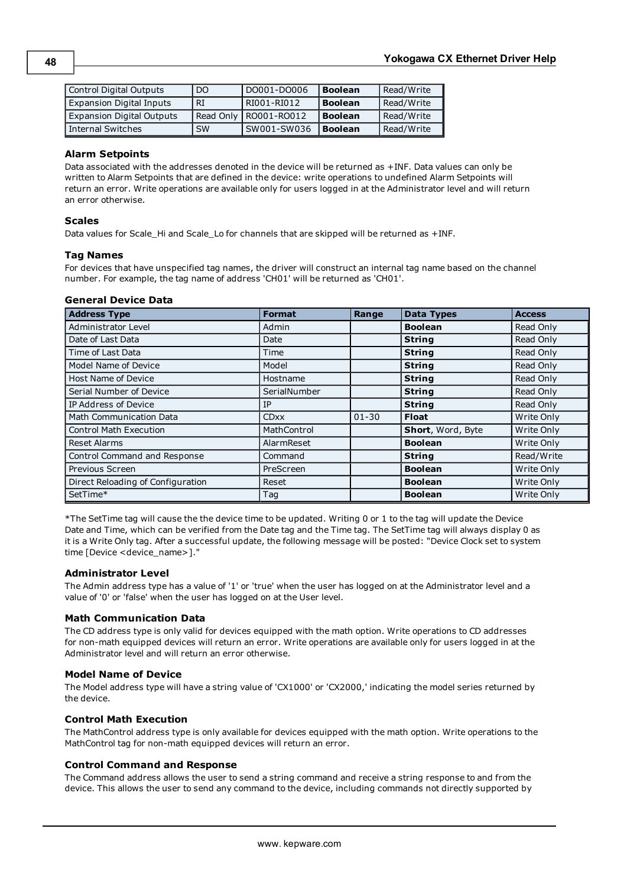| | | | | |
|---|---|---|---|---|
| Control Digital Outputs | DO | DO001-DO006 | **Boolean** | Read/Write |
| Expansion Digital Inputs | RI | RI001-RI012 | **Boolean** | Read/Write |
| Expansion Digital Outputs | Read Only | RO001-RO012 | **Boolean** | Read/Write |
| Internal Switches | SW | SW001-SW036 | **Boolean** | Read/Write |

### Alarm Setpoints

Data associated with the addresses denoted in the device will be returned as +INF. Data values can only be written to Alarm Setpoints that are defined in the device: write operations to undefined Alarm Setpoints will return an error. Write operations are available only for users logged in at the Administrator level and will return an error otherwise.

### Scales

Data values for Scale_Hi and Scale_Lo for channels that are skipped will be returned as +INF.

### Tag Names

For devices that have unspecified tag names, the driver will construct an internal tag name based on the channel number. For example, the tag name of address 'CH01' will be returned as 'CH01'.

### General Device Data

| Address Type | Format | Range | Data Types | Access |
|---|---|---|---|---|
| Administrator Level | Admin | | **Boolean** | Read Only |
| Date of Last Data | Date | | **String** | Read Only |
| Time of Last Data | Time | | **String** | Read Only |
| Model Name of Device | Model | | **String** | Read Only |
| Host Name of Device | Hostname | | **String** | Read Only |
| Serial Number of Device | SerialNumber | | **String** | Read Only |
| IP Address of Device | IP | | **String** | Read Only |
| Math Communication Data | CDxx | 01-30 | **Float** | Write Only |
| Control Math Execution | MathControl | | **Short**, Word, Byte | Write Only |
| Reset Alarms | AlarmReset | | **Boolean** | Write Only |
| Control Command and Response | Command | | **String** | Read/Write |
| Previous Screen | PreScreen | | **Boolean** | Write Only |
| Direct Reloading of Configuration | Reset | | **Boolean** | Write Only |
| SetTime* | Tag | | **Boolean** | Write Only |

*The SetTime tag will cause the the device time to be updated. Writing 0 or 1 to the tag will update the Device Date and Time, which can be verified from the Date tag and the Time tag. The SetTime tag will always display 0 as it is a Write Only tag. After a successful update, the following message will be posted: "Device Clock set to system time [Device <device_name>]."

### Administrator Level

The Admin address type has a value of '1' or 'true' when the user has logged on at the Administrator level and a value of '0' or 'false' when the user has logged on at the User level.

### Math Communication Data

The CD address type is only valid for devices equipped with the math option. Write operations to CD addresses for non-math equipped devices will return an error. Write operations are available only for users logged in at the Administrator level and will return an error otherwise.

### Model Name of Device

The Model address type will have a string value of 'CX1000' or 'CX2000,' indicating the model series returned by the device.

### Control Math Execution

The MathControl address type is only available for devices equipped with the math option. Write operations to the MathControl tag for non-math equipped devices will return an error.

### Control Command and Response

The Command address allows the user to send a string command and receive a string response to and from the device. This allows the user to send any command to the device, including commands not directly supported by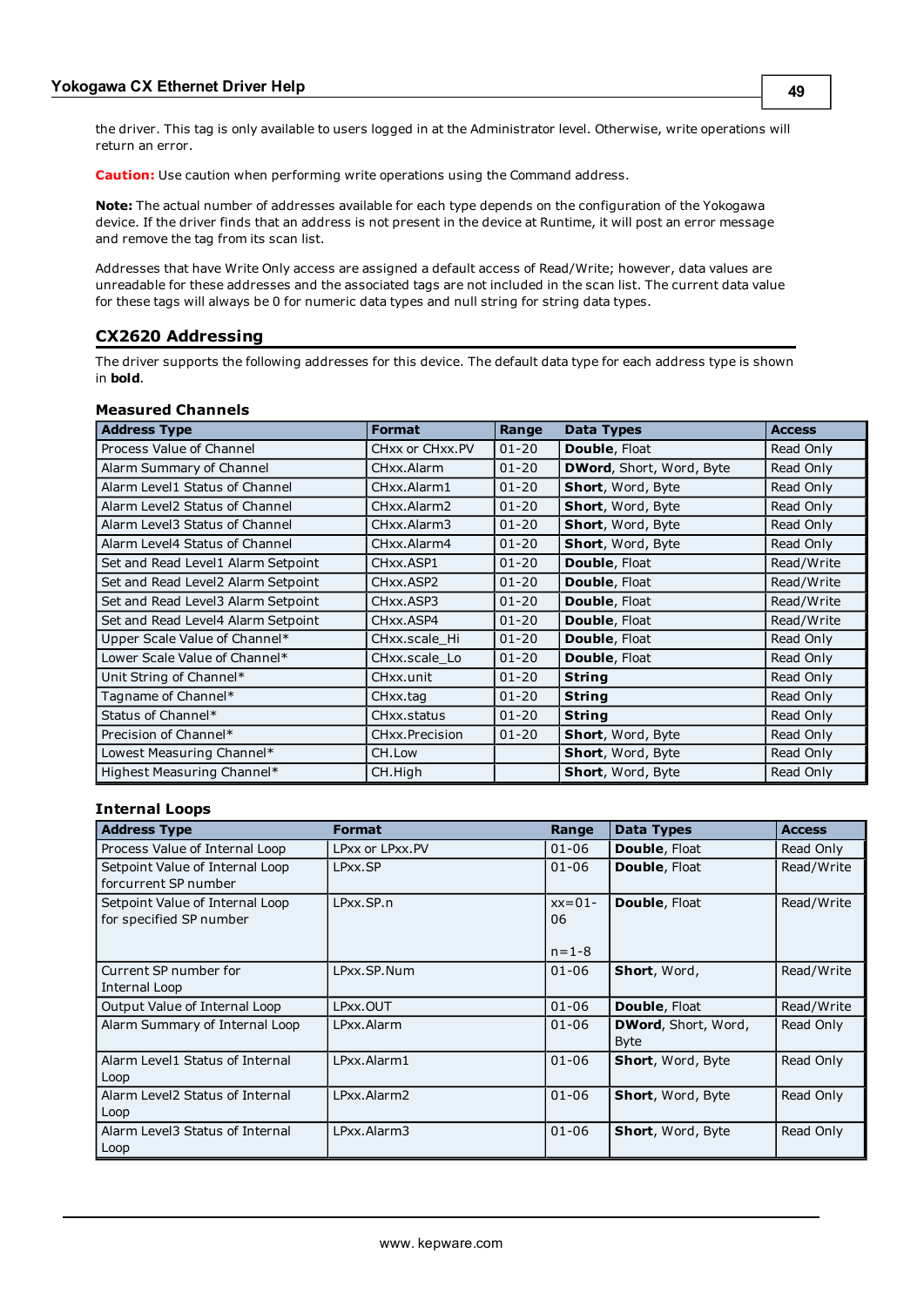the driver. This tag is only available to users logged in at the Administrator level. Otherwise, write operations will return an error.

**Caution:** Use caution when performing write operations using the Command address.

**Note:** The actual number of addresses available for each type depends on the configuration of the Yokogawa device. If the driver finds that an address is not present in the device at Runtime, it will post an error message and remove the tag from its scan list.

Addresses that have Write Only access are assigned a default access of Read/Write; however, data values are unreadable for these addresses and the associated tags are not included in the scan list. The current data value for these tags will always be 0 for numeric data types and null string for string data types.

## CX2620 Addressing

The driver supports the following addresses for this device. The default data type for each address type is shown in **bold**.

### Measured Channels

| Address Type | Format | Range | Data Types | Access |
|---|---|---|---|---|
| Process Value of Channel | CHxx or CHxx.PV | 01-20 | **Double**, Float | Read Only |
| Alarm Summary of Channel | CHxx.Alarm | 01-20 | **DWord**, Short, Word, Byte | Read Only |
| Alarm Level1 Status of Channel | CHxx.Alarm1 | 01-20 | **Short**, Word, Byte | Read Only |
| Alarm Level2 Status of Channel | CHxx.Alarm2 | 01-20 | **Short**, Word, Byte | Read Only |
| Alarm Level3 Status of Channel | CHxx.Alarm3 | 01-20 | **Short**, Word, Byte | Read Only |
| Alarm Level4 Status of Channel | CHxx.Alarm4 | 01-20 | **Short**, Word, Byte | Read Only |
| Set and Read Level1 Alarm Setpoint | CHxx.ASP1 | 01-20 | **Double**, Float | Read/Write |
| Set and Read Level2 Alarm Setpoint | CHxx.ASP2 | 01-20 | **Double**, Float | Read/Write |
| Set and Read Level3 Alarm Setpoint | CHxx.ASP3 | 01-20 | **Double**, Float | Read/Write |
| Set and Read Level4 Alarm Setpoint | CHxx.ASP4 | 01-20 | **Double**, Float | Read/Write |
| Upper Scale Value of Channel* | CHxx.scale_Hi | 01-20 | **Double**, Float | Read Only |
| Lower Scale Value of Channel* | CHxx.scale_Lo | 01-20 | **Double**, Float | Read Only |
| Unit String of Channel* | CHxx.unit | 01-20 | **String** | Read Only |
| Tagname of Channel* | CHxx.tag | 01-20 | **String** | Read Only |
| Status of Channel* | CHxx.status | 01-20 | **String** | Read Only |
| Precision of Channel* | CHxx.Precision | 01-20 | **Short**, Word, Byte | Read Only |
| Lowest Measuring Channel* | CH.Low | | **Short**, Word, Byte | Read Only |
| Highest Measuring Channel* | CH.High | | **Short**, Word, Byte | Read Only |

### Internal Loops

| Address Type | Format | Range | Data Types | Access |
|---|---|---|---|---|
| Process Value of Internal Loop | LPxx or LPxx.PV | 01-06 | **Double**, Float | Read Only |
| Setpoint Value of Internal Loop forcurrent SP number | LPxx.SP | 01-06 | **Double**, Float | Read/Write |
| Setpoint Value of Internal Loop for specified SP number | LPxx.SP.n | xx=01-06<br><br>n=1-8 | **Double**, Float | Read/Write |
| Current SP number for Internal Loop | LPxx.SP.Num | 01-06 | **Short**, Word, | Read/Write |
| Output Value of Internal Loop | LPxx.OUT | 01-06 | **Double**, Float | Read/Write |
| Alarm Summary of Internal Loop | LPxx.Alarm | 01-06 | **DWord**, Short, Word, Byte | Read Only |
| Alarm Level1 Status of Internal Loop | LPxx.Alarm1 | 01-06 | **Short**, Word, Byte | Read Only |
| Alarm Level2 Status of Internal Loop | LPxx.Alarm2 | 01-06 | **Short**, Word, Byte | Read Only |
| Alarm Level3 Status of Internal Loop | LPxx.Alarm3 | 01-06 | **Short**, Word, Byte | Read Only |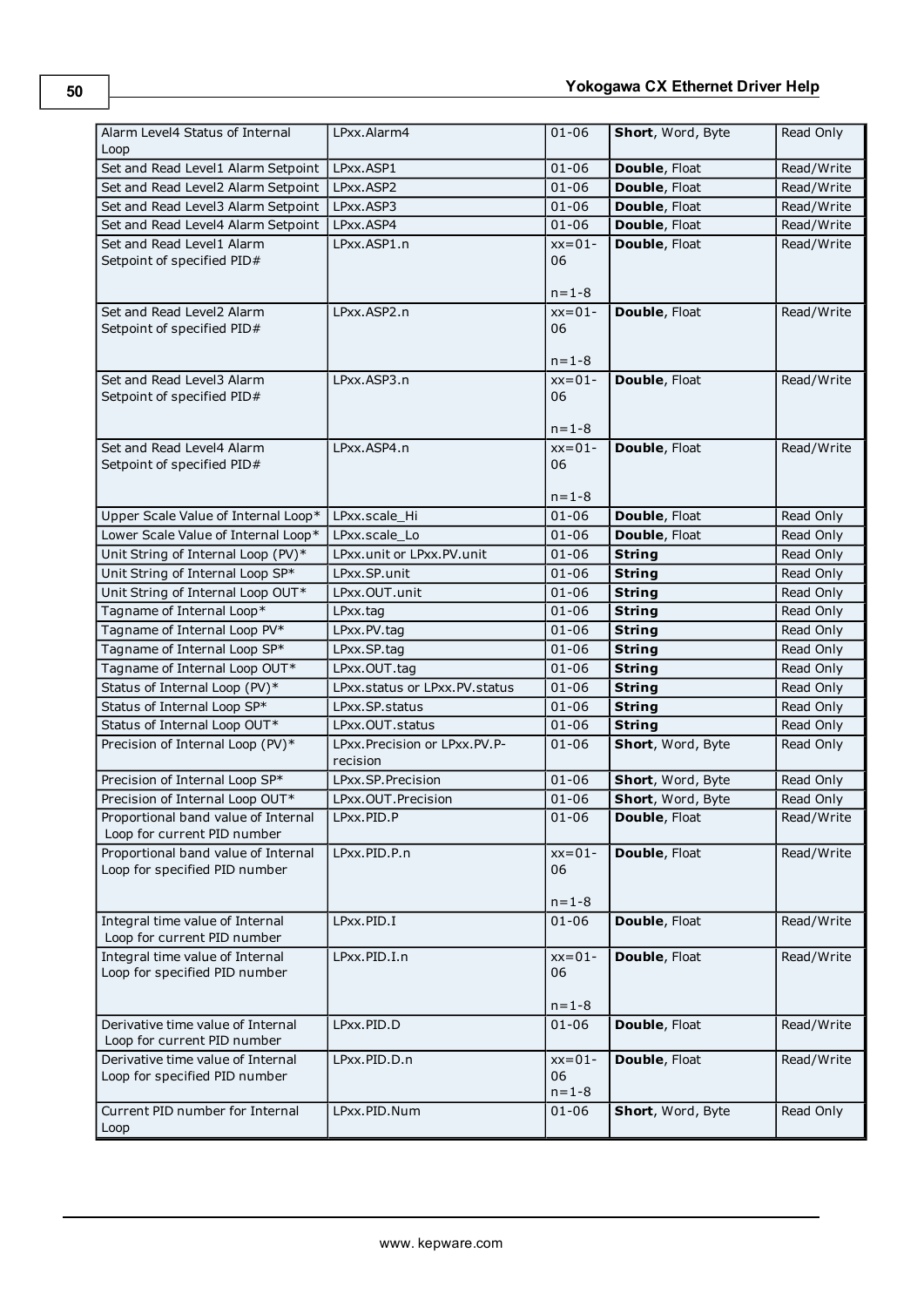| Alarm Level4 Status of Internal Loop | LPxx.Alarm4 | 01-06 | **Short**, Word, Byte | Read Only |
|---|---|---|---|---|
| Set and Read Level1 Alarm Setpoint | LPxx.ASP1 | 01-06 | **Double**, Float | Read/Write |
| Set and Read Level2 Alarm Setpoint | LPxx.ASP2 | 01-06 | **Double**, Float | Read/Write |
| Set and Read Level3 Alarm Setpoint | LPxx.ASP3 | 01-06 | **Double**, Float | Read/Write |
| Set and Read Level4 Alarm Setpoint | LPxx.ASP4 | 01-06 | **Double**, Float | Read/Write |
| Set and Read Level1 Alarm Setpoint of specified PID# | LPxx.ASP1.n | xx=01-06<br><br>n=1-8 | **Double**, Float | Read/Write |
| Set and Read Level2 Alarm Setpoint of specified PID# | LPxx.ASP2.n | xx=01-06<br><br>n=1-8 | **Double**, Float | Read/Write |
| Set and Read Level3 Alarm Setpoint of specified PID# | LPxx.ASP3.n | xx=01-06<br><br>n=1-8 | **Double**, Float | Read/Write |
| Set and Read Level4 Alarm Setpoint of specified PID# | LPxx.ASP4.n | xx=01-06<br><br>n=1-8 | **Double**, Float | Read/Write |
| Upper Scale Value of Internal Loop* | LPxx.scale_Hi | 01-06 | **Double**, Float | Read Only |
| Lower Scale Value of Internal Loop* | LPxx.scale_Lo | 01-06 | **Double**, Float | Read Only |
| Unit String of Internal Loop (PV)* | LPxx.unit or LPxx.PV.unit | 01-06 | **String** | Read Only |
| Unit String of Internal Loop SP* | LPxx.SP.unit | 01-06 | **String** | Read Only |
| Unit String of Internal Loop OUT* | LPxx.OUT.unit | 01-06 | **String** | Read Only |
| Tagname of Internal Loop* | LPxx.tag | 01-06 | **String** | Read Only |
| Tagname of Internal Loop PV* | LPxx.PV.tag | 01-06 | **String** | Read Only |
| Tagname of Internal Loop SP* | LPxx.SP.tag | 01-06 | **String** | Read Only |
| Tagname of Internal Loop OUT* | LPxx.OUT.tag | 01-06 | **String** | Read Only |
| Status of Internal Loop (PV)* | LPxx.status or LPxx.PV.status | 01-06 | **String** | Read Only |
| Status of Internal Loop SP* | LPxx.SP.status | 01-06 | **String** | Read Only |
| Status of Internal Loop OUT* | LPxx.OUT.status | 01-06 | **String** | Read Only |
| Precision of Internal Loop (PV)* | LPxx.Precision or LPxx.PV.P-recision | 01-06 | **Short**, Word, Byte | Read Only |
| Precision of Internal Loop SP* | LPxx.SP.Precision | 01-06 | **Short**, Word, Byte | Read Only |
| Precision of Internal Loop OUT* | LPxx.OUT.Precision | 01-06 | **Short**, Word, Byte | Read Only |
| Proportional band value of Internal Loop for current PID number | LPxx.PID.P | 01-06 | **Double**, Float | Read/Write |
| Proportional band value of Internal Loop for specified PID number | LPxx.PID.P.n | xx=01-06<br><br>n=1-8 | **Double**, Float | Read/Write |
| Integral time value of Internal Loop for current PID number | LPxx.PID.I | 01-06 | **Double**, Float | Read/Write |
| Integral time value of Internal Loop for specified PID number | LPxx.PID.I.n | xx=01-06<br><br>n=1-8 | **Double**, Float | Read/Write |
| Derivative time value of Internal Loop for current PID number | LPxx.PID.D | 01-06 | **Double**, Float | Read/Write |
| Derivative time value of Internal Loop for specified PID number | LPxx.PID.D.n | xx=01-06<br>n=1-8 | **Double**, Float | Read/Write |
| Current PID number for Internal Loop | LPxx.PID.Num | 01-06 | **Short**, Word, Byte | Read Only |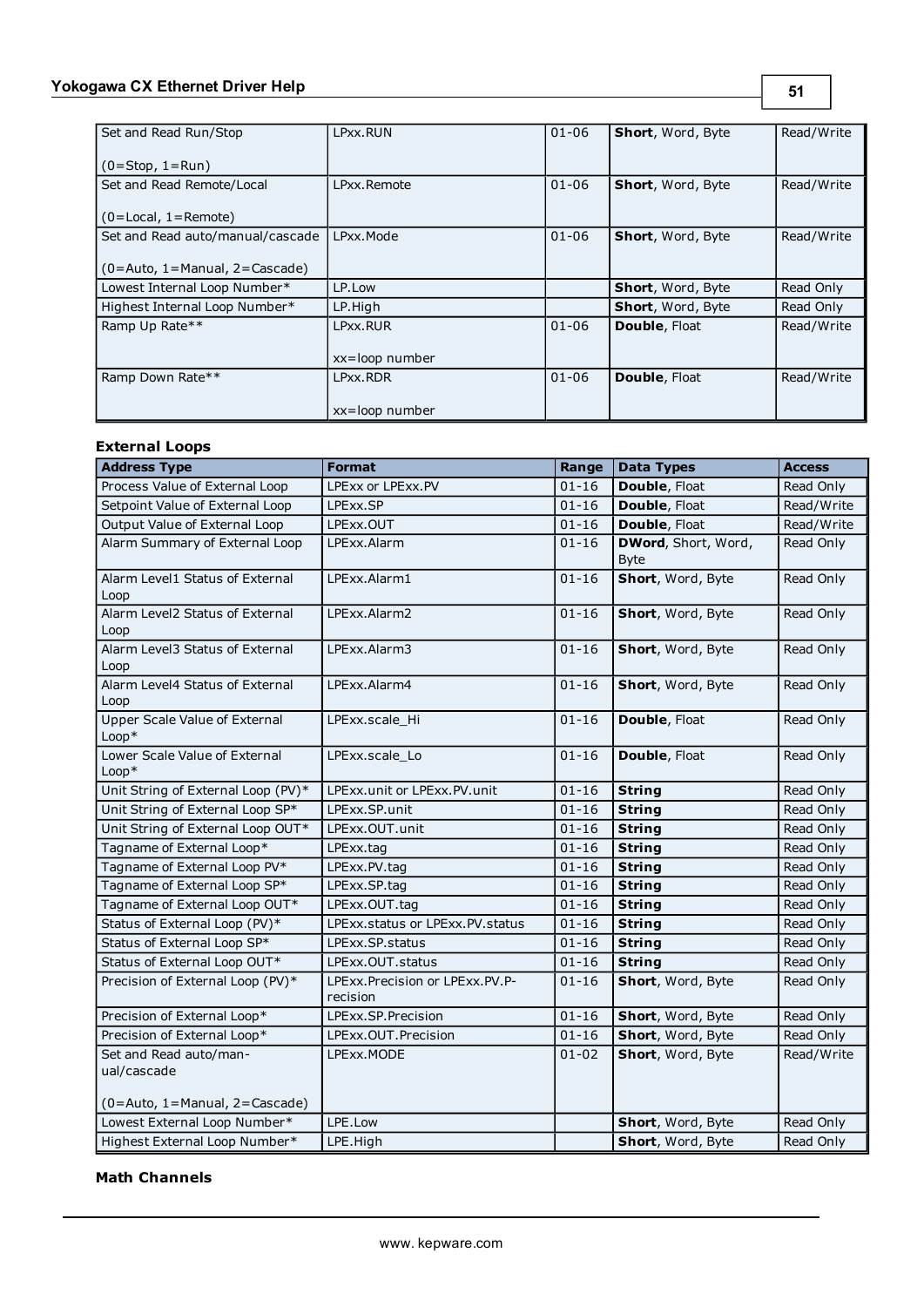| | | | | |
|---|---|---|---|---|
| Set and Read Run/Stop<br><br>(0=Stop, 1=Run) | LPxx.RUN | 01-06 | **Short**, Word, Byte | Read/Write |
| Set and Read Remote/Local<br><br>(0=Local, 1=Remote) | LPxx.Remote | 01-06 | **Short**, Word, Byte | Read/Write |
| Set and Read auto/manual/cascade<br><br>(0=Auto, 1=Manual, 2=Cascade) | LPxx.Mode | 01-06 | **Short**, Word, Byte | Read/Write |
| Lowest Internal Loop Number* | LP.Low | | **Short**, Word, Byte | Read Only |
| Highest Internal Loop Number* | LP.High | | **Short**, Word, Byte | Read Only |
| Ramp Up Rate** | LPxx.RUR<br><br>xx=loop number | 01-06 | **Double**, Float | Read/Write |
| Ramp Down Rate** | LPxx.RDR<br><br>xx=loop number | 01-06 | **Double**, Float | Read/Write |

**External Loops**

| Address Type | Format | Range | Data Types | Access |
|---|---|---|---|---|
| Process Value of External Loop | LPExx or LPExx.PV | 01-16 | **Double**, Float | Read Only |
| Setpoint Value of External Loop | LPExx.SP | 01-16 | **Double**, Float | Read/Write |
| Output Value of External Loop | LPExx.OUT | 01-16 | **Double**, Float | Read/Write |
| Alarm Summary of External Loop | LPExx.Alarm | 01-16 | **DWord**, Short, Word, Byte | Read Only |
| Alarm Level1 Status of External Loop | LPExx.Alarm1 | 01-16 | **Short**, Word, Byte | Read Only |
| Alarm Level2 Status of External Loop | LPExx.Alarm2 | 01-16 | **Short**, Word, Byte | Read Only |
| Alarm Level3 Status of External Loop | LPExx.Alarm3 | 01-16 | **Short**, Word, Byte | Read Only |
| Alarm Level4 Status of External Loop | LPExx.Alarm4 | 01-16 | **Short**, Word, Byte | Read Only |
| Upper Scale Value of External Loop* | LPExx.scale_Hi | 01-16 | **Double**, Float | Read Only |
| Lower Scale Value of External Loop* | LPExx.scale_Lo | 01-16 | **Double**, Float | Read Only |
| Unit String of External Loop (PV)* | LPExx.unit or LPExx.PV.unit | 01-16 | **String** | Read Only |
| Unit String of External Loop SP* | LPExx.SP.unit | 01-16 | **String** | Read Only |
| Unit String of External Loop OUT* | LPExx.OUT.unit | 01-16 | **String** | Read Only |
| Tagname of External Loop* | LPExx.tag | 01-16 | **String** | Read Only |
| Tagname of External Loop PV* | LPExx.PV.tag | 01-16 | **String** | Read Only |
| Tagname of External Loop SP* | LPExx.SP.tag | 01-16 | **String** | Read Only |
| Tagname of External Loop OUT* | LPExx.OUT.tag | 01-16 | **String** | Read Only |
| Status of External Loop (PV)* | LPExx.status or LPExx.PV.status | 01-16 | **String** | Read Only |
| Status of External Loop SP* | LPExx.SP.status | 01-16 | **String** | Read Only |
| Status of External Loop OUT* | LPExx.OUT.status | 01-16 | **String** | Read Only |
| Precision of External Loop (PV)* | LPExx.Precision or LPExx.PV.Precision | 01-16 | **Short**, Word, Byte | Read Only |
| Precision of External Loop* | LPExx.SP.Precision | 01-16 | **Short**, Word, Byte | Read Only |
| Precision of External Loop* | LPExx.OUT.Precision | 01-16 | **Short**, Word, Byte | Read Only |
| Set and Read auto/manual/cascade<br><br>(0=Auto, 1=Manual, 2=Cascade) | LPExx.MODE | 01-02 | **Short**, Word, Byte | Read/Write |
| Lowest External Loop Number* | LPE.Low | | **Short**, Word, Byte | Read Only |
| Highest External Loop Number* | LPE.High | | **Short**, Word, Byte | Read Only |

**Math Channels**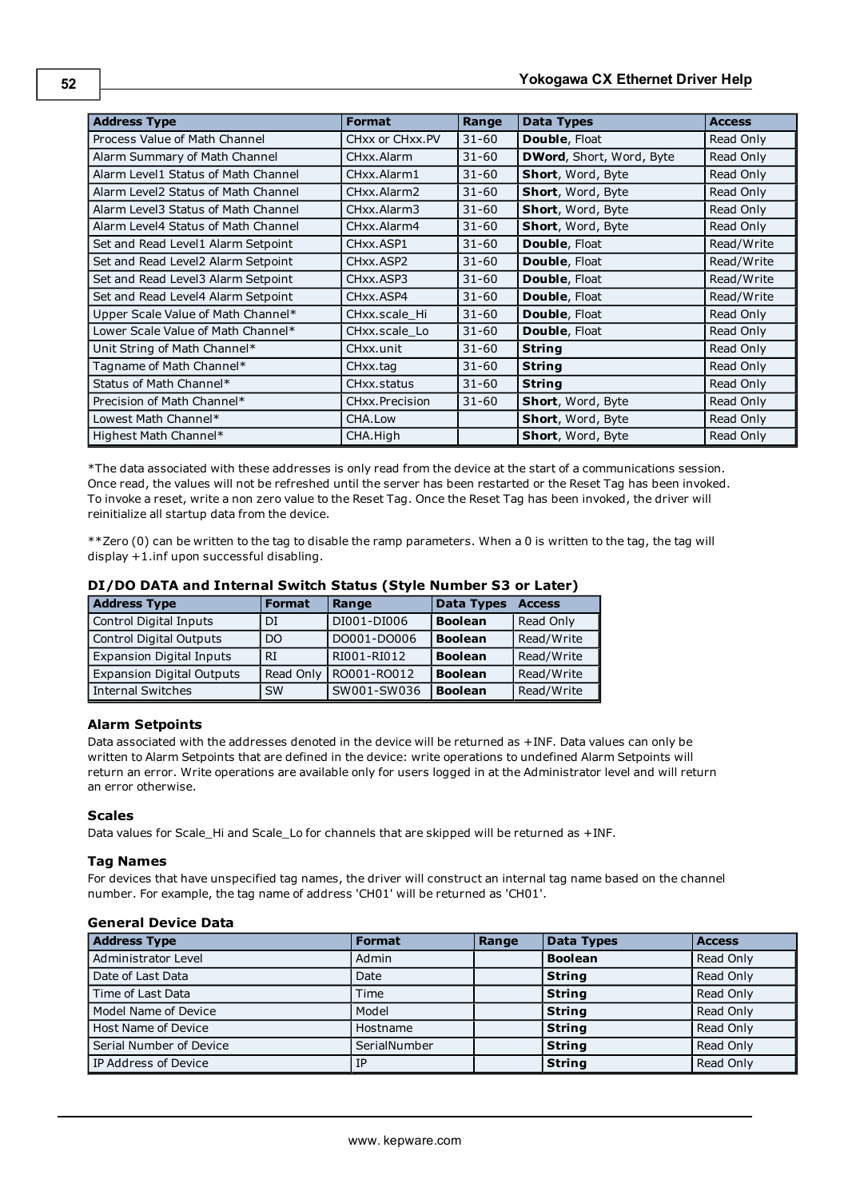| Address Type | Format | Range | Data Types | Access |
|---|---|---|---|---|
| Process Value of Math Channel | CHxx or CHxx.PV | 31-60 | **Double**, Float | Read Only |
| Alarm Summary of Math Channel | CHxx.Alarm | 31-60 | **DWord**, Short, Word, Byte | Read Only |
| Alarm Level1 Status of Math Channel | CHxx.Alarm1 | 31-60 | **Short**, Word, Byte | Read Only |
| Alarm Level2 Status of Math Channel | CHxx.Alarm2 | 31-60 | **Short**, Word, Byte | Read Only |
| Alarm Level3 Status of Math Channel | CHxx.Alarm3 | 31-60 | **Short**, Word, Byte | Read Only |
| Alarm Level4 Status of Math Channel | CHxx.Alarm4 | 31-60 | **Short**, Word, Byte | Read Only |
| Set and Read Level1 Alarm Setpoint | CHxx.ASP1 | 31-60 | **Double**, Float | Read/Write |
| Set and Read Level2 Alarm Setpoint | CHxx.ASP2 | 31-60 | **Double**, Float | Read/Write |
| Set and Read Level3 Alarm Setpoint | CHxx.ASP3 | 31-60 | **Double**, Float | Read/Write |
| Set and Read Level4 Alarm Setpoint | CHxx.ASP4 | 31-60 | **Double**, Float | Read/Write |
| Upper Scale Value of Math Channel* | CHxx.scale_Hi | 31-60 | **Double**, Float | Read Only |
| Lower Scale Value of Math Channel* | CHxx.scale_Lo | 31-60 | **Double**, Float | Read Only |
| Unit String of Math Channel* | CHxx.unit | 31-60 | **String** | Read Only |
| Tagname of Math Channel* | CHxx.tag | 31-60 | **String** | Read Only |
| Status of Math Channel* | CHxx.status | 31-60 | **String** | Read Only |
| Precision of Math Channel* | CHxx.Precision | 31-60 | **Short**, Word, Byte | Read Only |
| Lowest Math Channel* | CHA.Low | | **Short**, Word, Byte | Read Only |
| Highest Math Channel* | CHA.High | | **Short**, Word, Byte | Read Only |

*The data associated with these addresses is only read from the device at the start of a communications session. Once read, the values will not be refreshed until the server has been restarted or the Reset Tag has been invoked. To invoke a reset, write a non zero value to the Reset Tag. Once the Reset Tag has been invoked, the driver will reinitialize all startup data from the device.

**Zero (0) can be written to the tag to disable the ramp parameters. When a 0 is written to the tag, the tag will display +1.inf upon successful disabling.

### DI/DO DATA and Internal Switch Status (Style Number S3 or Later)

| Address Type | Format | Range | Data Types | Access |
|---|---|---|---|---|
| Control Digital Inputs | DI | DI001-DI006 | **Boolean** | Read Only |
| Control Digital Outputs | DO | DO001-DO006 | **Boolean** | Read/Write |
| Expansion Digital Inputs | RI | RI001-RI012 | **Boolean** | Read/Write |
| Expansion Digital Outputs | Read Only | RO001-RO012 | **Boolean** | Read/Write |
| Internal Switches | SW | SW001-SW036 | **Boolean** | Read/Write |

### Alarm Setpoints

Data associated with the addresses denoted in the device will be returned as +INF. Data values can only be written to Alarm Setpoints that are defined in the device: write operations to undefined Alarm Setpoints will return an error. Write operations are available only for users logged in at the Administrator level and will return an error otherwise.

### Scales

Data values for Scale_Hi and Scale_Lo for channels that are skipped will be returned as +INF.

### Tag Names

For devices that have unspecified tag names, the driver will construct an internal tag name based on the channel number. For example, the tag name of address 'CH01' will be returned as 'CH01'.

### General Device Data

| Address Type | Format | Range | Data Types | Access |
|---|---|---|---|---|
| Administrator Level | Admin | | **Boolean** | Read Only |
| Date of Last Data | Date | | **String** | Read Only |
| Time of Last Data | Time | | **String** | Read Only |
| Model Name of Device | Model | | **String** | Read Only |
| Host Name of Device | Hostname | | **String** | Read Only |
| Serial Number of Device | SerialNumber | | **String** | Read Only |
| IP Address of Device | IP | | **String** | Read Only |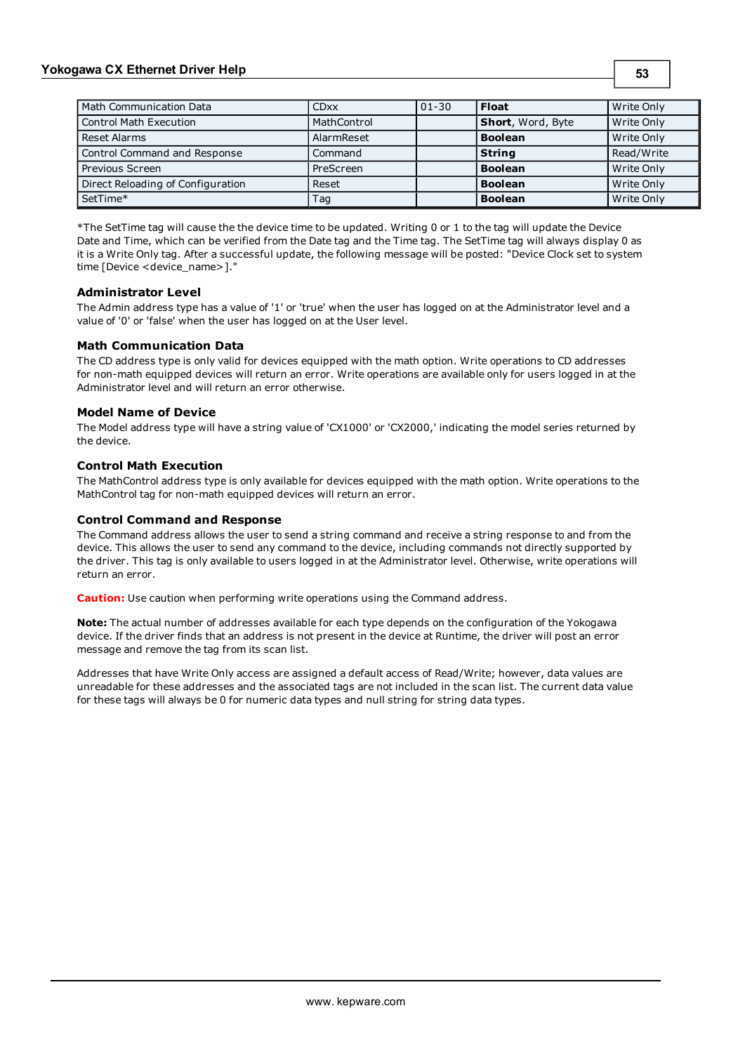| Math Communication Data | CDxx | 01-30 | **Float** | Write Only |
|---|---|---|---|---|
| Control Math Execution | MathControl | | **Short**, Word, Byte | Write Only |
| Reset Alarms | AlarmReset | | **Boolean** | Write Only |
| Control Command and Response | Command | | **String** | Read/Write |
| Previous Screen | PreScreen | | **Boolean** | Write Only |
| Direct Reloading of Configuration | Reset | | **Boolean** | Write Only |
| SetTime* | Tag | | **Boolean** | Write Only |

*The SetTime tag will cause the the device time to be updated. Writing 0 or 1 to the tag will update the Device Date and Time, which can be verified from the Date tag and the Time tag. The SetTime tag will always display 0 as it is a Write Only tag. After a successful update, the following message will be posted: "Device Clock set to system time [Device <device_name>]."

### Administrator Level

The Admin address type has a value of '1' or 'true' when the user has logged on at the Administrator level and a value of '0' or 'false' when the user has logged on at the User level.

### Math Communication Data

The CD address type is only valid for devices equipped with the math option. Write operations to CD addresses for non-math equipped devices will return an error. Write operations are available only for users logged in at the Administrator level and will return an error otherwise.

### Model Name of Device

The Model address type will have a string value of 'CX1000' or 'CX2000,' indicating the model series returned by the device.

### Control Math Execution

The MathControl address type is only available for devices equipped with the math option. Write operations to the MathControl tag for non-math equipped devices will return an error.

### Control Command and Response

The Command address allows the user to send a string command and receive a string response to and from the device. This allows the user to send any command to the device, including commands not directly supported by the driver. This tag is only available to users logged in at the Administrator level. Otherwise, write operations will return an error.

**Caution:** Use caution when performing write operations using the Command address.

**Note:** The actual number of addresses available for each type depends on the configuration of the Yokogawa device. If the driver finds that an address is not present in the device at Runtime, the driver will post an error message and remove the tag from its scan list.

Addresses that have Write Only access are assigned a default access of Read/Write; however, data values are unreadable for these addresses and the associated tags are not included in the scan list. The current data value for these tags will always be 0 for numeric data types and null string for string data types.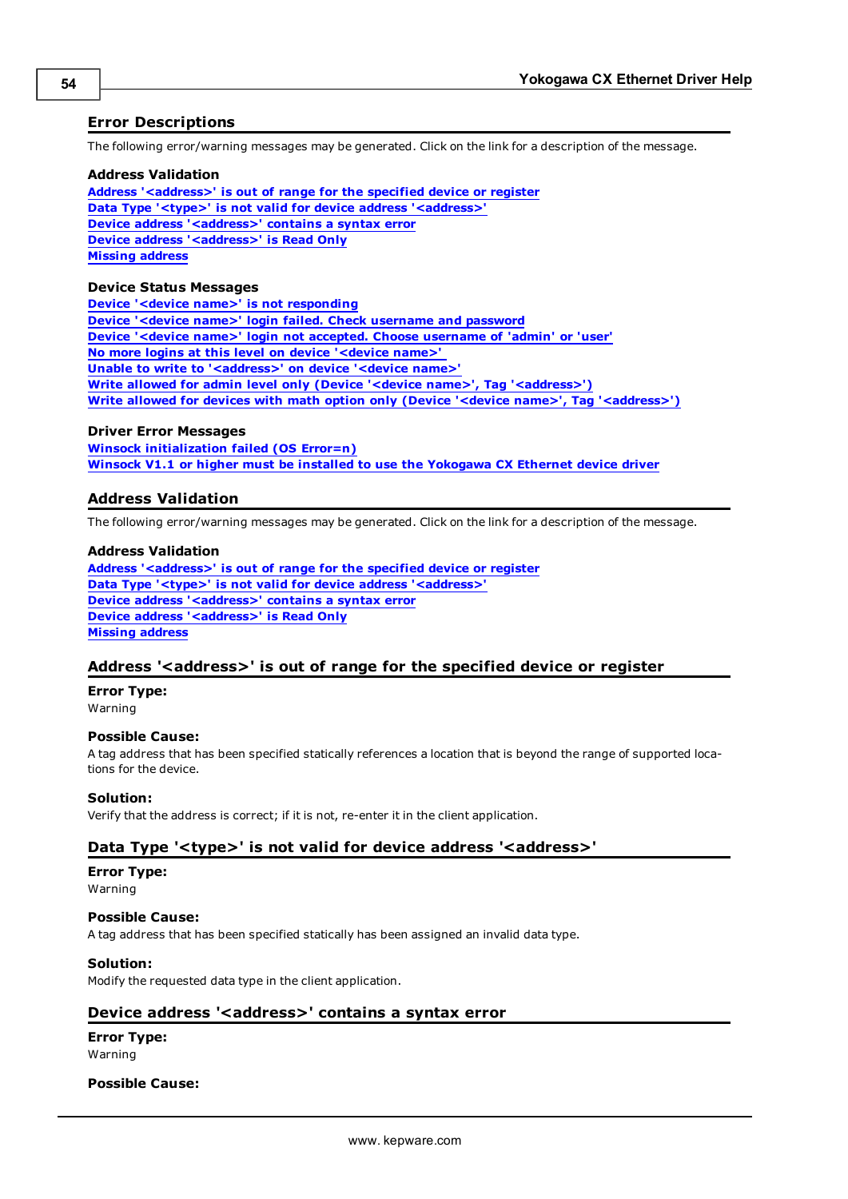## Error Descriptions

The following error/warning messages may be generated. Click on the link for a description of the message.

### Address Validation

Address '<address>' is out of range for the specified device or register
Data Type '<type>' is not valid for device address '<address>'
Device address '<address>' contains a syntax error
Device address '<address>' is Read Only
Missing address

### Device Status Messages

Device '<device name>' is not responding
Device '<device name>' login failed. Check username and password
Device '<device name>' login not accepted. Choose username of 'admin' or 'user'
No more logins at this level on device '<device name>'
Unable to write to '<address>' on device '<device name>'
Write allowed for admin level only (Device '<device name>', Tag '<address>')
Write allowed for devices with math option only (Device '<device name>', Tag '<address>')

### Driver Error Messages

Winsock initialization failed (OS Error=n)
Winsock V1.1 or higher must be installed to use the Yokogawa CX Ethernet device driver

## Address Validation

The following error/warning messages may be generated. Click on the link for a description of the message.

### Address Validation

Address '<address>' is out of range for the specified device or register
Data Type '<type>' is not valid for device address '<address>'
Device address '<address>' contains a syntax error
Device address '<address>' is Read Only
Missing address

## Address '<address>' is out of range for the specified device or register

**Error Type:**
Warning

**Possible Cause:**
A tag address that has been specified statically references a location that is beyond the range of supported locations for the device.

**Solution:**
Verify that the address is correct; if it is not, re-enter it in the client application.

## Data Type '<type>' is not valid for device address '<address>'

**Error Type:**
Warning

**Possible Cause:**
A tag address that has been specified statically has been assigned an invalid data type.

**Solution:**
Modify the requested data type in the client application.

## Device address '<address>' contains a syntax error

**Error Type:**
Warning

**Possible Cause:**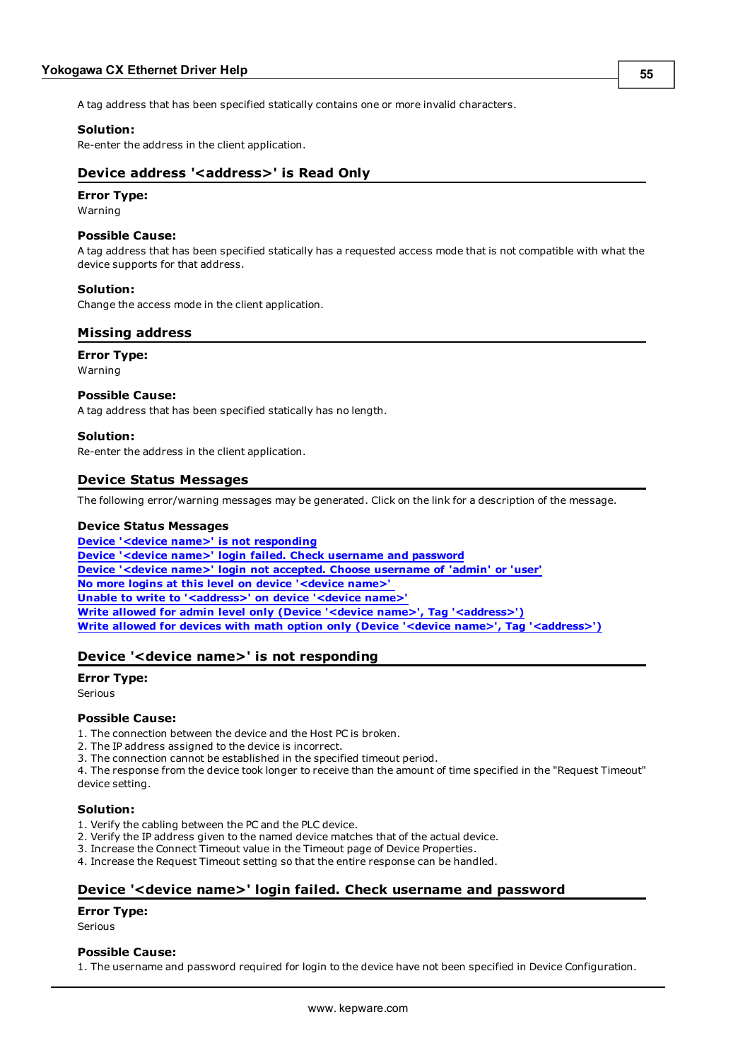A tag address that has been specified statically contains one or more invalid characters.

**Solution:**
Re-enter the address in the client application.

## Device address '<address>' is Read Only

**Error Type:**
Warning

**Possible Cause:**
A tag address that has been specified statically has a requested access mode that is not compatible with what the device supports for that address.

**Solution:**
Change the access mode in the client application.

## Missing address

**Error Type:**
Warning

**Possible Cause:**
A tag address that has been specified statically has no length.

**Solution:**
Re-enter the address in the client application.

## Device Status Messages

The following error/warning messages may be generated. Click on the link for a description of the message.

**Device Status Messages**
**Device '<device name>' is not responding**
**Device '<device name>' login failed. Check username and password**
**Device '<device name>' login not accepted. Choose username of 'admin' or 'user'**
**No more logins at this level on device '<device name>'**
**Unable to write to '<address>' on device '<device name>'**
**Write allowed for admin level only (Device '<device name>', Tag '<address>')**
**Write allowed for devices with math option only (Device '<device name>', Tag '<address>')**

## Device '<device name>' is not responding

**Error Type:**
Serious

**Possible Cause:**
1. The connection between the device and the Host PC is broken.
2. The IP address assigned to the device is incorrect.
3. The connection cannot be established in the specified timeout period.
4. The response from the device took longer to receive than the amount of time specified in the "Request Timeout" device setting.

**Solution:**
1. Verify the cabling between the PC and the PLC device.
2. Verify the IP address given to the named device matches that of the actual device.
3. Increase the Connect Timeout value in the Timeout page of Device Properties.
4. Increase the Request Timeout setting so that the entire response can be handled.

## Device '<device name>' login failed. Check username and password

**Error Type:**
Serious

**Possible Cause:**
1. The username and password required for login to the device have not been specified in Device Configuration.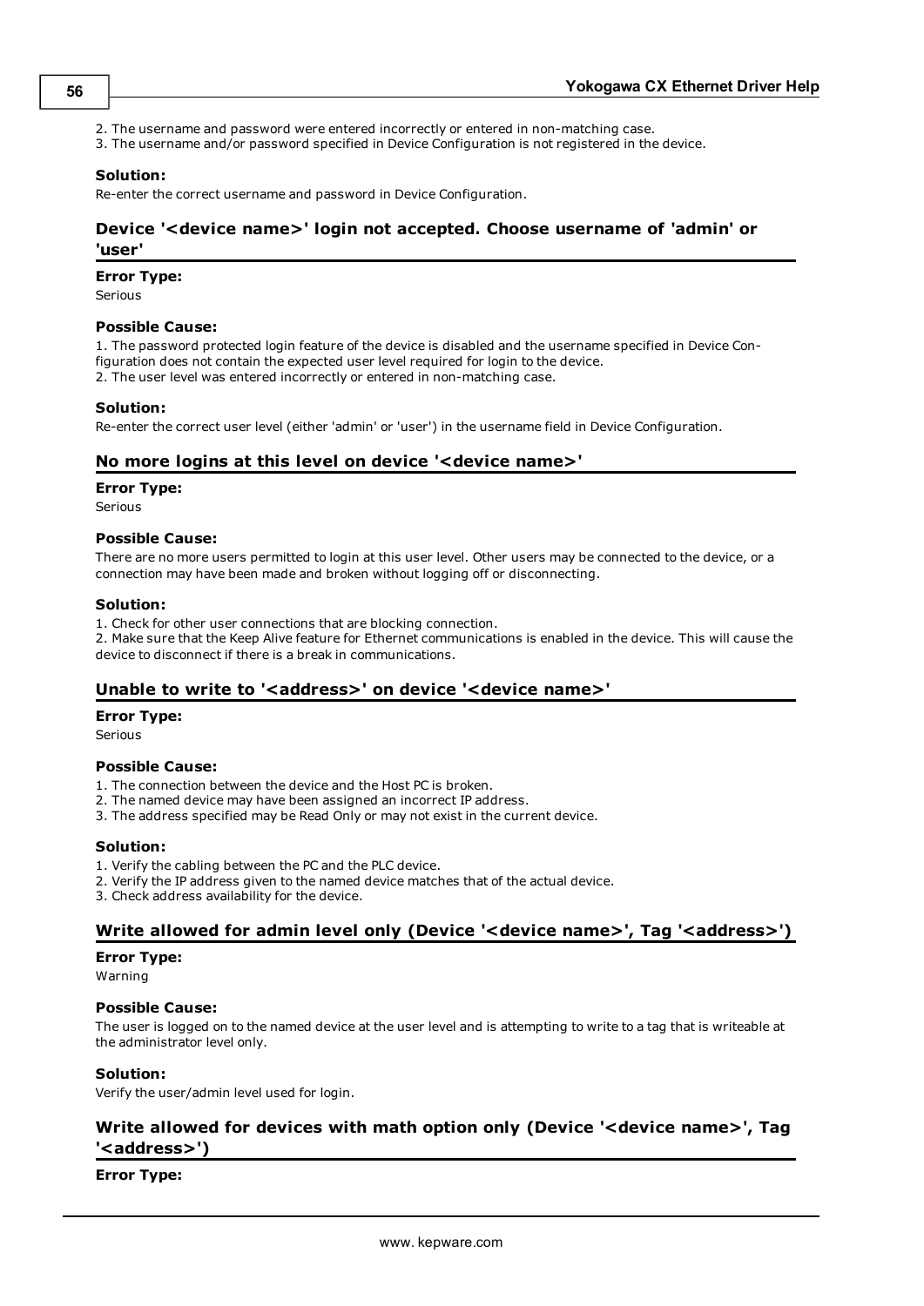2. The username and password were entered incorrectly or entered in non-matching case.
3. The username and/or password specified in Device Configuration is not registered in the device.

**Solution:**
Re-enter the correct username and password in Device Configuration.

## Device '<device name>' login not accepted. Choose username of 'admin' or 'user'

**Error Type:**
Serious

**Possible Cause:**
1. The password protected login feature of the device is disabled and the username specified in Device Configuration does not contain the expected user level required for login to the device.
2. The user level was entered incorrectly or entered in non-matching case.

**Solution:**
Re-enter the correct user level (either 'admin' or 'user') in the username field in Device Configuration.

## No more logins at this level on device '<device name>'

**Error Type:**
Serious

**Possible Cause:**
There are no more users permitted to login at this user level. Other users may be connected to the device, or a connection may have been made and broken without logging off or disconnecting.

**Solution:**
1. Check for other user connections that are blocking connection.
2. Make sure that the Keep Alive feature for Ethernet communications is enabled in the device. This will cause the device to disconnect if there is a break in communications.

## Unable to write to '<address>' on device '<device name>'

**Error Type:**
Serious

**Possible Cause:**
1. The connection between the device and the Host PC is broken.
2. The named device may have been assigned an incorrect IP address.
3. The address specified may be Read Only or may not exist in the current device.

**Solution:**
1. Verify the cabling between the PC and the PLC device.
2. Verify the IP address given to the named device matches that of the actual device.
3. Check address availability for the device.

## Write allowed for admin level only (Device '<device name>', Tag '<address>')

**Error Type:**
Warning

**Possible Cause:**
The user is logged on to the named device at the user level and is attempting to write to a tag that is writeable at the administrator level only.

**Solution:**
Verify the user/admin level used for login.

## Write allowed for devices with math option only (Device '<device name>', Tag '<address>')

**Error Type:**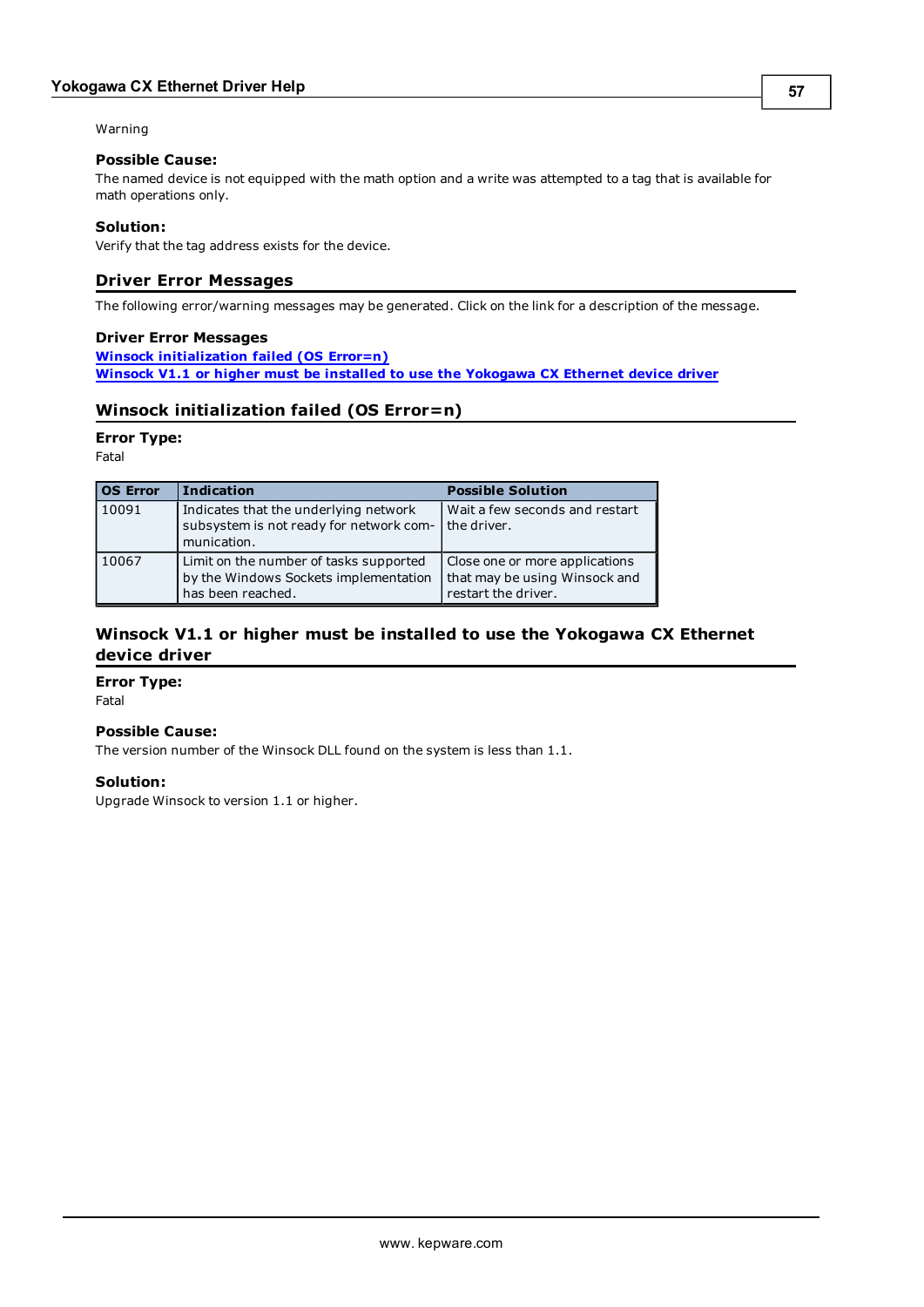Warning

**Possible Cause:**
The named device is not equipped with the math option and a write was attempted to a tag that is available for math operations only.

**Solution:**
Verify that the tag address exists for the device.

## Driver Error Messages

The following error/warning messages may be generated. Click on the link for a description of the message.

**Driver Error Messages**
[Winsock initialization failed (OS Error=n)]
[Winsock V1.1 or higher must be installed to use the Yokogawa CX Ethernet device driver]

## Winsock initialization failed (OS Error=n)

**Error Type:**
Fatal

| OS Error | Indication | Possible Solution |
|---|---|---|
| 10091 | Indicates that the underlying network subsystem is not ready for network communication. | Wait a few seconds and restart the driver. |
| 10067 | Limit on the number of tasks supported by the Windows Sockets implementation has been reached. | Close one or more applications that may be using Winsock and restart the driver. |

## Winsock V1.1 or higher must be installed to use the Yokogawa CX Ethernet device driver

**Error Type:**
Fatal

**Possible Cause:**
The version number of the Winsock DLL found on the system is less than 1.1.

**Solution:**
Upgrade Winsock to version 1.1 or higher.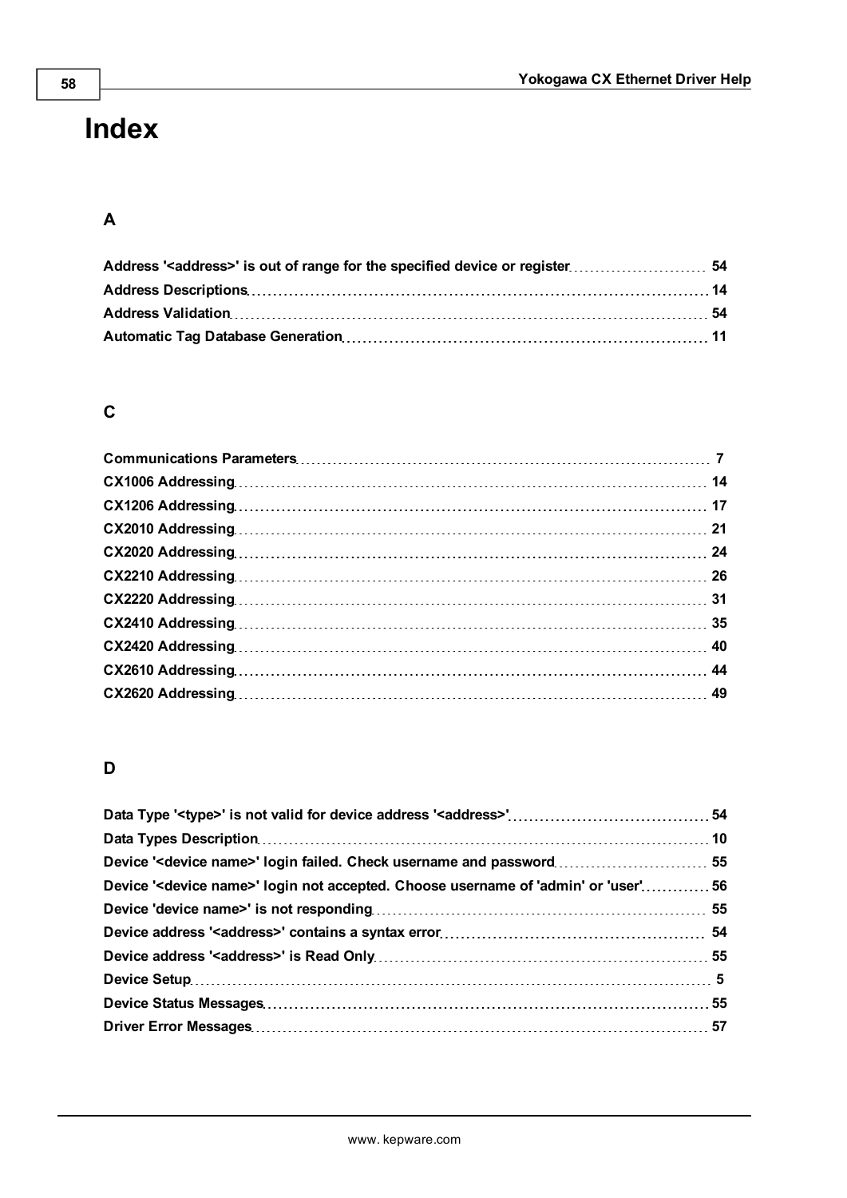# Index

## A

Address '<address>' is out of range for the specified device or register 54
Address Descriptions 14
Address Validation 54
Automatic Tag Database Generation 11

## C

Communications Parameters 7
CX1006 Addressing 14
CX1206 Addressing 17
CX2010 Addressing 21
CX2020 Addressing 24
CX2210 Addressing 26
CX2220 Addressing 31
CX2410 Addressing 35
CX2420 Addressing 40
CX2610 Addressing 44
CX2620 Addressing 49

## D

Data Type '<type>' is not valid for device address '<address>' 54
Data Types Description 10
Device '<device name>' login failed. Check username and password 55
Device '<device name>' login not accepted. Choose username of 'admin' or 'user' 56
Device 'device name>' is not responding 55
Device address '<address>' contains a syntax error 54
Device address '<address>' is Read Only 55
Device Setup 5
Device Status Messages 55
Driver Error Messages 57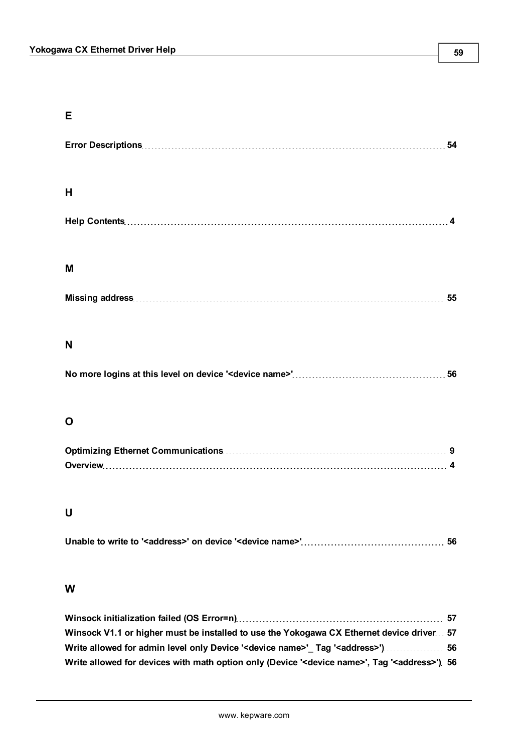## E

**Error Descriptions** 54

## H

**Help Contents** 4

## M

**Missing address** 55

## N

**No more logins at this level on device '<device name>'** 56

## O

**Optimizing Ethernet Communications** 9
**Overview** 4

## U

**Unable to write to '<address>' on device '<device name>'** 56

## W

**Winsock initialization failed (OS Error=n)** 57
**Winsock V1.1 or higher must be installed to use the Yokogawa CX Ethernet device driver** 57
**Write allowed for admin level only Device '<device name>'_ Tag '<address>')** 56
**Write allowed for devices with math option only (Device '<device name>', Tag '<address>')** 56